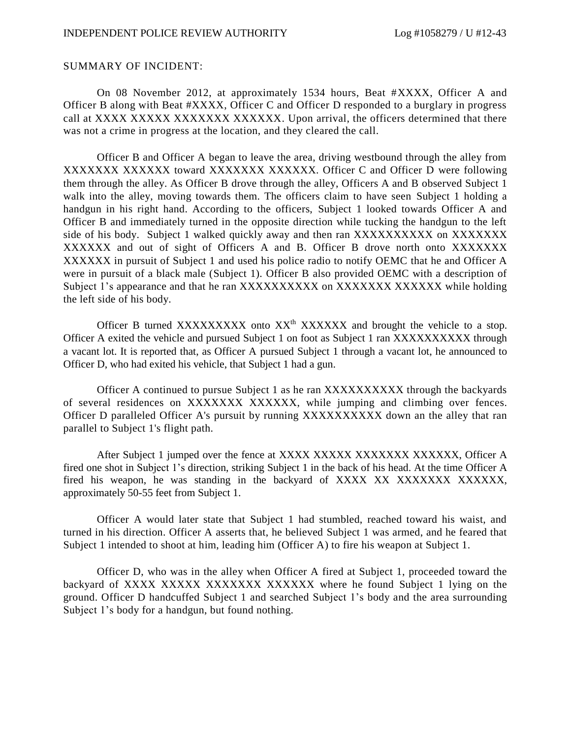SUMMARY OF INCIDENT:

On 08 November 2012, at approximately 1534 hours, Beat #XXXX, Officer A and Officer B along with Beat #XXXX, Officer C and Officer D responded to a burglary in progress call at XXXX XXXXX XXXXXXX XXXXXX. Upon arrival, the officers determined that there was not a crime in progress at the location, and they cleared the call.

Officer B and Officer A began to leave the area, driving westbound through the alley from XXXXXXX XXXXXX toward XXXXXXX XXXXXX. Officer C and Officer D were following them through the alley. As Officer B drove through the alley, Officers A and B observed Subject 1 walk into the alley, moving towards them. The officers claim to have seen Subject 1 holding a handgun in his right hand. According to the officers, Subject 1 looked towards Officer A and Officer B and immediately turned in the opposite direction while tucking the handgun to the left side of his body. Subject 1 walked quickly away and then ran XXXXXXXXXX on XXXXXXX XXXXXX and out of sight of Officers A and B. Officer B drove north onto XXXXXXX XXXXXX in pursuit of Subject 1 and used his police radio to notify OEMC that he and Officer A were in pursuit of a black male (Subject 1). Officer B also provided OEMC with a description of Subject 1's appearance and that he ran XXXXXXXXXX on XXXXXXX XXXXXX while holding the left side of his body.

Officer B turned XXXXXXXXX onto XX[th] XXXXXX and brought the vehicle to a stop. Officer A exited the vehicle and pursued Subject 1 on foot as Subject 1 ran XXXXXXXXXX through a vacant lot. It is reported that, as Officer A pursued Subject 1 through a vacant lot, he announced to Officer D, who had exited his vehicle, that Subject 1 had a gun.

Officer A continued to pursue Subject 1 as he ran XXXXXXXXXX through the backyards of several residences on XXXXXXX XXXXXX, while jumping and climbing over fences. Officer D paralleled Officer A's pursuit by running XXXXXXXXXX down an the alley that ran parallel to Subject 1's flight path.

After Subject 1 jumped over the fence at XXXX XXXXX XXXXXXX XXXXXX, Officer A fired one shot in Subject 1's direction, striking Subject 1 in the back of his head. At the time Officer A fired his weapon, he was standing in the backyard of XXXX XX XXXXXXX XXXXXX, approximately 50-55 feet from Subject 1.

Officer A would later state that Subject 1 had stumbled, reached toward his waist, and turned in his direction. Officer A asserts that, he believed Subject 1 was armed, and he feared that Subject 1 intended to shoot at him, leading him (Officer A) to fire his weapon at Subject 1.

Officer D, who was in the alley when Officer A fired at Subject 1, proceeded toward the backyard of XXXX XXXXX XXXXXXX XXXXXX where he found Subject 1 lying on the ground. Officer D handcuffed Subject 1 and searched Subject 1's body and the area surrounding Subject 1's body for a handgun, but found nothing.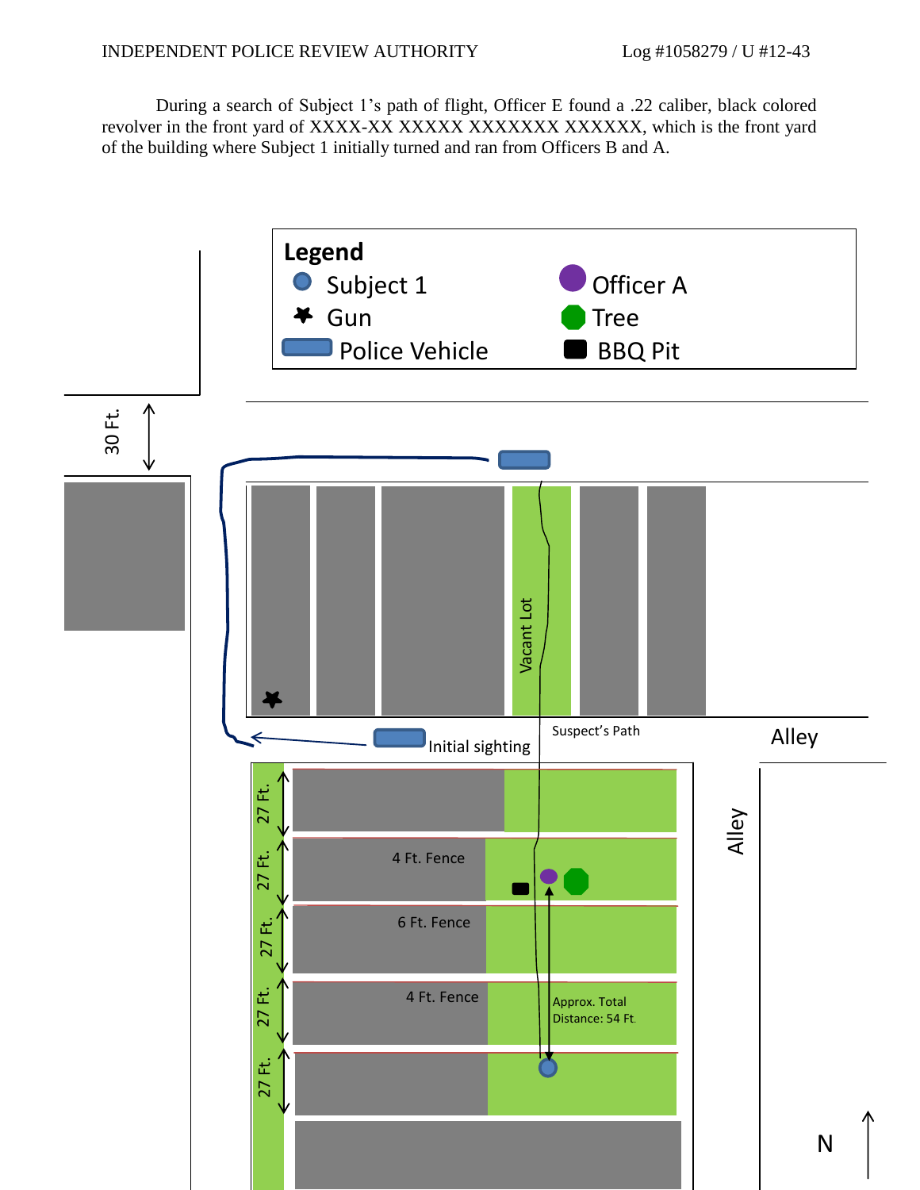During a search of Subject 1's path of flight, Officer E found a .22 caliber, black colored revolver in the front yard of XXXX-XX XXXXX XXXXXXX XXXXXX, which is the front yard of the building where Subject 1 initially turned and ran from Officers B and A.

**Legend**

- Subject 1
- Gun
- Police Vehicle
- Officer A
- Tree
- BBQ Pit

30 Ft.

Vacant Lot

Initial sighting

Suspect's Path

Alley

Alley

27 Ft.

27 Ft.

27 Ft.

27 Ft.

27 Ft.

4 Ft. Fence

6 Ft. Fence

4 Ft. Fence

Approx. Total Distance: 54 Ft.

N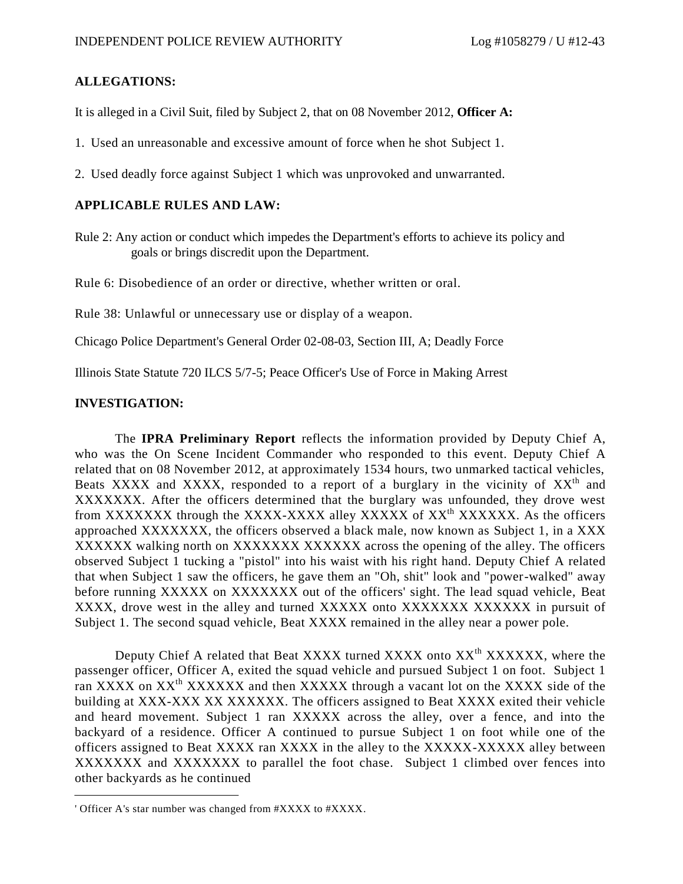**ALLEGATIONS:**

It is alleged in a Civil Suit, filed by Subject 2, that on 08 November 2012, **Officer A:**

1. Used an unreasonable and excessive amount of force when he shot Subject 1.

2. Used deadly force against Subject 1 which was unprovoked and unwarranted.

**APPLICABLE RULES AND LAW:**

Rule 2: Any action or conduct which impedes the Department's efforts to achieve its policy and goals or brings discredit upon the Department.

Rule 6: Disobedience of an order or directive, whether written or oral.

Rule 38: Unlawful or unnecessary use or display of a weapon.

Chicago Police Department's General Order 02-08-03, Section III, A; Deadly Force

Illinois State Statute 720 ILCS 5/7-5; Peace Officer's Use of Force in Making Arrest

**INVESTIGATION:**

The **IPRA Preliminary Report** reflects the information provided by Deputy Chief A, who was the On Scene Incident Commander who responded to this event. Deputy Chief A related that on 08 November 2012, at approximately 1534 hours, two unmarked tactical vehicles, Beats XXXX and XXXX, responded to a report of a burglary in the vicinity of XX[th] and XXXXXXX. After the officers determined that the burglary was unfounded, they drove west from XXXXXXX through the XXXX-XXXX alley XXXXX of XX[th] XXXXXX. As the officers approached XXXXXXX, the officers observed a black male, now known as Subject 1, in a XXX XXXXXX walking north on XXXXXXX XXXXXX across the opening of the alley. The officers observed Subject 1 tucking a "pistol" into his waist with his right hand. Deputy Chief A related that when Subject 1 saw the officers, he gave them an "Oh, shit" look and "power-walked" away before running XXXXX on XXXXXXX out of the officers' sight. The lead squad vehicle, Beat XXXX, drove west in the alley and turned XXXXX onto XXXXXXX XXXXXX in pursuit of Subject 1. The second squad vehicle, Beat XXXX remained in the alley near a power pole.

Deputy Chief A related that Beat XXXX turned XXXX onto XX[th] XXXXXX, where the passenger officer, Officer A, exited the squad vehicle and pursued Subject 1 on foot. Subject 1 ran XXXX on XX[th] XXXXXX and then XXXXX through a vacant lot on the XXXX side of the building at XXX-XXX XX XXXXXX. The officers assigned to Beat XXXX exited their vehicle and heard movement. Subject 1 ran XXXXX across the alley, over a fence, and into the backyard of a residence. Officer A continued to pursue Subject 1 on foot while one of the officers assigned to Beat XXXX ran XXXX in the alley to the XXXXX-XXXXX alley between XXXXXXX and XXXXXXX to parallel the foot chase. Subject 1 climbed over fences into other backyards as he continued

---

' Officer A's star number was changed from #XXXX to #XXXX.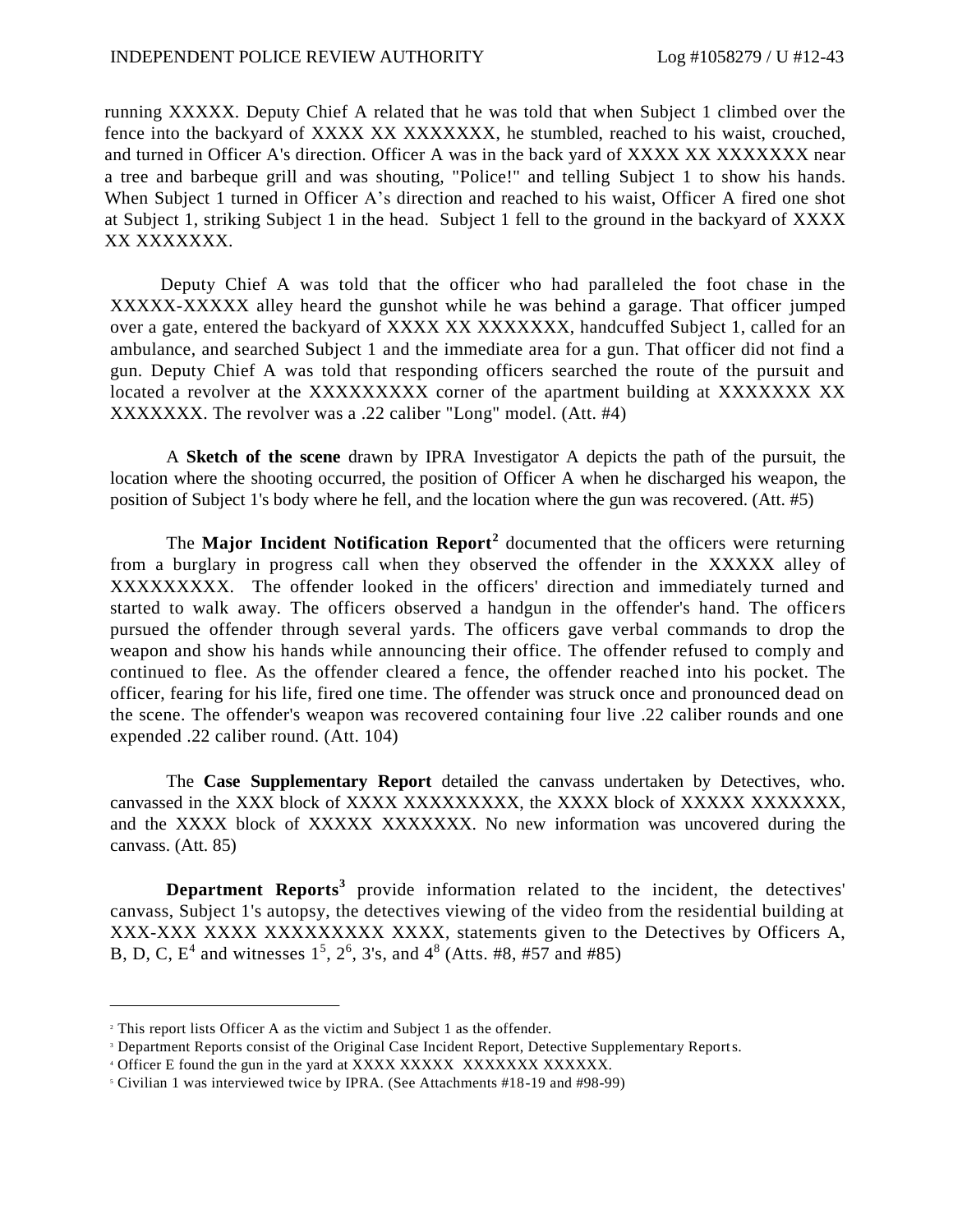running XXXXX. Deputy Chief A related that he was told that when Subject 1 climbed over the fence into the backyard of XXXX XX XXXXXXX, he stumbled, reached to his waist, crouched, and turned in Officer A's direction. Officer A was in the back yard of XXXX XX XXXXXXX near a tree and barbeque grill and was shouting, "Police!" and telling Subject 1 to show his hands. When Subject 1 turned in Officer A's direction and reached to his waist, Officer A fired one shot at Subject 1, striking Subject 1 in the head. Subject 1 fell to the ground in the backyard of XXXX XX XXXXXXX.

Deputy Chief A was told that the officer who had paralleled the foot chase in the XXXXX-XXXXX alley heard the gunshot while he was behind a garage. That officer jumped over a gate, entered the backyard of XXXX XX XXXXXXX, handcuffed Subject 1, called for an ambulance, and searched Subject 1 and the immediate area for a gun. That officer did not find a gun. Deputy Chief A was told that responding officers searched the route of the pursuit and located a revolver at the XXXXXXXXX corner of the apartment building at XXXXXXX XX XXXXXXX. The revolver was a .22 caliber "Long" model. (Att. #4)

A **Sketch of the scene** drawn by IPRA Investigator A depicts the path of the pursuit, the location where the shooting occurred, the position of Officer A when he discharged his weapon, the position of Subject 1's body where he fell, and the location where the gun was recovered. (Att. #5)

The **Major Incident Notification Report**[2] documented that the officers were returning from a burglary in progress call when they observed the offender in the XXXXX alley of XXXXXXXXX. The offender looked in the officers' direction and immediately turned and started to walk away. The officers observed a handgun in the offender's hand. The officers pursued the offender through several yards. The officers gave verbal commands to drop the weapon and show his hands while announcing their office. The offender refused to comply and continued to flee. As the offender cleared a fence, the offender reached into his pocket. The officer, fearing for his life, fired one time. The offender was struck once and pronounced dead on the scene. The offender's weapon was recovered containing four live .22 caliber rounds and one expended .22 caliber round. (Att. 104)

The **Case Supplementary Report** detailed the canvass undertaken by Detectives, who. canvassed in the XXX block of XXXX XXXXXXXXX, the XXXX block of XXXXX XXXXXXX, and the XXXX block of XXXXX XXXXXXX. No new information was uncovered during the canvass. (Att. 85)

**Department Reports**[3] provide information related to the incident, the detectives' canvass, Subject 1's autopsy, the detectives viewing of the video from the residential building at XXX-XXX XXXX XXXXXXXXX XXXX, statements given to the Detectives by Officers A, B, D, C, E[4] and witnesses 1[5], 2[6], 3's, and 4[8] (Atts. #8, #57 and #85)

---

[2] This report lists Officer A as the victim and Subject 1 as the offender.

[3] Department Reports consist of the Original Case Incident Report, Detective Supplementary Reports.

[4] Officer E found the gun in the yard at XXXX XXXXX XXXXXXX XXXXXX.

[5] Civilian 1 was interviewed twice by IPRA. (See Attachments #18-19 and #98-99)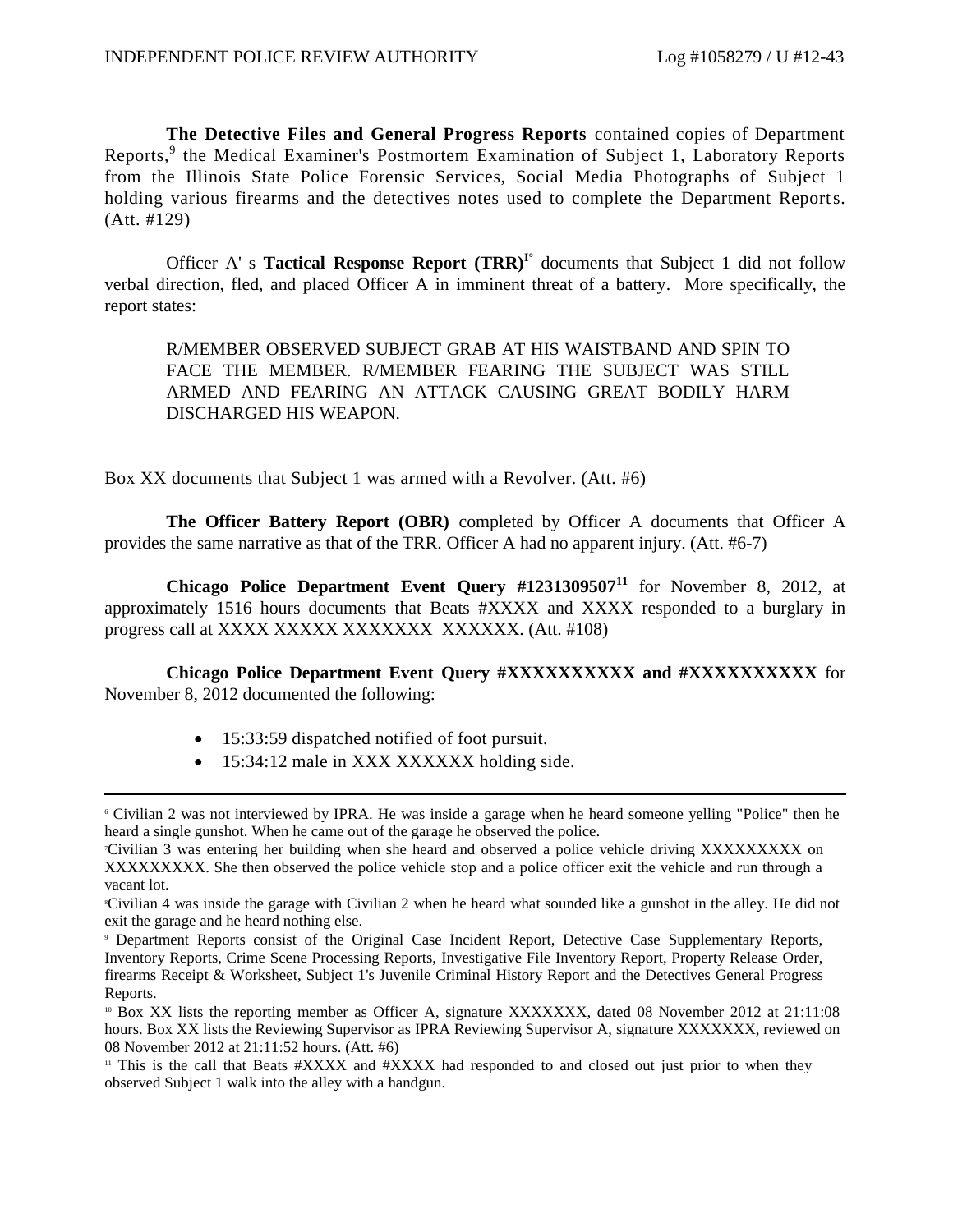**The Detective Files and General Progress Reports** contained copies of Department Reports,[9] the Medical Examiner's Postmortem Examination of Subject 1, Laboratory Reports from the Illinois State Police Forensic Services, Social Media Photographs of Subject 1 holding various firearms and the detectives notes used to complete the Department Reports. (Att. #129)

Officer A' s **Tactical Response Report (TRR)**[10] documents that Subject 1 did not follow verbal direction, fled, and placed Officer A in imminent threat of a battery. More specifically, the report states:

> R/MEMBER OBSERVED SUBJECT GRAB AT HIS WAISTBAND AND SPIN TO FACE THE MEMBER. R/MEMBER FEARING THE SUBJECT WAS STILL ARMED AND FEARING AN ATTACK CAUSING GREAT BODILY HARM DISCHARGED HIS WEAPON.

Box XX documents that Subject 1 was armed with a Revolver. (Att. #6)

**The Officer Battery Report (OBR)** completed by Officer A documents that Officer A provides the same narrative as that of the TRR. Officer A had no apparent injury. (Att. #6-7)

**Chicago Police Department Event Query #1231309507**[11] for November 8, 2012, at approximately 1516 hours documents that Beats #XXXX and XXXX responded to a burglary in progress call at XXXX XXXXX XXXXXXX XXXXXX. (Att. #108)

**Chicago Police Department Event Query #XXXXXXXXXX and #XXXXXXXXXX** for November 8, 2012 documented the following:

- 15:33:59 dispatched notified of foot pursuit.
- 15:34:12 male in XXX XXXXXX holding side.

---

[6] Civilian 2 was not interviewed by IPRA. He was inside a garage when he heard someone yelling "Police" then he heard a single gunshot. When he came out of the garage he observed the police.

[7] Civilian 3 was entering her building when she heard and observed a police vehicle driving XXXXXXXXX on XXXXXXXXX. She then observed the police vehicle stop and a police officer exit the vehicle and run through a vacant lot.

[8] Civilian 4 was inside the garage with Civilian 2 when he heard what sounded like a gunshot in the alley. He did not exit the garage and he heard nothing else.

[9] Department Reports consist of the Original Case Incident Report, Detective Case Supplementary Reports, Inventory Reports, Crime Scene Processing Reports, Investigative File Inventory Report, Property Release Order, firearms Receipt & Worksheet, Subject 1's Juvenile Criminal History Report and the Detectives General Progress Reports.

[10] Box XX lists the reporting member as Officer A, signature XXXXXXX, dated 08 November 2012 at 21:11:08 hours. Box XX lists the Reviewing Supervisor as IPRA Reviewing Supervisor A, signature XXXXXXX, reviewed on 08 November 2012 at 21:11:52 hours. (Att. #6)

[11] This is the call that Beats #XXXX and #XXXX had responded to and closed out just prior to when they observed Subject 1 walk into the alley with a handgun.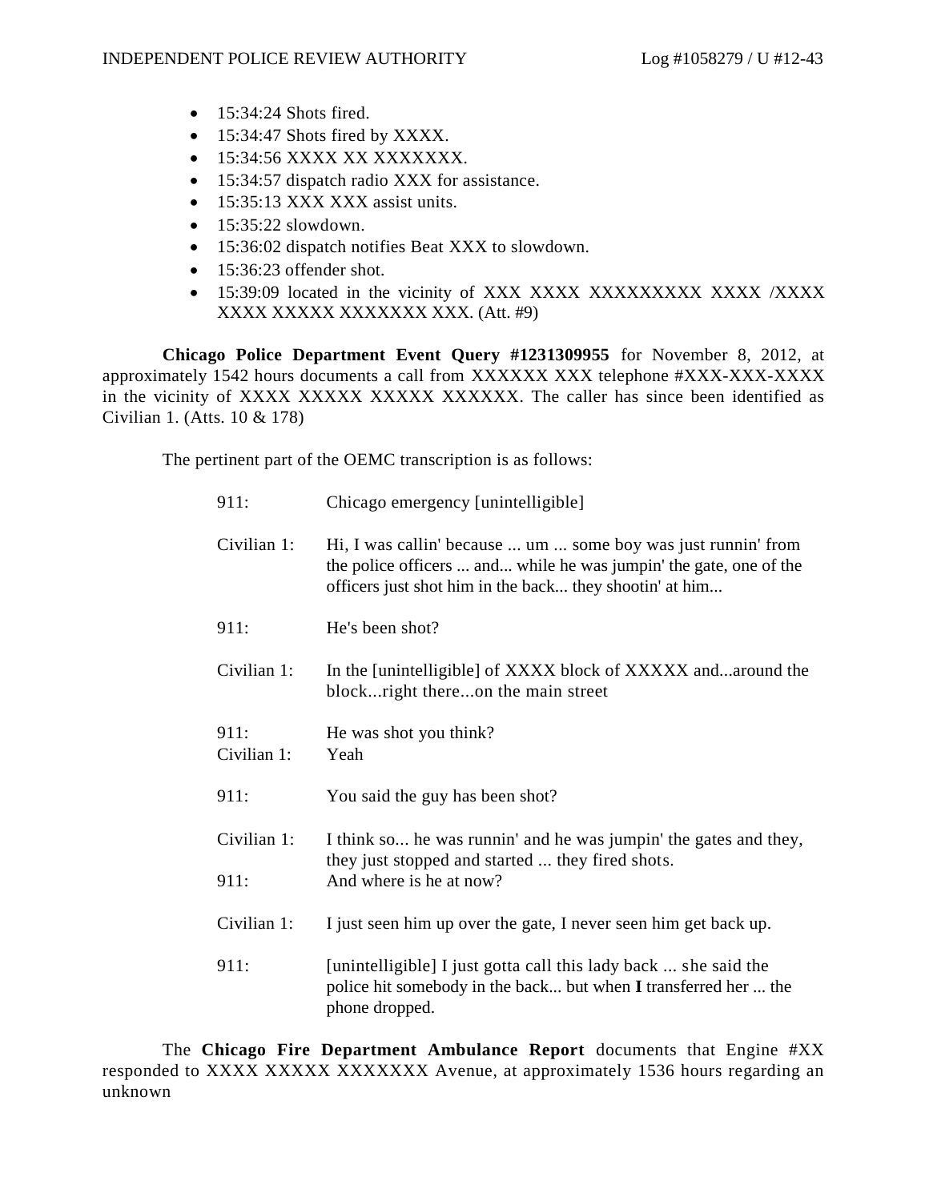- 15:34:24 Shots fired.
- 15:34:47 Shots fired by XXXX.
- 15:34:56 XXXX XX XXXXXXX.
- 15:34:57 dispatch radio XXX for assistance.
- 15:35:13 XXX XXX assist units.
- 15:35:22 slowdown.
- 15:36:02 dispatch notifies Beat XXX to slowdown.
- 15:36:23 offender shot.
- 15:39:09 located in the vicinity of XXX XXXX XXXXXXXXX XXXX /XXXX XXXX XXXXX XXXXXXX XXX. (Att. #9)

**Chicago Police Department Event Query #1231309955** for November 8, 2012, at approximately 1542 hours documents a call from XXXXXX XXX telephone #XXX-XXX-XXXX in the vicinity of XXXX XXXXX XXXXX XXXXXX. The caller has since been identified as Civilian 1. (Atts. 10 & 178)

The pertinent part of the OEMC transcription is as follows:

911: Chicago emergency [unintelligible]

Civilian 1: Hi, I was callin' because ... um ... some boy was just runnin' from the police officers ... and... while he was jumpin' the gate, one of the officers just shot him in the back... they shootin' at him...

911: He's been shot?

Civilian 1: In the [unintelligible] of XXXX block of XXXXX and...around the block...right there...on the main street

911: He was shot you think?

Civilian 1: Yeah

911: You said the guy has been shot?

Civilian 1: I think so... he was runnin' and he was jumpin' the gates and they, they just stopped and started ... they fired shots.

911: And where is he at now?

Civilian 1: I just seen him up over the gate, I never seen him get back up.

911: [unintelligible] I just gotta call this lady back ... she said the police hit somebody in the back... but when **I** transferred her ... the phone dropped.

The **Chicago Fire Department Ambulance Report** documents that Engine #XX responded to XXXX XXXXX XXXXXXX Avenue, at approximately 1536 hours regarding an unknown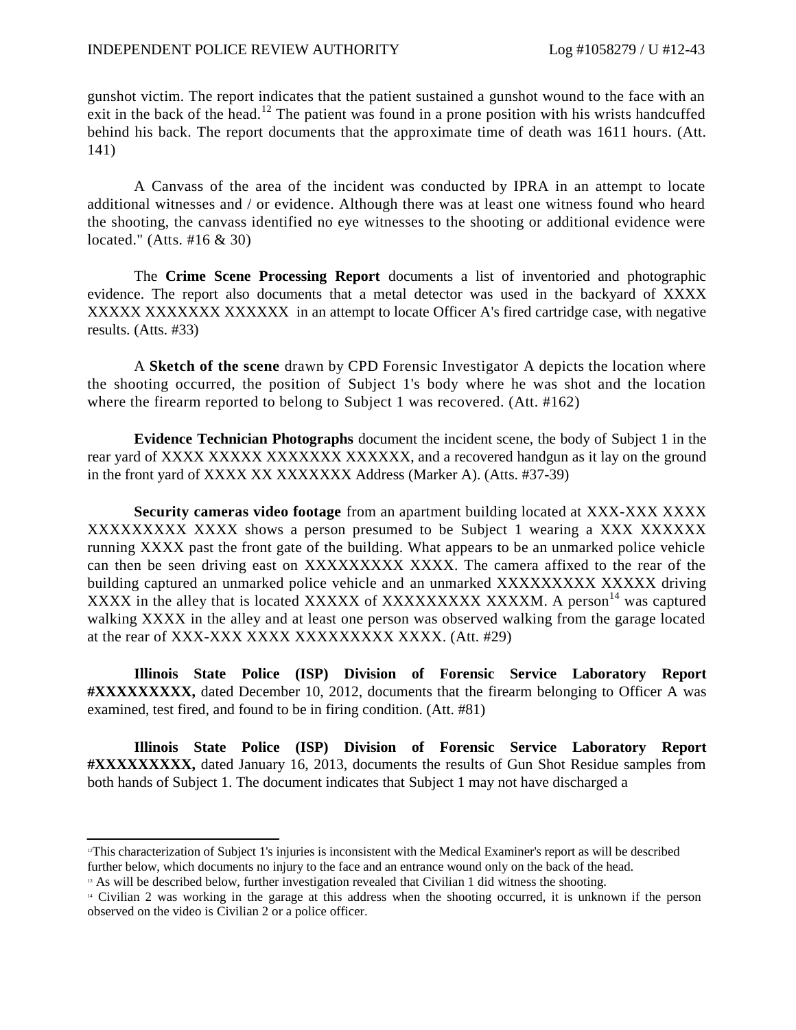gunshot victim. The report indicates that the patient sustained a gunshot wound to the face with an exit in the back of the head.[12] The patient was found in a prone position with his wrists handcuffed behind his back. The report documents that the approximate time of death was 1611 hours. (Att. 141)

A Canvass of the area of the incident was conducted by IPRA in an attempt to locate additional witnesses and / or evidence. Although there was at least one witness found who heard the shooting, the canvass identified no eye witnesses to the shooting or additional evidence were located." (Atts. #16 & 30)

The **Crime Scene Processing Report** documents a list of inventoried and photographic evidence. The report also documents that a metal detector was used in the backyard of XXXX XXXXX XXXXXXX XXXXXX in an attempt to locate Officer A's fired cartridge case, with negative results. (Atts. #33)

A **Sketch of the scene** drawn by CPD Forensic Investigator A depicts the location where the shooting occurred, the position of Subject 1's body where he was shot and the location where the firearm reported to belong to Subject 1 was recovered. (Att. #162)

**Evidence Technician Photographs** document the incident scene, the body of Subject 1 in the rear yard of XXXX XXXXX XXXXXXX XXXXXX, and a recovered handgun as it lay on the ground in the front yard of XXXX XX XXXXXXX Address (Marker A). (Atts. #37-39)

**Security cameras video footage** from an apartment building located at XXX-XXX XXXX XXXXXXXXX XXXX shows a person presumed to be Subject 1 wearing a XXX XXXXXX running XXXX past the front gate of the building. What appears to be an unmarked police vehicle can then be seen driving east on XXXXXXXXX XXXX. The camera affixed to the rear of the building captured an unmarked police vehicle and an unmarked XXXXXXXXX XXXXX driving XXXX in the alley that is located XXXXX of XXXXXXXXX XXXXM. A person[14] was captured walking XXXX in the alley and at least one person was observed walking from the garage located at the rear of XXX-XXX XXXX XXXXXXXXX XXXX. (Att. #29)

**Illinois State Police (ISP) Division of Forensic Service Laboratory Report #XXXXXXXXX,** dated December 10, 2012, documents that the firearm belonging to Officer A was examined, test fired, and found to be in firing condition. (Att. #81)

**Illinois State Police (ISP) Division of Forensic Service Laboratory Report #XXXXXXXXX,** dated January 16, 2013, documents the results of Gun Shot Residue samples from both hands of Subject 1. The document indicates that Subject 1 may not have discharged a

---

[12] This characterization of Subject 1's injuries is inconsistent with the Medical Examiner's report as will be described further below, which documents no injury to the face and an entrance wound only on the back of the head.

[13] As will be described below, further investigation revealed that Civilian 1 did witness the shooting.

[14] Civilian 2 was working in the garage at this address when the shooting occurred, it is unknown if the person observed on the video is Civilian 2 or a police officer.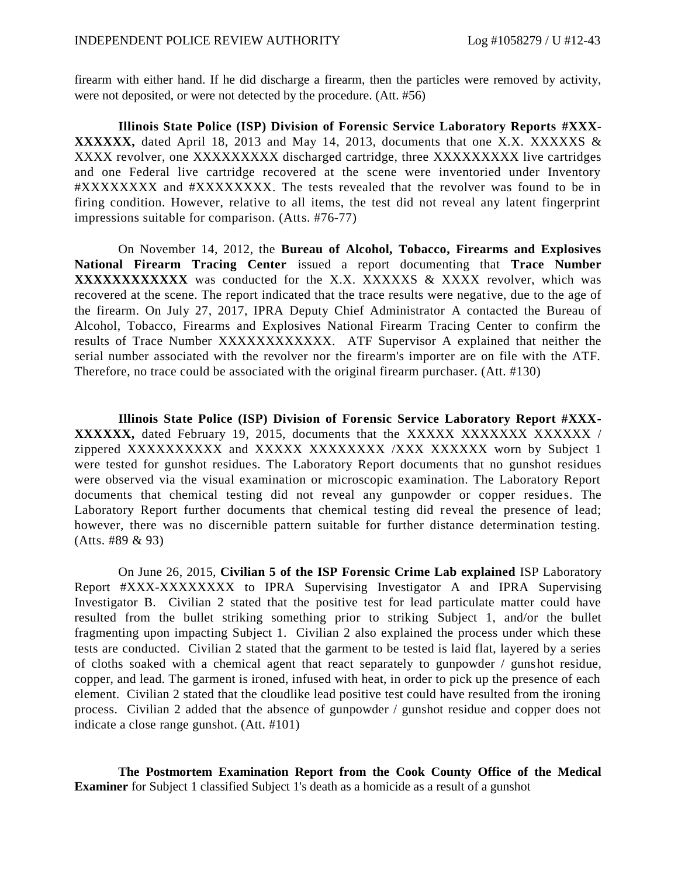firearm with either hand. If he did discharge a firearm, then the particles were removed by activity, were not deposited, or were not detected by the procedure. (Att. #56)

**Illinois State Police (ISP) Division of Forensic Service Laboratory Reports #XXX-XXXXXX,** dated April 18, 2013 and May 14, 2013, documents that one X.X. XXXXXS & XXXX revolver, one XXXXXXXXX discharged cartridge, three XXXXXXXXX live cartridges and one Federal live cartridge recovered at the scene were inventoried under Inventory #XXXXXXXX and #XXXXXXXX. The tests revealed that the revolver was found to be in firing condition. However, relative to all items, the test did not reveal any latent fingerprint impressions suitable for comparison. (Atts. #76-77)

On November 14, 2012, the **Bureau of Alcohol, Tobacco, Firearms and Explosives National Firearm Tracing Center** issued a report documenting that **Trace Number XXXXXXXXXXXX** was conducted for the X.X. XXXXXS & XXXX revolver, which was recovered at the scene. The report indicated that the trace results were negative, due to the age of the firearm. On July 27, 2017, IPRA Deputy Chief Administrator A contacted the Bureau of Alcohol, Tobacco, Firearms and Explosives National Firearm Tracing Center to confirm the results of Trace Number XXXXXXXXXXXX. ATF Supervisor A explained that neither the serial number associated with the revolver nor the firearm's importer are on file with the ATF. Therefore, no trace could be associated with the original firearm purchaser. (Att. #130)

**Illinois State Police (ISP) Division of Forensic Service Laboratory Report #XXX-XXXXXX,** dated February 19, 2015, documents that the XXXXX XXXXXXX XXXXXX / zippered XXXXXXXXXX and XXXXX XXXXXXXX /XXX XXXXXX worn by Subject 1 were tested for gunshot residues. The Laboratory Report documents that no gunshot residues were observed via the visual examination or microscopic examination. The Laboratory Report documents that chemical testing did not reveal any gunpowder or copper residues. The Laboratory Report further documents that chemical testing did reveal the presence of lead; however, there was no discernible pattern suitable for further distance determination testing. (Atts. #89 & 93)

On June 26, 2015, **Civilian 5 of the ISP Forensic Crime Lab explained** ISP Laboratory Report #XXX-XXXXXXXX to IPRA Supervising Investigator A and IPRA Supervising Investigator B. Civilian 2 stated that the positive test for lead particulate matter could have resulted from the bullet striking something prior to striking Subject 1, and/or the bullet fragmenting upon impacting Subject 1. Civilian 2 also explained the process under which these tests are conducted. Civilian 2 stated that the garment to be tested is laid flat, layered by a series of cloths soaked with a chemical agent that react separately to gunpowder / gunshot residue, copper, and lead. The garment is ironed, infused with heat, in order to pick up the presence of each element. Civilian 2 stated that the cloudlike lead positive test could have resulted from the ironing process. Civilian 2 added that the absence of gunpowder / gunshot residue and copper does not indicate a close range gunshot. (Att. #101)

**The Postmortem Examination Report from the Cook County Office of the Medical Examiner** for Subject 1 classified Subject 1's death as a homicide as a result of a gunshot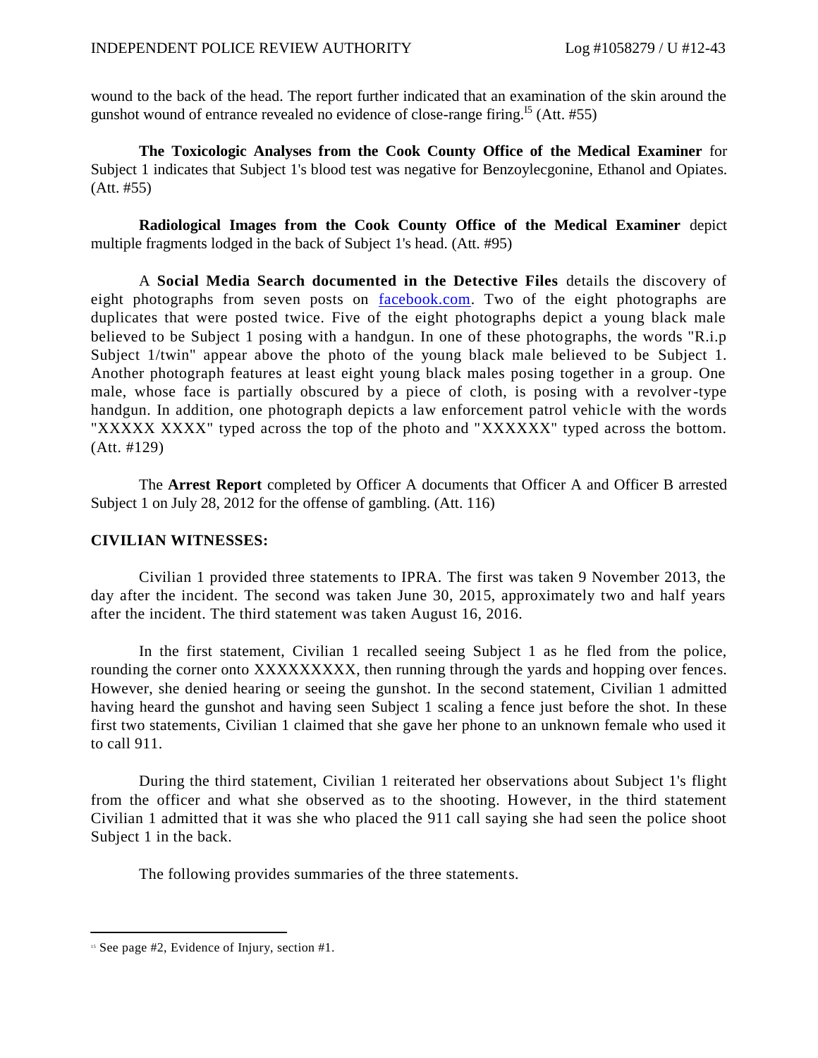wound to the back of the head. The report further indicated that an examination of the skin around the gunshot wound of entrance revealed no evidence of close-range firing.[15] (Att. #55)

**The Toxicologic Analyses from the Cook County Office of the Medical Examiner** for Subject 1 indicates that Subject 1's blood test was negative for Benzoylecgonine, Ethanol and Opiates. (Att. #55)

**Radiological Images from the Cook County Office of the Medical Examiner** depict multiple fragments lodged in the back of Subject 1's head. (Att. #95)

A **Social Media Search documented in the Detective Files** details the discovery of eight photographs from seven posts on facebook.com. Two of the eight photographs are duplicates that were posted twice. Five of the eight photographs depict a young black male believed to be Subject 1 posing with a handgun. In one of these photographs, the words "R.i.p Subject 1/twin" appear above the photo of the young black male believed to be Subject 1. Another photograph features at least eight young black males posing together in a group. One male, whose face is partially obscured by a piece of cloth, is posing with a revolver-type handgun. In addition, one photograph depicts a law enforcement patrol vehicle with the words "XXXXX XXXX" typed across the top of the photo and "XXXXXX" typed across the bottom. (Att. #129)

The **Arrest Report** completed by Officer A documents that Officer A and Officer B arrested Subject 1 on July 28, 2012 for the offense of gambling. (Att. 116)

## CIVILIAN WITNESSES:

Civilian 1 provided three statements to IPRA. The first was taken 9 November 2013, the day after the incident. The second was taken June 30, 2015, approximately two and half years after the incident. The third statement was taken August 16, 2016.

In the first statement, Civilian 1 recalled seeing Subject 1 as he fled from the police, rounding the corner onto XXXXXXXXX, then running through the yards and hopping over fences. However, she denied hearing or seeing the gunshot. In the second statement, Civilian 1 admitted having heard the gunshot and having seen Subject 1 scaling a fence just before the shot. In these first two statements, Civilian 1 claimed that she gave her phone to an unknown female who used it to call 911.

During the third statement, Civilian 1 reiterated her observations about Subject 1's flight from the officer and what she observed as to the shooting. However, in the third statement Civilian 1 admitted that it was she who placed the 911 call saying she had seen the police shoot Subject 1 in the back.

The following provides summaries of the three statements.

---

[15] See page #2, Evidence of Injury, section #1.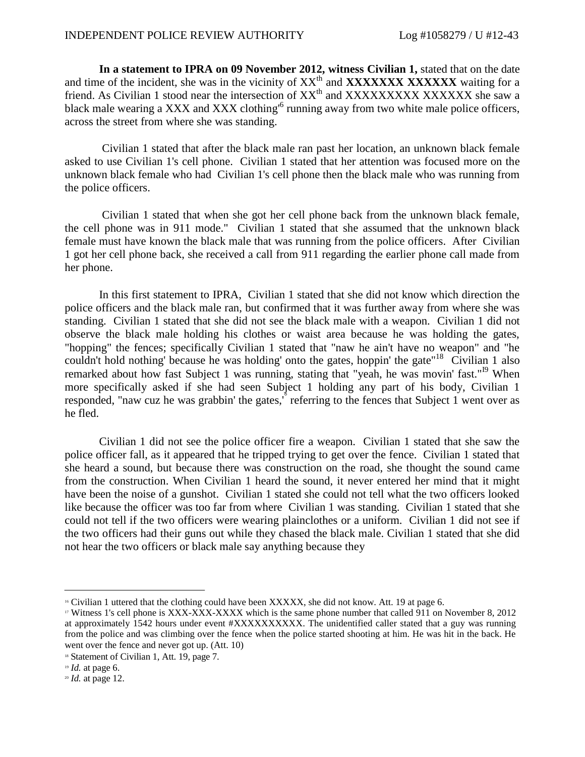**In a statement to IPRA on 09 November 2012, witness Civilian 1,** stated that on the date and time of the incident, she was in the vicinity of XX$^{th}$ and **XXXXXXX XXXXXX** waiting for a friend. As Civilian 1 stood near the intersection of XX$^{th}$ and XXXXXXXXX XXXXXX she saw a black male wearing a XXX and XXX clothing'[6] running away from two white male police officers, across the street from where she was standing.

Civilian 1 stated that after the black male ran past her location, an unknown black female asked to use Civilian 1's cell phone. Civilian 1 stated that her attention was focused more on the unknown black female who had Civilian 1's cell phone then the black male who was running from the police officers.

Civilian 1 stated that when she got her cell phone back from the unknown black female, the cell phone was in 911 mode." Civilian 1 stated that she assumed that the unknown black female must have known the black male that was running from the police officers. After Civilian 1 got her cell phone back, she received a call from 911 regarding the earlier phone call made from her phone.

In this first statement to IPRA, Civilian 1 stated that she did not know which direction the police officers and the black male ran, but confirmed that it was further away from where she was standing. Civilian 1 stated that she did not see the black male with a weapon. Civilian 1 did not observe the black male holding his clothes or waist area because he was holding the gates, "hopping" the fences; specifically Civilian 1 stated that "naw he ain't have no weapon" and "he couldn't hold nothing' because he was holding' onto the gates, hoppin' the gate"[18] Civilian 1 also remarked about how fast Subject 1 was running, stating that "yeah, he was movin' fast."[19] When more specifically asked if she had seen Subject 1 holding any part of his body, Civilian 1 responded, "naw cuz he was grabbin' the gates,'[20] referring to the fences that Subject 1 went over as he fled.

Civilian 1 did not see the police officer fire a weapon. Civilian 1 stated that she saw the police officer fall, as it appeared that he tripped trying to get over the fence. Civilian 1 stated that she heard a sound, but because there was construction on the road, she thought the sound came from the construction. When Civilian 1 heard the sound, it never entered her mind that it might have been the noise of a gunshot. Civilian 1 stated she could not tell what the two officers looked like because the officer was too far from where Civilian 1 was standing. Civilian 1 stated that she could not tell if the two officers were wearing plainclothes or a uniform. Civilian 1 did not see if the two officers had their guns out while they chased the black male. Civilian 1 stated that she did not hear the two officers or black male say anything because they

---

[16] Civilian 1 uttered that the clothing could have been XXXXX, she did not know. Att. 19 at page 6.

[17] Witness 1's cell phone is XXX-XXX-XXXX which is the same phone number that called 911 on November 8, 2012 at approximately 1542 hours under event #XXXXXXXXXX. The unidentified caller stated that a guy was running from the police and was climbing over the fence when the police started shooting at him. He was hit in the back. He went over the fence and never got up. (Att. 10)

[18] Statement of Civilian 1, Att. 19, page 7.

[19] *Id.* at page 6.

[20] *Id.* at page 12.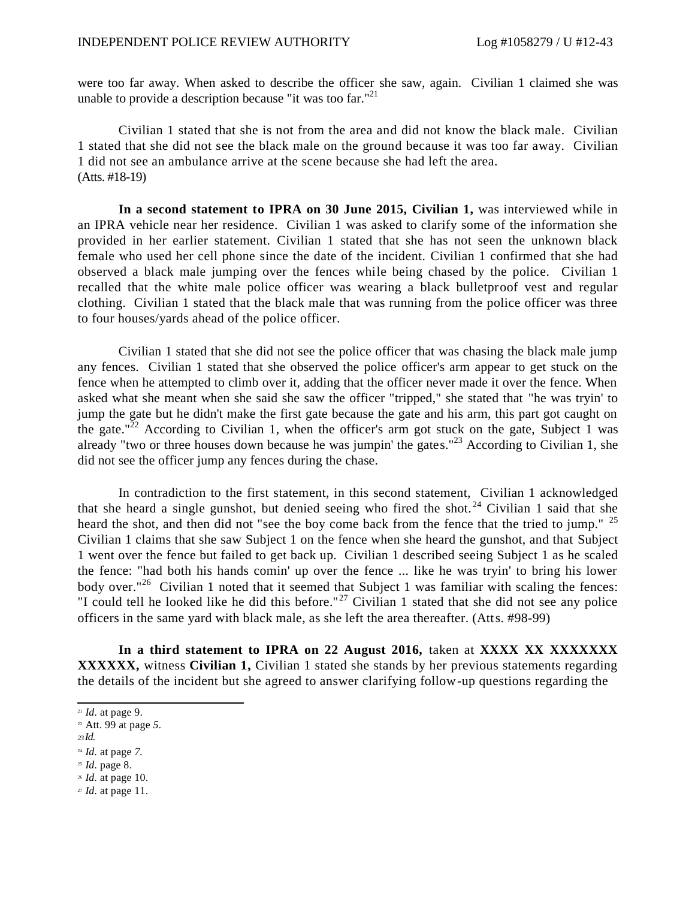were too far away. When asked to describe the officer she saw, again. Civilian 1 claimed she was unable to provide a description because "it was too far."[21]

Civilian 1 stated that she is not from the area and did not know the black male. Civilian 1 stated that she did not see the black male on the ground because it was too far away. Civilian 1 did not see an ambulance arrive at the scene because she had left the area. (Atts. #18-19)

**In a second statement to IPRA on 30 June 2015, Civilian 1,** was interviewed while in an IPRA vehicle near her residence. Civilian 1 was asked to clarify some of the information she provided in her earlier statement. Civilian 1 stated that she has not seen the unknown black female who used her cell phone since the date of the incident. Civilian 1 confirmed that she had observed a black male jumping over the fences while being chased by the police. Civilian 1 recalled that the white male police officer was wearing a black bulletproof vest and regular clothing. Civilian 1 stated that the black male that was running from the police officer was three to four houses/yards ahead of the police officer.

Civilian 1 stated that she did not see the police officer that was chasing the black male jump any fences. Civilian 1 stated that she observed the police officer's arm appear to get stuck on the fence when he attempted to climb over it, adding that the officer never made it over the fence. When asked what she meant when she said she saw the officer "tripped," she stated that "he was tryin' to jump the gate but he didn't make the first gate because the gate and his arm, this part got caught on the gate."[22] According to Civilian 1, when the officer's arm got stuck on the gate, Subject 1 was already "two or three houses down because he was jumpin' the gates."[23] According to Civilian 1, she did not see the officer jump any fences during the chase.

In contradiction to the first statement, in this second statement, Civilian 1 acknowledged that she heard a single gunshot, but denied seeing who fired the shot.[24] Civilian 1 said that she heard the shot, and then did not "see the boy come back from the fence that the tried to jump." [25] Civilian 1 claims that she saw Subject 1 on the fence when she heard the gunshot, and that Subject 1 went over the fence but failed to get back up. Civilian 1 described seeing Subject 1 as he scaled the fence: "had both his hands comin' up over the fence ... like he was tryin' to bring his lower body over."[26] Civilian 1 noted that it seemed that Subject 1 was familiar with scaling the fences: "I could tell he looked like he did this before."[27] Civilian 1 stated that she did not see any police officers in the same yard with black male, as she left the area thereafter. (Atts. #98-99)

**In a third statement to IPRA on 22 August 2016,** taken at **XXXX XX XXXXXXX XXXXXX,** witness **Civilian 1,** Civilian 1 stated she stands by her previous statements regarding the details of the incident but she agreed to answer clarifying follow-up questions regarding the

---

[21] *Id.* at page 9.
[22] Att. 99 at page *5*.
[23] *Id.*
[24] *Id.* at page *7.*
[25] *Id.* page 8.
[26] *Id.* at page 10.
[27] *Id.* at page 11.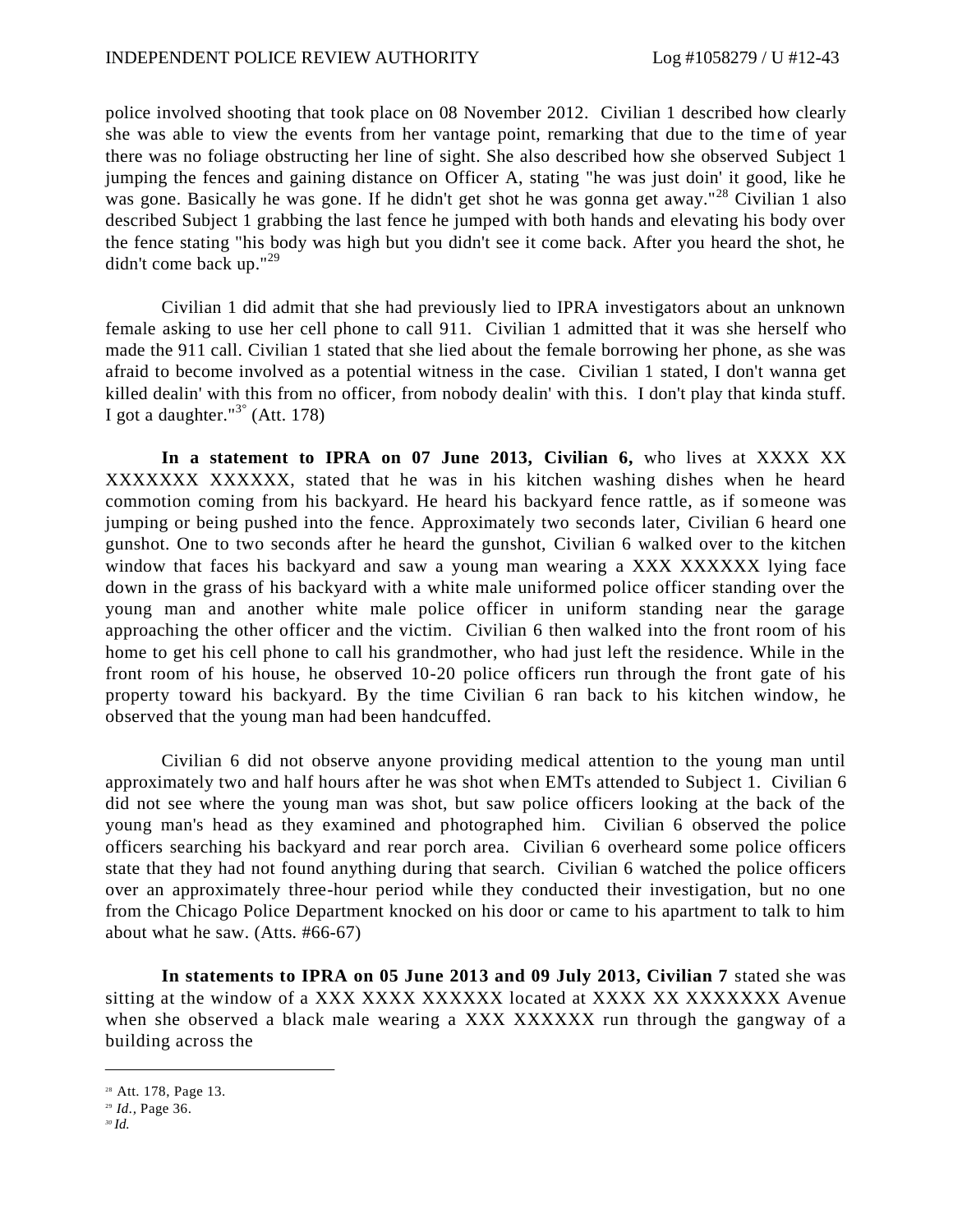police involved shooting that took place on 08 November 2012. Civilian 1 described how clearly she was able to view the events from her vantage point, remarking that due to the time of year there was no foliage obstructing her line of sight. She also described how she observed Subject 1 jumping the fences and gaining distance on Officer A, stating "he was just doin' it good, like he was gone. Basically he was gone. If he didn't get shot he was gonna get away."[28] Civilian 1 also described Subject 1 grabbing the last fence he jumped with both hands and elevating his body over the fence stating "his body was high but you didn't see it come back. After you heard the shot, he didn't come back up."[29]

Civilian 1 did admit that she had previously lied to IPRA investigators about an unknown female asking to use her cell phone to call 911. Civilian 1 admitted that it was she herself who made the 911 call. Civilian 1 stated that she lied about the female borrowing her phone, as she was afraid to become involved as a potential witness in the case. Civilian 1 stated, I don't wanna get killed dealin' with this from no officer, from nobody dealin' with this. I don't play that kinda stuff. I got a daughter."[30] (Att. 178)

**In a statement to IPRA on 07 June 2013, Civilian 6,** who lives at XXXX XX XXXXXXX XXXXXX, stated that he was in his kitchen washing dishes when he heard commotion coming from his backyard. He heard his backyard fence rattle, as if someone was jumping or being pushed into the fence. Approximately two seconds later, Civilian 6 heard one gunshot. One to two seconds after he heard the gunshot, Civilian 6 walked over to the kitchen window that faces his backyard and saw a young man wearing a XXX XXXXXX lying face down in the grass of his backyard with a white male uniformed police officer standing over the young man and another white male police officer in uniform standing near the garage approaching the other officer and the victim. Civilian 6 then walked into the front room of his home to get his cell phone to call his grandmother, who had just left the residence. While in the front room of his house, he observed 10-20 police officers run through the front gate of his property toward his backyard. By the time Civilian 6 ran back to his kitchen window, he observed that the young man had been handcuffed.

Civilian 6 did not observe anyone providing medical attention to the young man until approximately two and half hours after he was shot when EMTs attended to Subject 1. Civilian 6 did not see where the young man was shot, but saw police officers looking at the back of the young man's head as they examined and photographed him. Civilian 6 observed the police officers searching his backyard and rear porch area. Civilian 6 overheard some police officers state that they had not found anything during that search. Civilian 6 watched the police officers over an approximately three-hour period while they conducted their investigation, but no one from the Chicago Police Department knocked on his door or came to his apartment to talk to him about what he saw. (Atts. #66-67)

**In statements to IPRA on 05 June 2013 and 09 July 2013, Civilian 7** stated she was sitting at the window of a XXX XXXX XXXXXX located at XXXX XX XXXXXXX Avenue when she observed a black male wearing a XXX XXXXXX run through the gangway of a building across the

---

[28] Att. 178, Page 13.

[29] *Id.*, Page 36.

[30] *Id.*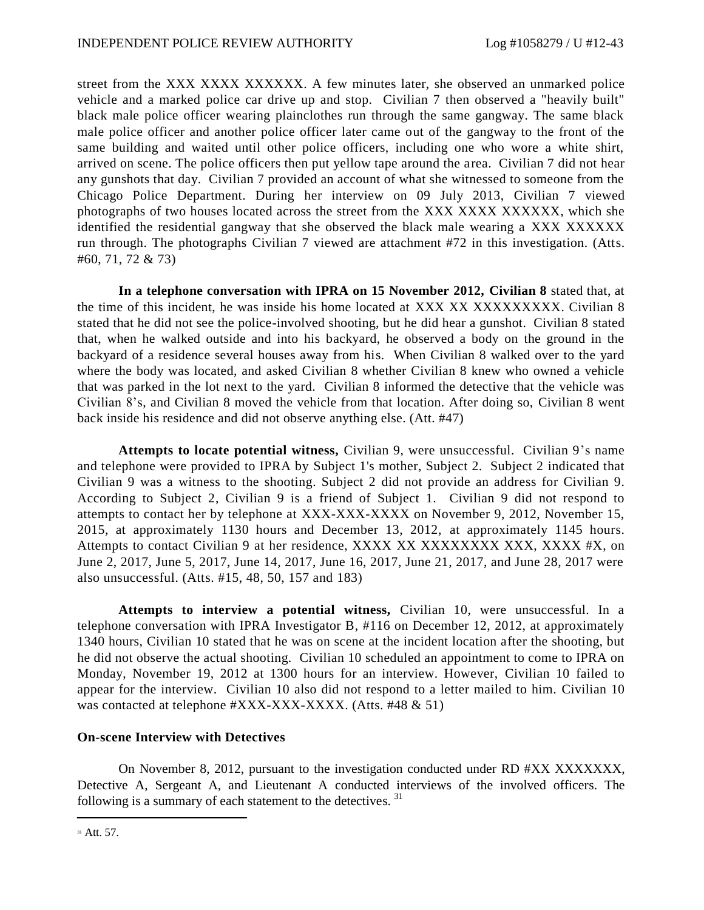street from the XXX XXXX XXXXXX. A few minutes later, she observed an unmarked police vehicle and a marked police car drive up and stop. Civilian 7 then observed a "heavily built" black male police officer wearing plainclothes run through the same gangway. The same black male police officer and another police officer later came out of the gangway to the front of the same building and waited until other police officers, including one who wore a white shirt, arrived on scene. The police officers then put yellow tape around the area. Civilian 7 did not hear any gunshots that day. Civilian 7 provided an account of what she witnessed to someone from the Chicago Police Department. During her interview on 09 July 2013, Civilian 7 viewed photographs of two houses located across the street from the XXX XXXX XXXXXX, which she identified the residential gangway that she observed the black male wearing a XXX XXXXXX run through. The photographs Civilian 7 viewed are attachment #72 in this investigation. (Atts. #60, 71, 72 & 73)

**In a telephone conversation with IPRA on 15 November 2012, Civilian 8** stated that, at the time of this incident, he was inside his home located at XXX XX XXXXXXXXX. Civilian 8 stated that he did not see the police-involved shooting, but he did hear a gunshot. Civilian 8 stated that, when he walked outside and into his backyard, he observed a body on the ground in the backyard of a residence several houses away from his. When Civilian 8 walked over to the yard where the body was located, and asked Civilian 8 whether Civilian 8 knew who owned a vehicle that was parked in the lot next to the yard. Civilian 8 informed the detective that the vehicle was Civilian 8's, and Civilian 8 moved the vehicle from that location. After doing so, Civilian 8 went back inside his residence and did not observe anything else. (Att. #47)

**Attempts to locate potential witness,** Civilian 9, were unsuccessful. Civilian 9's name and telephone were provided to IPRA by Subject 1's mother, Subject 2. Subject 2 indicated that Civilian 9 was a witness to the shooting. Subject 2 did not provide an address for Civilian 9. According to Subject 2, Civilian 9 is a friend of Subject 1. Civilian 9 did not respond to attempts to contact her by telephone at XXX-XXX-XXXX on November 9, 2012, November 15, 2015, at approximately 1130 hours and December 13, 2012, at approximately 1145 hours. Attempts to contact Civilian 9 at her residence, XXXX XX XXXXXXXX XXX, XXXX #X, on June 2, 2017, June 5, 2017, June 14, 2017, June 16, 2017, June 21, 2017, and June 28, 2017 were also unsuccessful. (Atts. #15, 48, 50, 157 and 183)

**Attempts to interview a potential witness,** Civilian 10, were unsuccessful. In a telephone conversation with IPRA Investigator B, #116 on December 12, 2012, at approximately 1340 hours, Civilian 10 stated that he was on scene at the incident location after the shooting, but he did not observe the actual shooting. Civilian 10 scheduled an appointment to come to IPRA on Monday, November 19, 2012 at 1300 hours for an interview. However, Civilian 10 failed to appear for the interview. Civilian 10 also did not respond to a letter mailed to him. Civilian 10 was contacted at telephone #XXX-XXX-XXXX. (Atts. #48 & 51)

**On-scene Interview with Detectives**

On November 8, 2012, pursuant to the investigation conducted under RD #XX XXXXXXX, Detective A, Sergeant A, and Lieutenant A conducted interviews of the involved officers. The following is a summary of each statement to the detectives. [31]

---

[31] Att. 57.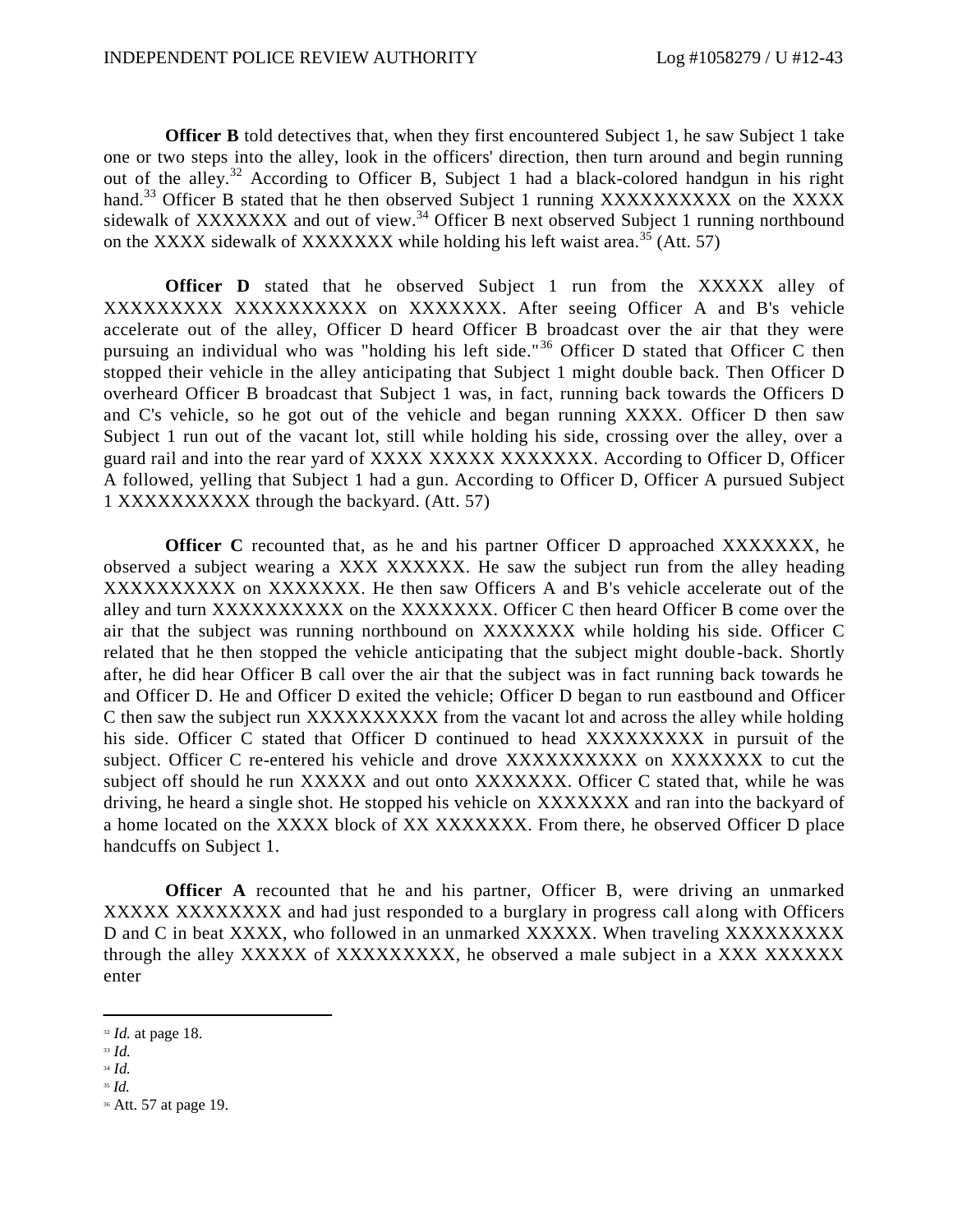**Officer B** told detectives that, when they first encountered Subject 1, he saw Subject 1 take one or two steps into the alley, look in the officers' direction, then turn around and begin running out of the alley.[32] According to Officer B, Subject 1 had a black-colored handgun in his right hand.[33] Officer B stated that he then observed Subject 1 running XXXXXXXXXX on the XXXX sidewalk of XXXXXXX and out of view.[34] Officer B next observed Subject 1 running northbound on the XXXX sidewalk of XXXXXXX while holding his left waist area.[35] (Att. 57)

**Officer D** stated that he observed Subject 1 run from the XXXXX alley of XXXXXXXXX XXXXXXXXXX on XXXXXXX. After seeing Officer A and B's vehicle accelerate out of the alley, Officer D heard Officer B broadcast over the air that they were pursuing an individual who was "holding his left side."[36] Officer D stated that Officer C then stopped their vehicle in the alley anticipating that Subject 1 might double back. Then Officer D overheard Officer B broadcast that Subject 1 was, in fact, running back towards the Officers D and C's vehicle, so he got out of the vehicle and began running XXXX. Officer D then saw Subject 1 run out of the vacant lot, still while holding his side, crossing over the alley, over a guard rail and into the rear yard of XXXX XXXXX XXXXXXX. According to Officer D, Officer A followed, yelling that Subject 1 had a gun. According to Officer D, Officer A pursued Subject 1 XXXXXXXXXX through the backyard. (Att. 57)

**Officer C** recounted that, as he and his partner Officer D approached XXXXXXX, he observed a subject wearing a XXX XXXXXX. He saw the subject run from the alley heading XXXXXXXXXX on XXXXXXX. He then saw Officers A and B's vehicle accelerate out of the alley and turn XXXXXXXXXX on the XXXXXXX. Officer C then heard Officer B come over the air that the subject was running northbound on XXXXXXX while holding his side. Officer C related that he then stopped the vehicle anticipating that the subject might double-back. Shortly after, he did hear Officer B call over the air that the subject was in fact running back towards he and Officer D. He and Officer D exited the vehicle; Officer D began to run eastbound and Officer C then saw the subject run XXXXXXXXXX from the vacant lot and across the alley while holding his side. Officer C stated that Officer D continued to head XXXXXXXXX in pursuit of the subject. Officer C re-entered his vehicle and drove XXXXXXXXXX on XXXXXXX to cut the subject off should he run XXXXX and out onto XXXXXXX. Officer C stated that, while he was driving, he heard a single shot. He stopped his vehicle on XXXXXXX and ran into the backyard of a home located on the XXXX block of XX XXXXXXX. From there, he observed Officer D place handcuffs on Subject 1.

**Officer A** recounted that he and his partner, Officer B, were driving an unmarked XXXXX XXXXXXXX and had just responded to a burglary in progress call along with Officers D and C in beat XXXX, who followed in an unmarked XXXXX. When traveling XXXXXXXXX through the alley XXXXX of XXXXXXXXX, he observed a male subject in a XXX XXXXXX enter

---

[32] *Id.* at page 18.

[33] *Id.*

[34] *Id.*

[35] *Id.*

[36] Att. 57 at page 19.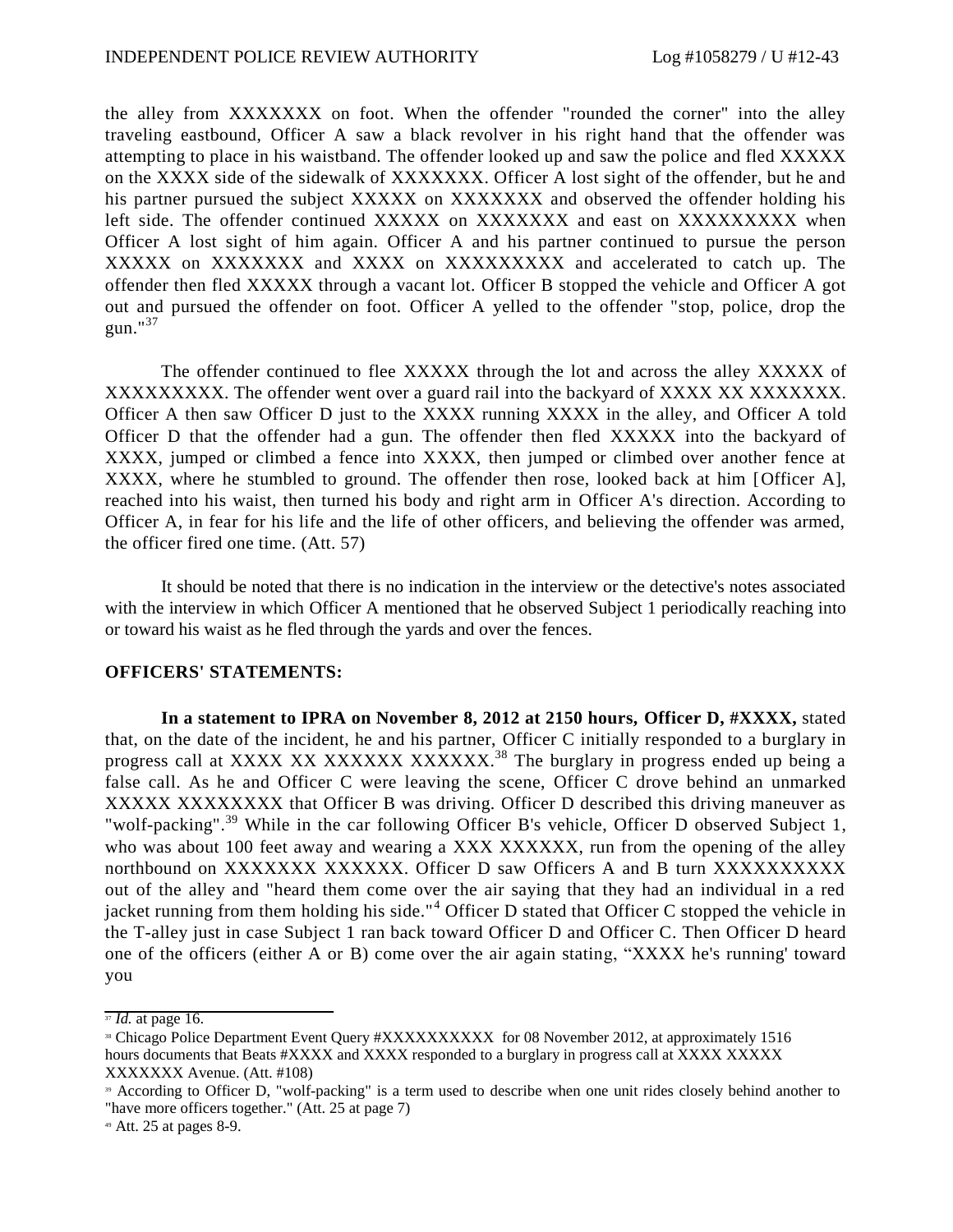the alley from XXXXXXX on foot. When the offender "rounded the corner" into the alley traveling eastbound, Officer A saw a black revolver in his right hand that the offender was attempting to place in his waistband. The offender looked up and saw the police and fled XXXXX on the XXXX side of the sidewalk of XXXXXXX. Officer A lost sight of the offender, but he and his partner pursued the subject XXXXX on XXXXXXX and observed the offender holding his left side. The offender continued XXXXX on XXXXXXX and east on XXXXXXXXX when Officer A lost sight of him again. Officer A and his partner continued to pursue the person XXXXX on XXXXXXX and XXXX on XXXXXXXXX and accelerated to catch up. The offender then fled XXXXX through a vacant lot. Officer B stopped the vehicle and Officer A got out and pursued the offender on foot. Officer A yelled to the offender "stop, police, drop the gun."[37]

The offender continued to flee XXXXX through the lot and across the alley XXXXX of XXXXXXXXX. The offender went over a guard rail into the backyard of XXXX XX XXXXXXX. Officer A then saw Officer D just to the XXXX running XXXX in the alley, and Officer A told Officer D that the offender had a gun. The offender then fled XXXXX into the backyard of XXXX, jumped or climbed a fence into XXXX, then jumped or climbed over another fence at XXXX, where he stumbled to ground. The offender then rose, looked back at him [Officer A], reached into his waist, then turned his body and right arm in Officer A's direction. According to Officer A, in fear for his life and the life of other officers, and believing the offender was armed, the officer fired one time. (Att. 57)

It should be noted that there is no indication in the interview or the detective's notes associated with the interview in which Officer A mentioned that he observed Subject 1 periodically reaching into or toward his waist as he fled through the yards and over the fences.

**OFFICERS' STATEMENTS:**

**In a statement to IPRA on November 8, 2012 at 2150 hours, Officer D, #XXXX,** stated that, on the date of the incident, he and his partner, Officer C initially responded to a burglary in progress call at XXXX XX XXXXXX XXXXXX.[38] The burglary in progress ended up being a false call. As he and Officer C were leaving the scene, Officer C drove behind an unmarked XXXXX XXXXXXXX that Officer B was driving. Officer D described this driving maneuver as "wolf-packing".[39] While in the car following Officer B's vehicle, Officer D observed Subject 1, who was about 100 feet away and wearing a XXX XXXXXX, run from the opening of the alley northbound on XXXXXXX XXXXXX. Officer D saw Officers A and B turn XXXXXXXXXX out of the alley and "heard them come over the air saying that they had an individual in a red jacket running from them holding his side."[4] Officer D stated that Officer C stopped the vehicle in the T-alley just in case Subject 1 ran back toward Officer D and Officer C. Then Officer D heard one of the officers (either A or B) come over the air again stating, "XXXX he's running' toward you

---

[37] *Id.* at page 16.

[38] Chicago Police Department Event Query #XXXXXXXXXX for 08 November 2012, at approximately 1516 hours documents that Beats #XXXX and XXXX responded to a burglary in progress call at XXXX XXXXX XXXXXXX Avenue. (Att. #108)

[39] According to Officer D, "wolf-packing" is a term used to describe when one unit rides closely behind another to "have more officers together." (Att. 25 at page 7)

[40] Att. 25 at pages 8-9.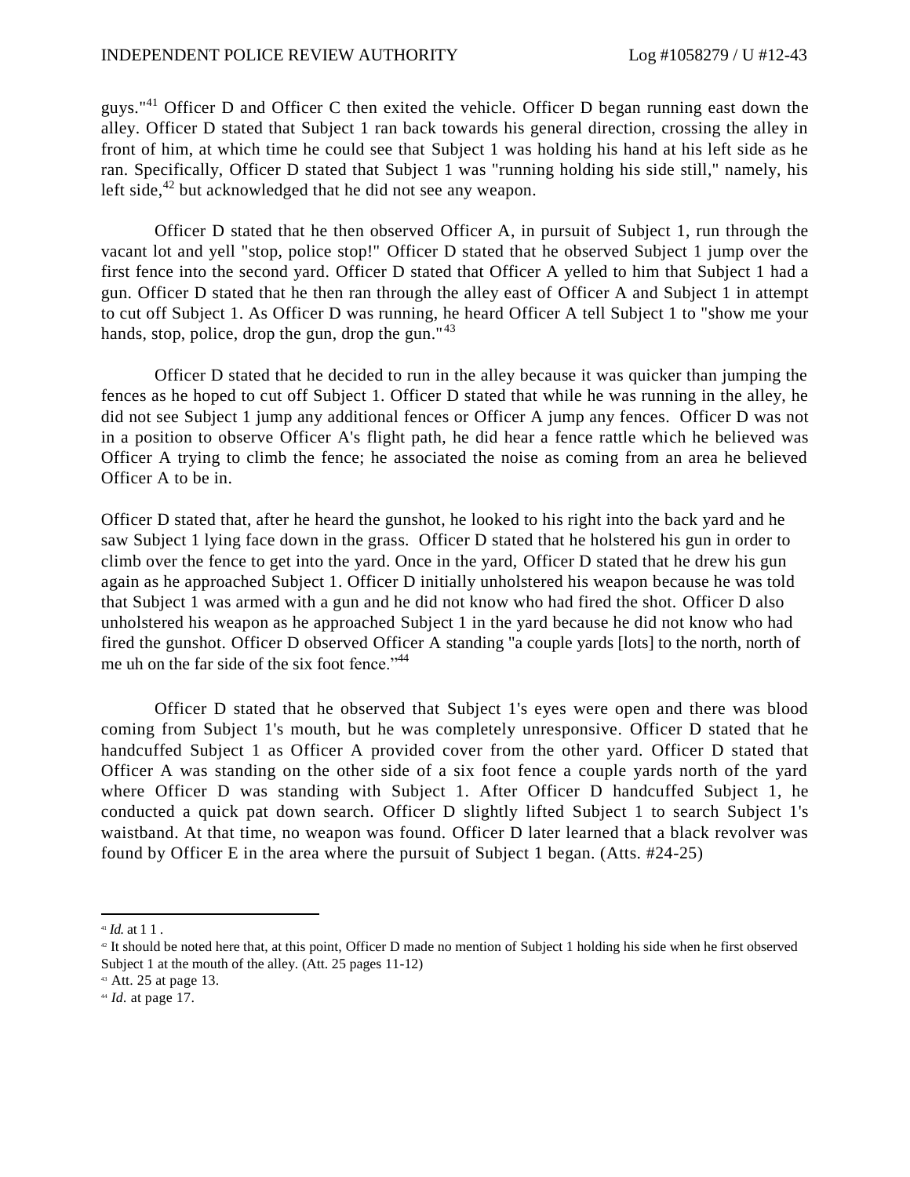guys."[41] Officer D and Officer C then exited the vehicle. Officer D began running east down the alley. Officer D stated that Subject 1 ran back towards his general direction, crossing the alley in front of him, at which time he could see that Subject 1 was holding his hand at his left side as he ran. Specifically, Officer D stated that Subject 1 was "running holding his side still," namely, his left side,[42] but acknowledged that he did not see any weapon.

Officer D stated that he then observed Officer A, in pursuit of Subject 1, run through the vacant lot and yell "stop, police stop!" Officer D stated that he observed Subject 1 jump over the first fence into the second yard. Officer D stated that Officer A yelled to him that Subject 1 had a gun. Officer D stated that he then ran through the alley east of Officer A and Subject 1 in attempt to cut off Subject 1. As Officer D was running, he heard Officer A tell Subject 1 to "show me your hands, stop, police, drop the gun, drop the gun."[43]

Officer D stated that he decided to run in the alley because it was quicker than jumping the fences as he hoped to cut off Subject 1. Officer D stated that while he was running in the alley, he did not see Subject 1 jump any additional fences or Officer A jump any fences. Officer D was not in a position to observe Officer A's flight path, he did hear a fence rattle which he believed was Officer A trying to climb the fence; he associated the noise as coming from an area he believed Officer A to be in.

Officer D stated that, after he heard the gunshot, he looked to his right into the back yard and he saw Subject 1 lying face down in the grass. Officer D stated that he holstered his gun in order to climb over the fence to get into the yard. Once in the yard, Officer D stated that he drew his gun again as he approached Subject 1. Officer D initially unholstered his weapon because he was told that Subject 1 was armed with a gun and he did not know who had fired the shot. Officer D also unholstered his weapon as he approached Subject 1 in the yard because he did not know who had fired the gunshot. Officer D observed Officer A standing "a couple yards [lots] to the north, north of me uh on the far side of the six foot fence."[44]

Officer D stated that he observed that Subject 1's eyes were open and there was blood coming from Subject 1's mouth, but he was completely unresponsive. Officer D stated that he handcuffed Subject 1 as Officer A provided cover from the other yard. Officer D stated that Officer A was standing on the other side of a six foot fence a couple yards north of the yard where Officer D was standing with Subject 1. After Officer D handcuffed Subject 1, he conducted a quick pat down search. Officer D slightly lifted Subject 1 to search Subject 1's waistband. At that time, no weapon was found. Officer D later learned that a black revolver was found by Officer E in the area where the pursuit of Subject 1 began. (Atts. #24-25)

---

[41] *Id.* at 1 1 .

[42] It should be noted here that, at this point, Officer D made no mention of Subject 1 holding his side when he first observed Subject 1 at the mouth of the alley. (Att. 25 pages 11-12)

[43] Att. 25 at page 13.

[44] *Id.* at page 17.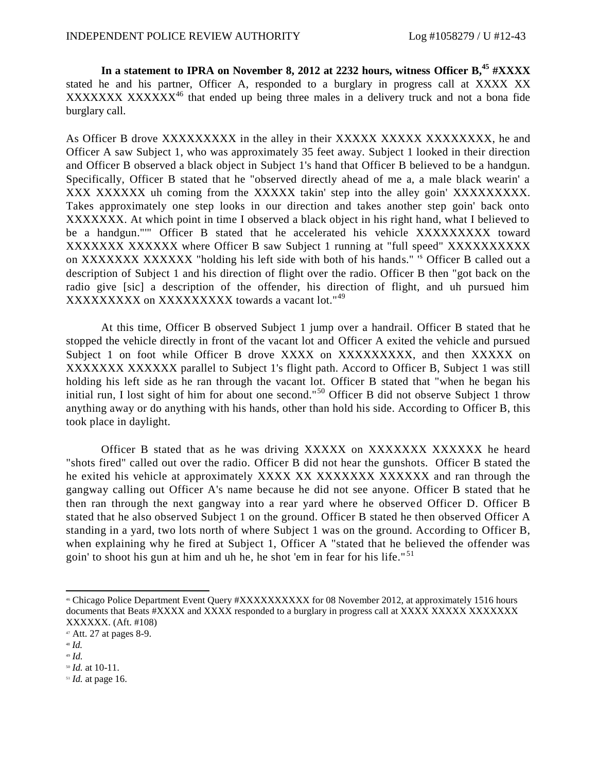**In a statement to IPRA on November 8, 2012 at 2232 hours, witness Officer B,[45] #XXXX** stated he and his partner, Officer A, responded to a burglary in progress call at XXXX XX XXXXXXX XXXXXX[46] that ended up being three males in a delivery truck and not a bona fide burglary call.

As Officer B drove XXXXXXXXX in the alley in their XXXXX XXXXX XXXXXXXX, he and Officer A saw Subject 1, who was approximately 35 feet away. Subject 1 looked in their direction and Officer B observed a black object in Subject 1's hand that Officer B believed to be a handgun. Specifically, Officer B stated that he "observed directly ahead of me a, a male black wearin' a XXX XXXXXX uh coming from the XXXXX takin' step into the alley goin' XXXXXXXXX. Takes approximately one step looks in our direction and takes another step goin' back onto XXXXXXX. At which point in time I observed a black object in his right hand, what I believed to be a handgun."[47] Officer B stated that he accelerated his vehicle XXXXXXXXX toward XXXXXXX XXXXXX where Officer B saw Subject 1 running at "full speed" XXXXXXXXXX on XXXXXXX XXXXXX "holding his left side with both of his hands."[48] Officer B called out a description of Subject 1 and his direction of flight over the radio. Officer B then "got back on the radio give [sic] a description of the offender, his direction of flight, and uh pursued him XXXXXXXXX on XXXXXXXXX towards a vacant lot."[49]

At this time, Officer B observed Subject 1 jump over a handrail. Officer B stated that he stopped the vehicle directly in front of the vacant lot and Officer A exited the vehicle and pursued Subject 1 on foot while Officer B drove XXXX on XXXXXXXXX, and then XXXXX on XXXXXXX XXXXXX parallel to Subject 1's flight path. Accord to Officer B, Subject 1 was still holding his left side as he ran through the vacant lot. Officer B stated that "when he began his initial run, I lost sight of him for about one second."[50] Officer B did not observe Subject 1 throw anything away or do anything with his hands, other than hold his side. According to Officer B, this took place in daylight.

Officer B stated that as he was driving XXXXX on XXXXXXX XXXXXX he heard "shots fired" called out over the radio. Officer B did not hear the gunshots. Officer B stated the he exited his vehicle at approximately XXXX XX XXXXXXX XXXXXX and ran through the gangway calling out Officer A's name because he did not see anyone. Officer B stated that he then ran through the next gangway into a rear yard where he observed Officer D. Officer B stated that he also observed Subject 1 on the ground. Officer B stated he then observed Officer A standing in a yard, two lots north of where Subject 1 was on the ground. According to Officer B, when explaining why he fired at Subject 1, Officer A "stated that he believed the offender was goin' to shoot his gun at him and uh he, he shot 'em in fear for his life."[51]

---

[46] Chicago Police Department Event Query #XXXXXXXXXX for 08 November 2012, at approximately 1516 hours documents that Beats #XXXX and XXXX responded to a burglary in progress call at XXXX XXXXX XXXXXXX XXXXXX. (Aft. #108)

[47] Att. 27 at pages 8-9.

[48] *Id.*

[49] *Id.*

[50] *Id.* at 10-11.

[51] *Id.* at page 16.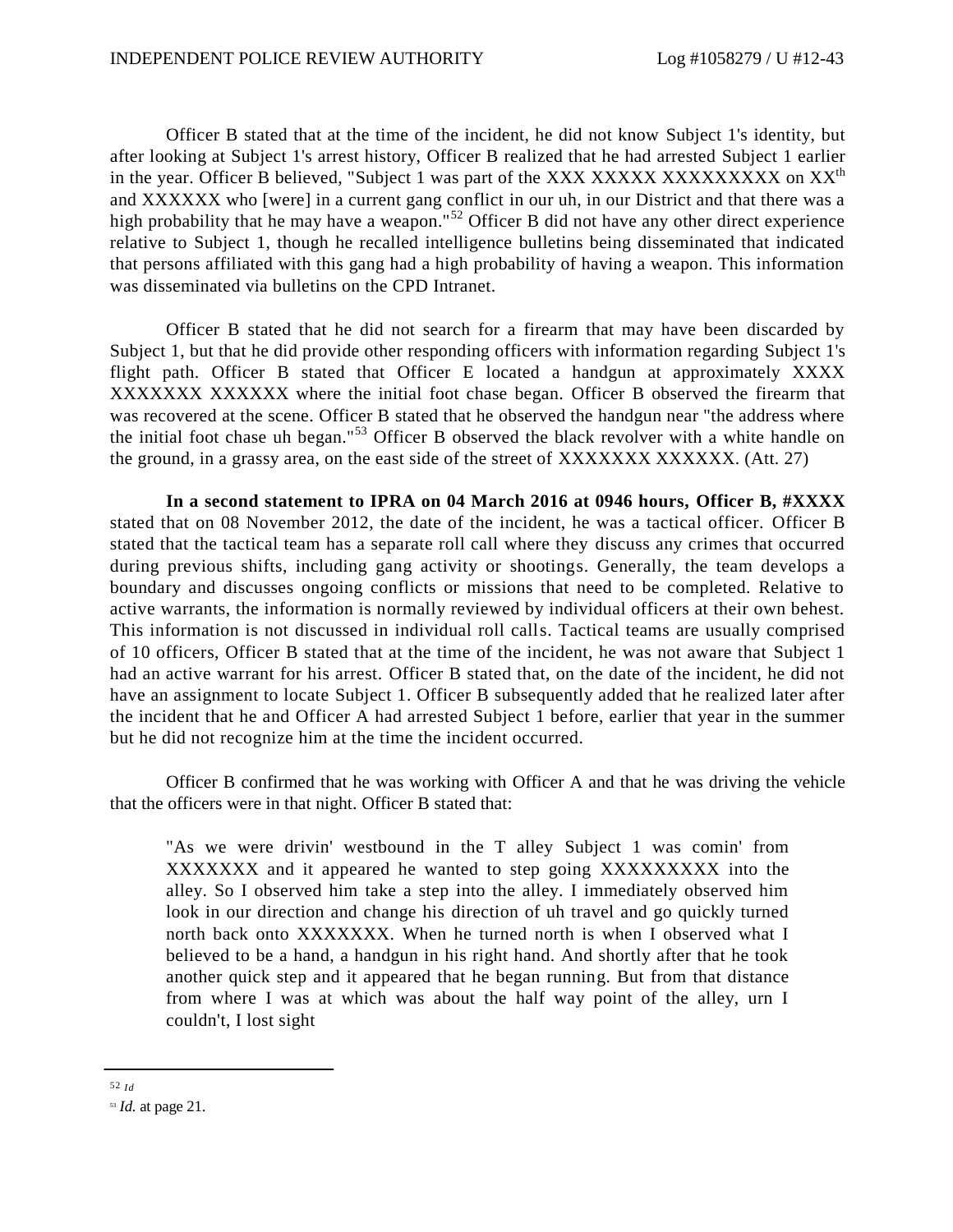Officer B stated that at the time of the incident, he did not know Subject 1's identity, but after looking at Subject 1's arrest history, Officer B realized that he had arrested Subject 1 earlier in the year. Officer B believed, "Subject 1 was part of the XXX XXXXX XXXXXXXXX on XX[th] and XXXXXX who [were] in a current gang conflict in our uh, in our District and that there was a high probability that he may have a weapon."[52] Officer B did not have any other direct experience relative to Subject 1, though he recalled intelligence bulletins being disseminated that indicated that persons affiliated with this gang had a high probability of having a weapon. This information was disseminated via bulletins on the CPD Intranet.

Officer B stated that he did not search for a firearm that may have been discarded by Subject 1, but that he did provide other responding officers with information regarding Subject 1's flight path. Officer B stated that Officer E located a handgun at approximately XXXX XXXXXXX XXXXXX where the initial foot chase began. Officer B observed the firearm that was recovered at the scene. Officer B stated that he observed the handgun near "the address where the initial foot chase uh began."[53] Officer B observed the black revolver with a white handle on the ground, in a grassy area, on the east side of the street of XXXXXXX XXXXXX. (Att. 27)

**In a second statement to IPRA on 04 March 2016 at 0946 hours, Officer B, #XXXX** stated that on 08 November 2012, the date of the incident, he was a tactical officer. Officer B stated that the tactical team has a separate roll call where they discuss any crimes that occurred during previous shifts, including gang activity or shootings. Generally, the team develops a boundary and discusses ongoing conflicts or missions that need to be completed. Relative to active warrants, the information is normally reviewed by individual officers at their own behest. This information is not discussed in individual roll calls. Tactical teams are usually comprised of 10 officers, Officer B stated that at the time of the incident, he was not aware that Subject 1 had an active warrant for his arrest. Officer B stated that, on the date of the incident, he did not have an assignment to locate Subject 1. Officer B subsequently added that he realized later after the incident that he and Officer A had arrested Subject 1 before, earlier that year in the summer but he did not recognize him at the time the incident occurred.

Officer B confirmed that he was working with Officer A and that he was driving the vehicle that the officers were in that night. Officer B stated that:

> "As we were drivin' westbound in the T alley Subject 1 was comin' from XXXXXXX and it appeared he wanted to step going XXXXXXXXX into the alley. So I observed him take a step into the alley. I immediately observed him look in our direction and change his direction of uh travel and go quickly turned north back onto XXXXXXX. When he turned north is when I observed what I believed to be a hand, a handgun in his right hand. And shortly after that he took another quick step and it appeared that he began running. But from that distance from where I was at which was about the half way point of the alley, urn I couldn't, I lost sight

---

[52] *Id*

[53] *Id.* at page 21.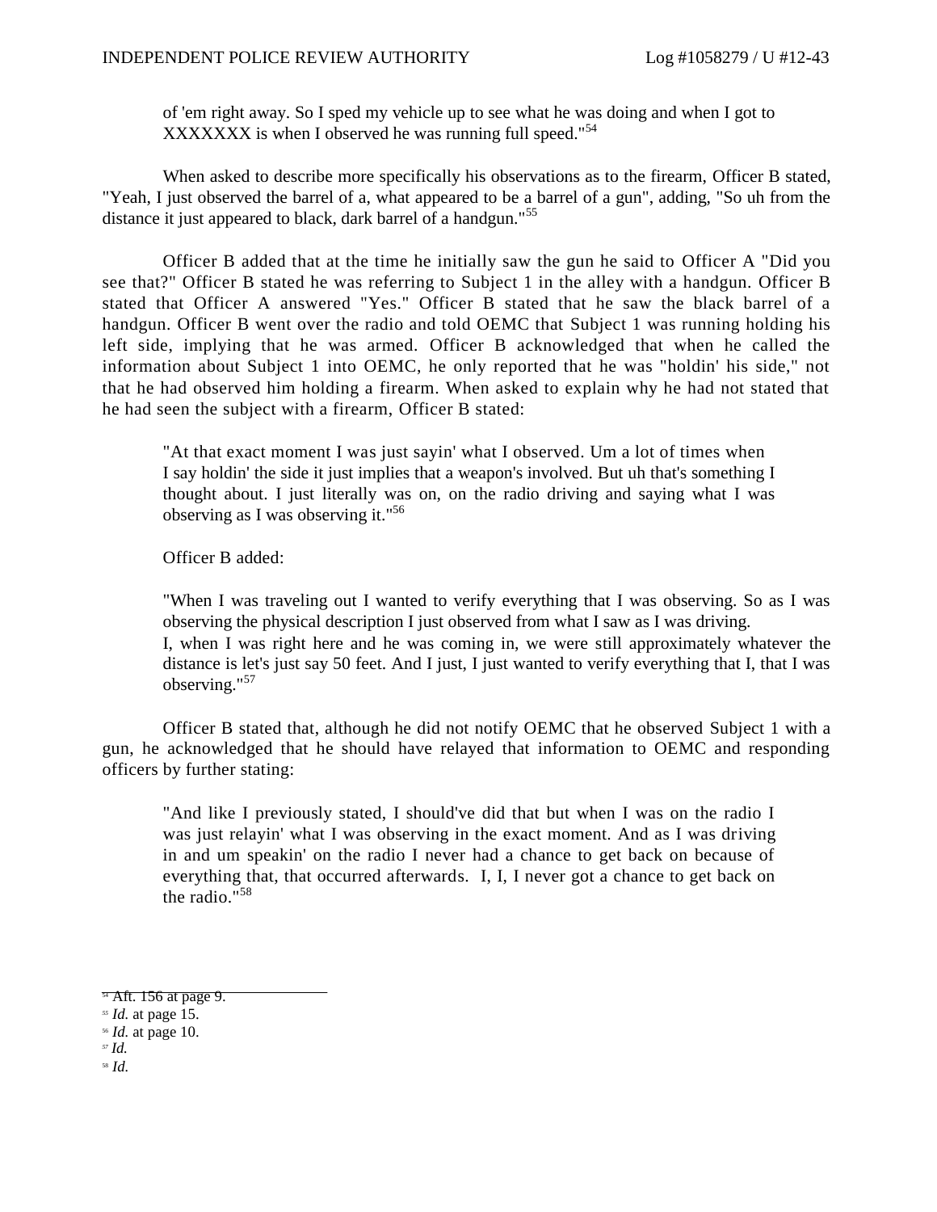of 'em right away. So I sped my vehicle up to see what he was doing and when I got to XXXXXXX is when I observed he was running full speed."[54]

When asked to describe more specifically his observations as to the firearm, Officer B stated, "Yeah, I just observed the barrel of a, what appeared to be a barrel of a gun", adding, "So uh from the distance it just appeared to black, dark barrel of a handgun."[55]

Officer B added that at the time he initially saw the gun he said to Officer A "Did you see that?" Officer B stated he was referring to Subject 1 in the alley with a handgun. Officer B stated that Officer A answered "Yes." Officer B stated that he saw the black barrel of a handgun. Officer B went over the radio and told OEMC that Subject 1 was running holding his left side, implying that he was armed. Officer B acknowledged that when he called the information about Subject 1 into OEMC, he only reported that he was "holdin' his side," not that he had observed him holding a firearm. When asked to explain why he had not stated that he had seen the subject with a firearm, Officer B stated:

> "At that exact moment I was just sayin' what I observed. Um a lot of times when I say holdin' the side it just implies that a weapon's involved. But uh that's something I thought about. I just literally was on, on the radio driving and saying what I was observing as I was observing it."[56]

> Officer B added:

> "When I was traveling out I wanted to verify everything that I was observing. So as I was observing the physical description I just observed from what I saw as I was driving. I, when I was right here and he was coming in, we were still approximately whatever the distance is let's just say 50 feet. And I just, I just wanted to verify everything that I, that I was observing."[57]

Officer B stated that, although he did not notify OEMC that he observed Subject 1 with a gun, he acknowledged that he should have relayed that information to OEMC and responding officers by further stating:

> "And like I previously stated, I should've did that but when I was on the radio I was just relayin' what I was observing in the exact moment. And as I was driving in and um speakin' on the radio I never had a chance to get back on because of everything that, that occurred afterwards. I, I, I never got a chance to get back on the radio."[58]

---

[54] Aft. 156 at page 9.
[55] *Id.* at page 15.
[56] *Id.* at page 10.
[57] *Id.*
[58] *Id.*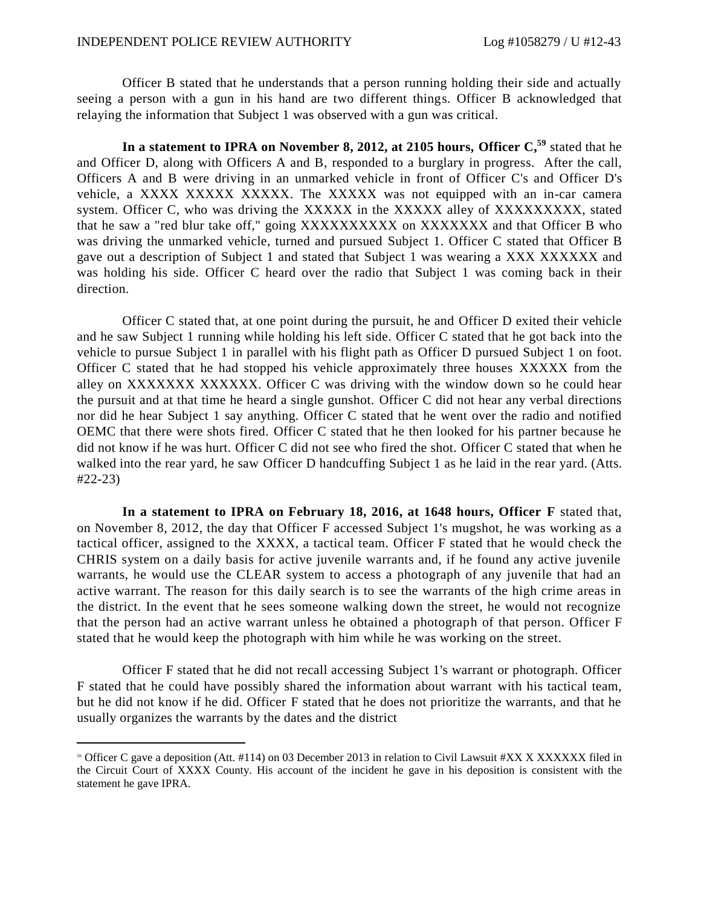Officer B stated that he understands that a person running holding their side and actually seeing a person with a gun in his hand are two different things. Officer B acknowledged that relaying the information that Subject 1 was observed with a gun was critical.

**In a statement to IPRA on November 8, 2012, at 2105 hours, Officer C,[59]** stated that he and Officer D, along with Officers A and B, responded to a burglary in progress. After the call, Officers A and B were driving in an unmarked vehicle in front of Officer C's and Officer D's vehicle, a XXXX XXXXX XXXXX. The XXXXX was not equipped with an in-car camera system. Officer C, who was driving the XXXXX in the XXXXX alley of XXXXXXXXX, stated that he saw a "red blur take off," going XXXXXXXXXX on XXXXXXX and that Officer B who was driving the unmarked vehicle, turned and pursued Subject 1. Officer C stated that Officer B gave out a description of Subject 1 and stated that Subject 1 was wearing a XXX XXXXXX and was holding his side. Officer C heard over the radio that Subject 1 was coming back in their direction.

Officer C stated that, at one point during the pursuit, he and Officer D exited their vehicle and he saw Subject 1 running while holding his left side. Officer C stated that he got back into the vehicle to pursue Subject 1 in parallel with his flight path as Officer D pursued Subject 1 on foot. Officer C stated that he had stopped his vehicle approximately three houses XXXXX from the alley on XXXXXXX XXXXXX. Officer C was driving with the window down so he could hear the pursuit and at that time he heard a single gunshot. Officer C did not hear any verbal directions nor did he hear Subject 1 say anything. Officer C stated that he went over the radio and notified OEMC that there were shots fired. Officer C stated that he then looked for his partner because he did not know if he was hurt. Officer C did not see who fired the shot. Officer C stated that when he walked into the rear yard, he saw Officer D handcuffing Subject 1 as he laid in the rear yard. (Atts. #22-23)

**In a statement to IPRA on February 18, 2016, at 1648 hours, Officer F** stated that, on November 8, 2012, the day that Officer F accessed Subject 1's mugshot, he was working as a tactical officer, assigned to the XXXX, a tactical team. Officer F stated that he would check the CHRIS system on a daily basis for active juvenile warrants and, if he found any active juvenile warrants, he would use the CLEAR system to access a photograph of any juvenile that had an active warrant. The reason for this daily search is to see the warrants of the high crime areas in the district. In the event that he sees someone walking down the street, he would not recognize that the person had an active warrant unless he obtained a photograph of that person. Officer F stated that he would keep the photograph with him while he was working on the street.

Officer F stated that he did not recall accessing Subject 1's warrant or photograph. Officer F stated that he could have possibly shared the information about warrant with his tactical team, but he did not know if he did. Officer F stated that he does not prioritize the warrants, and that he usually organizes the warrants by the dates and the district

---

[59] Officer C gave a deposition (Att. #114) on 03 December 2013 in relation to Civil Lawsuit #XX X XXXXXX filed in the Circuit Court of XXXX County. His account of the incident he gave in his deposition is consistent with the statement he gave IPRA.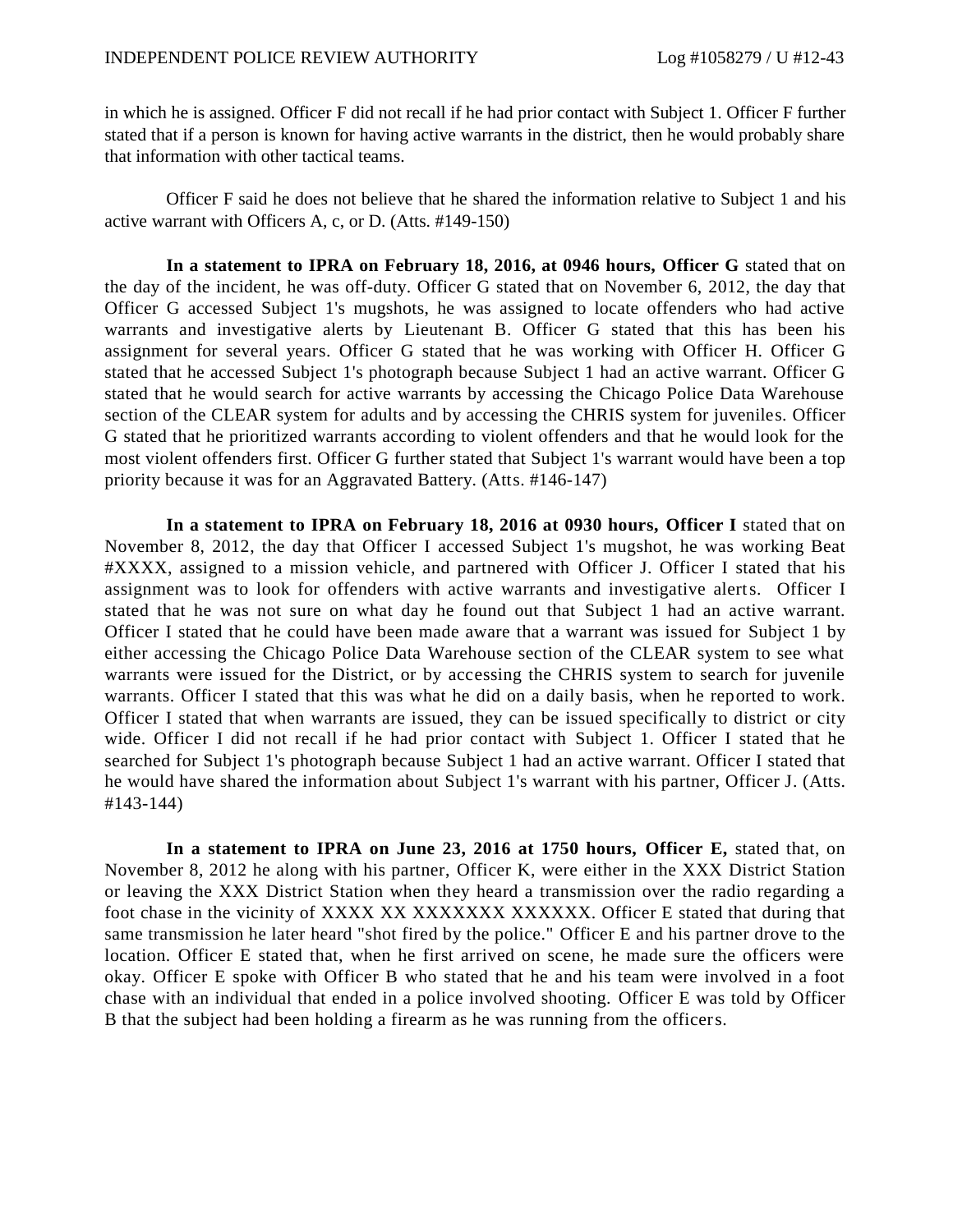in which he is assigned. Officer F did not recall if he had prior contact with Subject 1. Officer F further stated that if a person is known for having active warrants in the district, then he would probably share that information with other tactical teams.

Officer F said he does not believe that he shared the information relative to Subject 1 and his active warrant with Officers A, c, or D. (Atts. #149-150)

**In a statement to IPRA on February 18, 2016, at 0946 hours, Officer G** stated that on the day of the incident, he was off-duty. Officer G stated that on November 6, 2012, the day that Officer G accessed Subject 1's mugshots, he was assigned to locate offenders who had active warrants and investigative alerts by Lieutenant B. Officer G stated that this has been his assignment for several years. Officer G stated that he was working with Officer H. Officer G stated that he accessed Subject 1's photograph because Subject 1 had an active warrant. Officer G stated that he would search for active warrants by accessing the Chicago Police Data Warehouse section of the CLEAR system for adults and by accessing the CHRIS system for juveniles. Officer G stated that he prioritized warrants according to violent offenders and that he would look for the most violent offenders first. Officer G further stated that Subject 1's warrant would have been a top priority because it was for an Aggravated Battery. (Atts. #146-147)

**In a statement to IPRA on February 18, 2016 at 0930 hours, Officer I** stated that on November 8, 2012, the day that Officer I accessed Subject 1's mugshot, he was working Beat #XXXX, assigned to a mission vehicle, and partnered with Officer J. Officer I stated that his assignment was to look for offenders with active warrants and investigative alerts. Officer I stated that he was not sure on what day he found out that Subject 1 had an active warrant. Officer I stated that he could have been made aware that a warrant was issued for Subject 1 by either accessing the Chicago Police Data Warehouse section of the CLEAR system to see what warrants were issued for the District, or by accessing the CHRIS system to search for juvenile warrants. Officer I stated that this was what he did on a daily basis, when he reported to work. Officer I stated that when warrants are issued, they can be issued specifically to district or city wide. Officer I did not recall if he had prior contact with Subject 1. Officer I stated that he searched for Subject 1's photograph because Subject 1 had an active warrant. Officer I stated that he would have shared the information about Subject 1's warrant with his partner, Officer J. (Atts. #143-144)

**In a statement to IPRA on June 23, 2016 at 1750 hours, Officer E,** stated that, on November 8, 2012 he along with his partner, Officer K, were either in the XXX District Station or leaving the XXX District Station when they heard a transmission over the radio regarding a foot chase in the vicinity of XXXX XX XXXXXXX XXXXXX. Officer E stated that during that same transmission he later heard "shot fired by the police." Officer E and his partner drove to the location. Officer E stated that, when he first arrived on scene, he made sure the officers were okay. Officer E spoke with Officer B who stated that he and his team were involved in a foot chase with an individual that ended in a police involved shooting. Officer E was told by Officer B that the subject had been holding a firearm as he was running from the officers.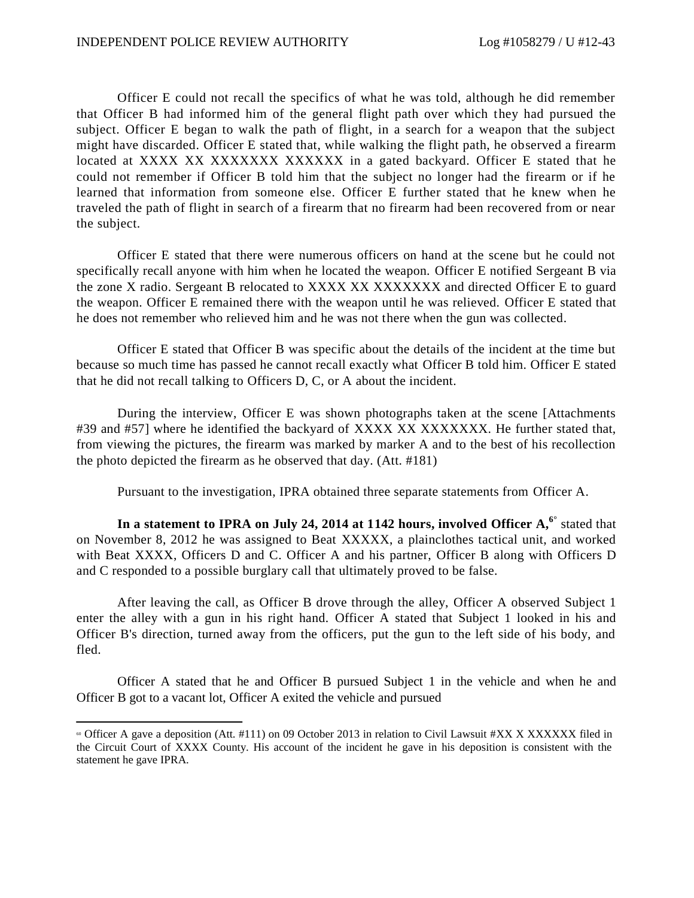Officer E could not recall the specifics of what he was told, although he did remember that Officer B had informed him of the general flight path over which they had pursued the subject. Officer E began to walk the path of flight, in a search for a weapon that the subject might have discarded. Officer E stated that, while walking the flight path, he observed a firearm located at XXXX XX XXXXXXX XXXXXX in a gated backyard. Officer E stated that he could not remember if Officer B told him that the subject no longer had the firearm or if he learned that information from someone else. Officer E further stated that he knew when he traveled the path of flight in search of a firearm that no firearm had been recovered from or near the subject.

Officer E stated that there were numerous officers on hand at the scene but he could not specifically recall anyone with him when he located the weapon. Officer E notified Sergeant B via the zone X radio. Sergeant B relocated to XXXX XX XXXXXXX and directed Officer E to guard the weapon. Officer E remained there with the weapon until he was relieved. Officer E stated that he does not remember who relieved him and he was not there when the gun was collected.

Officer E stated that Officer B was specific about the details of the incident at the time but because so much time has passed he cannot recall exactly what Officer B told him. Officer E stated that he did not recall talking to Officers D, C, or A about the incident.

During the interview, Officer E was shown photographs taken at the scene [Attachments #39 and #57] where he identified the backyard of XXXX XX XXXXXXX. He further stated that, from viewing the pictures, the firearm was marked by marker A and to the best of his recollection the photo depicted the firearm as he observed that day. (Att. #181)

Pursuant to the investigation, IPRA obtained three separate statements from Officer A.

**In a statement to IPRA on July 24, 2014 at 1142 hours, involved Officer A,**[60] stated that on November 8, 2012 he was assigned to Beat XXXXX, a plainclothes tactical unit, and worked with Beat XXXX, Officers D and C. Officer A and his partner, Officer B along with Officers D and C responded to a possible burglary call that ultimately proved to be false.

After leaving the call, as Officer B drove through the alley, Officer A observed Subject 1 enter the alley with a gun in his right hand. Officer A stated that Subject 1 looked in his and Officer B's direction, turned away from the officers, put the gun to the left side of his body, and fled.

Officer A stated that he and Officer B pursued Subject 1 in the vehicle and when he and Officer B got to a vacant lot, Officer A exited the vehicle and pursued

---

[60] Officer A gave a deposition (Att. #111) on 09 October 2013 in relation to Civil Lawsuit #XX X XXXXXX filed in the Circuit Court of XXXX County. His account of the incident he gave in his deposition is consistent with the statement he gave IPRA.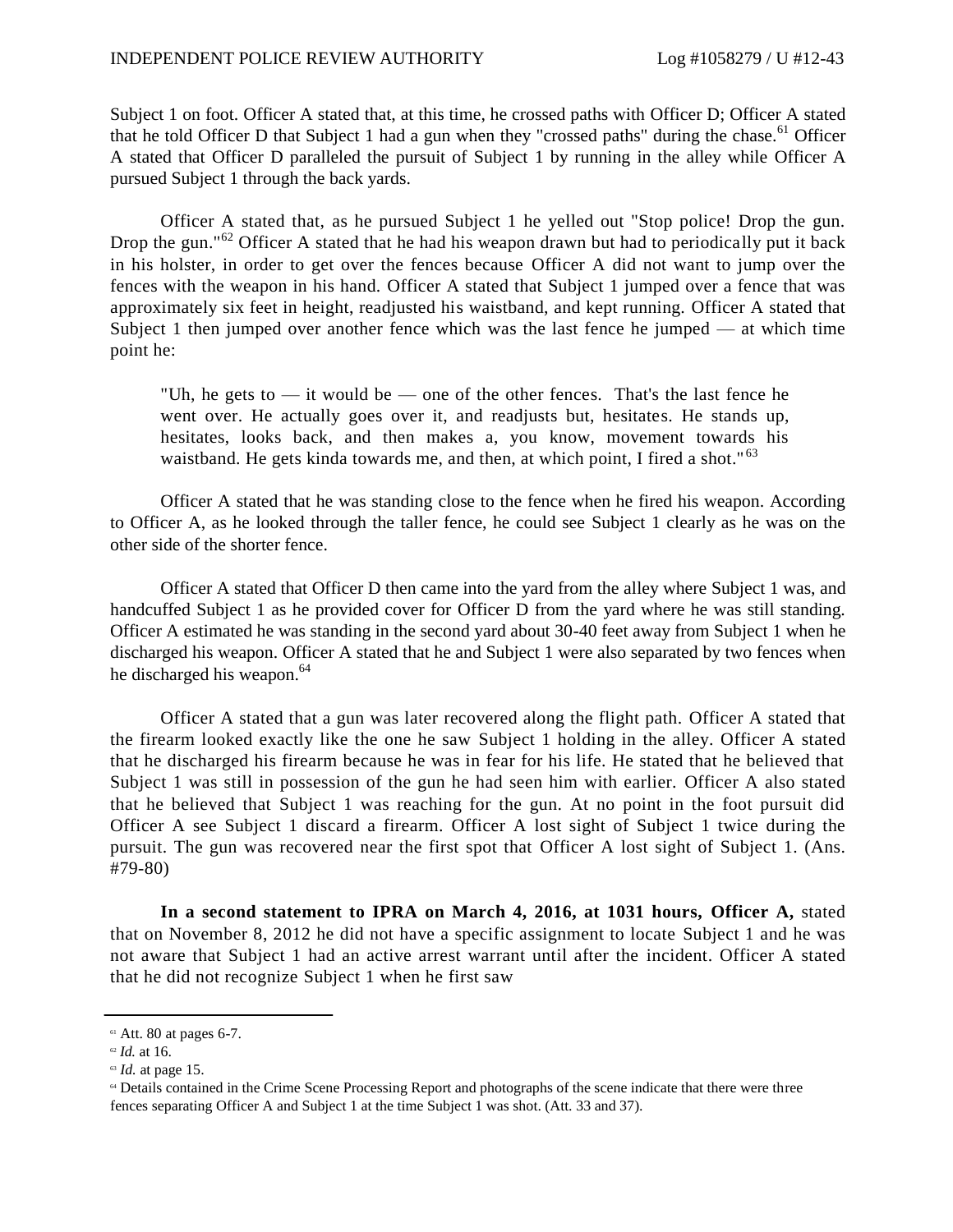Subject 1 on foot. Officer A stated that, at this time, he crossed paths with Officer D; Officer A stated that he told Officer D that Subject 1 had a gun when they "crossed paths" during the chase.[61] Officer A stated that Officer D paralleled the pursuit of Subject 1 by running in the alley while Officer A pursued Subject 1 through the back yards.

Officer A stated that, as he pursued Subject 1 he yelled out "Stop police! Drop the gun. Drop the gun."[62] Officer A stated that he had his weapon drawn but had to periodically put it back in his holster, in order to get over the fences because Officer A did not want to jump over the fences with the weapon in his hand. Officer A stated that Subject 1 jumped over a fence that was approximately six feet in height, readjusted his waistband, and kept running. Officer A stated that Subject 1 then jumped over another fence which was the last fence he jumped — at which time point he:

> "Uh, he gets to — it would be — one of the other fences. That's the last fence he went over. He actually goes over it, and readjusts but, hesitates. He stands up, hesitates, looks back, and then makes a, you know, movement towards his waistband. He gets kinda towards me, and then, at which point, I fired a shot."[63]

Officer A stated that he was standing close to the fence when he fired his weapon. According to Officer A, as he looked through the taller fence, he could see Subject 1 clearly as he was on the other side of the shorter fence.

Officer A stated that Officer D then came into the yard from the alley where Subject 1 was, and handcuffed Subject 1 as he provided cover for Officer D from the yard where he was still standing. Officer A estimated he was standing in the second yard about 30-40 feet away from Subject 1 when he discharged his weapon. Officer A stated that he and Subject 1 were also separated by two fences when he discharged his weapon.[64]

Officer A stated that a gun was later recovered along the flight path. Officer A stated that the firearm looked exactly like the one he saw Subject 1 holding in the alley. Officer A stated that he discharged his firearm because he was in fear for his life. He stated that he believed that Subject 1 was still in possession of the gun he had seen him with earlier. Officer A also stated that he believed that Subject 1 was reaching for the gun. At no point in the foot pursuit did Officer A see Subject 1 discard a firearm. Officer A lost sight of Subject 1 twice during the pursuit. The gun was recovered near the first spot that Officer A lost sight of Subject 1. (Ans. #79-80)

**In a second statement to IPRA on March 4, 2016, at 1031 hours, Officer A,** stated that on November 8, 2012 he did not have a specific assignment to locate Subject 1 and he was not aware that Subject 1 had an active arrest warrant until after the incident. Officer A stated that he did not recognize Subject 1 when he first saw

---

[61] Att. 80 at pages 6-7.

[62] *Id.* at 16.

[63] *Id.* at page 15.

[64] Details contained in the Crime Scene Processing Report and photographs of the scene indicate that there were three fences separating Officer A and Subject 1 at the time Subject 1 was shot. (Att. 33 and 37).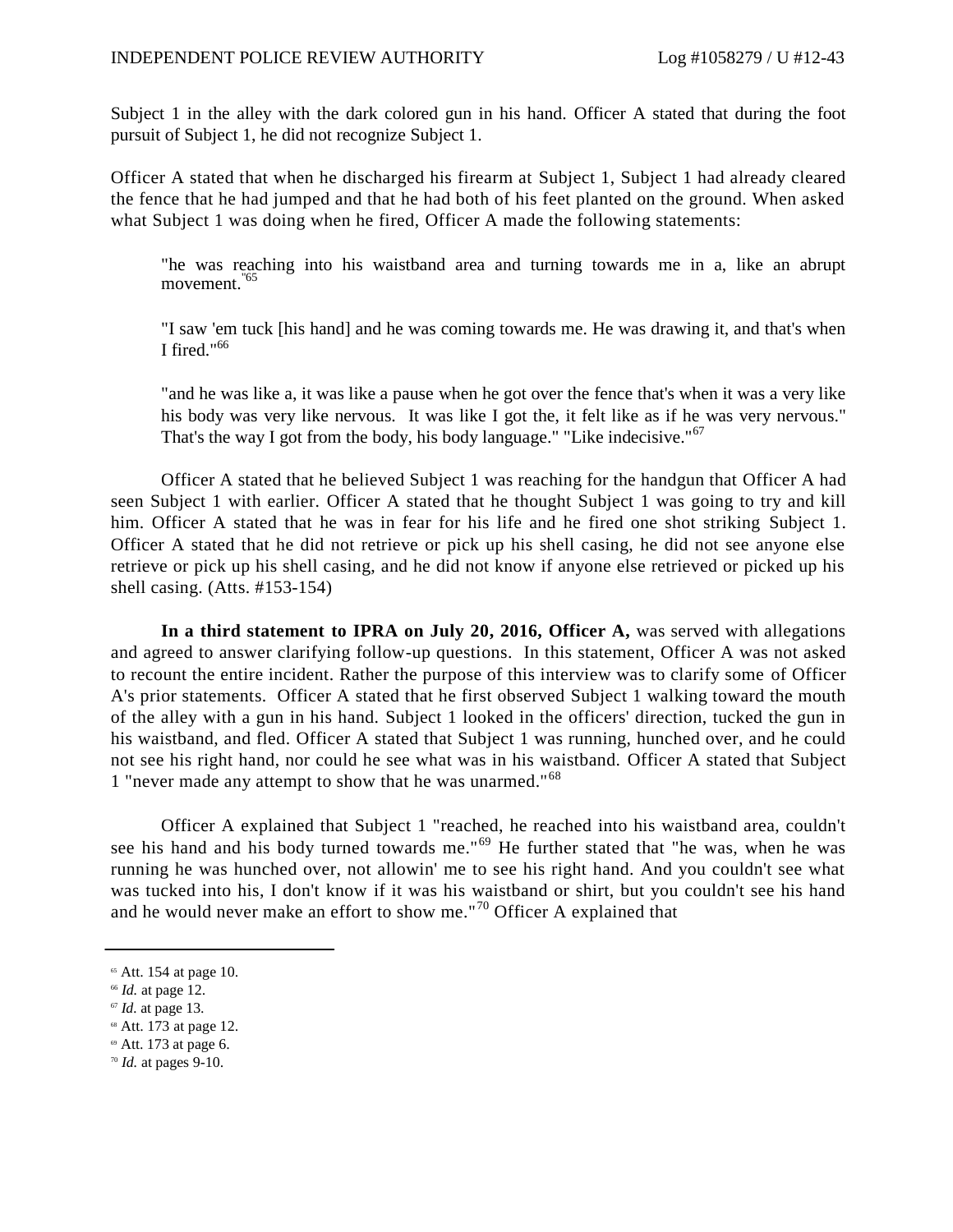Subject 1 in the alley with the dark colored gun in his hand. Officer A stated that during the foot pursuit of Subject 1, he did not recognize Subject 1.

Officer A stated that when he discharged his firearm at Subject 1, Subject 1 had already cleared the fence that he had jumped and that he had both of his feet planted on the ground. When asked what Subject 1 was doing when he fired, Officer A made the following statements:

> "he was reaching into his waistband area and turning towards me in a, like an abrupt movement."[65]
>
> "I saw 'em tuck [his hand] and he was coming towards me. He was drawing it, and that's when I fired."[66]
>
> "and he was like a, it was like a pause when he got over the fence that's when it was a very like his body was very like nervous. It was like I got the, it felt like as if he was very nervous." That's the way I got from the body, his body language." "Like indecisive."[67]

Officer A stated that he believed Subject 1 was reaching for the handgun that Officer A had seen Subject 1 with earlier. Officer A stated that he thought Subject 1 was going to try and kill him. Officer A stated that he was in fear for his life and he fired one shot striking Subject 1. Officer A stated that he did not retrieve or pick up his shell casing, he did not see anyone else retrieve or pick up his shell casing, and he did not know if anyone else retrieved or picked up his shell casing. (Atts. #153-154)

**In a third statement to IPRA on July 20, 2016, Officer A,** was served with allegations and agreed to answer clarifying follow-up questions. In this statement, Officer A was not asked to recount the entire incident. Rather the purpose of this interview was to clarify some of Officer A's prior statements. Officer A stated that he first observed Subject 1 walking toward the mouth of the alley with a gun in his hand. Subject 1 looked in the officers' direction, tucked the gun in his waistband, and fled. Officer A stated that Subject 1 was running, hunched over, and he could not see his right hand, nor could he see what was in his waistband. Officer A stated that Subject 1 "never made any attempt to show that he was unarmed."[68]

Officer A explained that Subject 1 "reached, he reached into his waistband area, couldn't see his hand and his body turned towards me."[69] He further stated that "he was, when he was running he was hunched over, not allowin' me to see his right hand. And you couldn't see what was tucked into his, I don't know if it was his waistband or shirt, but you couldn't see his hand and he would never make an effort to show me."[70] Officer A explained that

---

[65] Att. 154 at page 10.
[66] *Id.* at page 12.
[67] *Id.* at page 13.
[68] Att. 173 at page 12.
[69] Att. 173 at page 6.
[70] *Id.* at pages 9-10.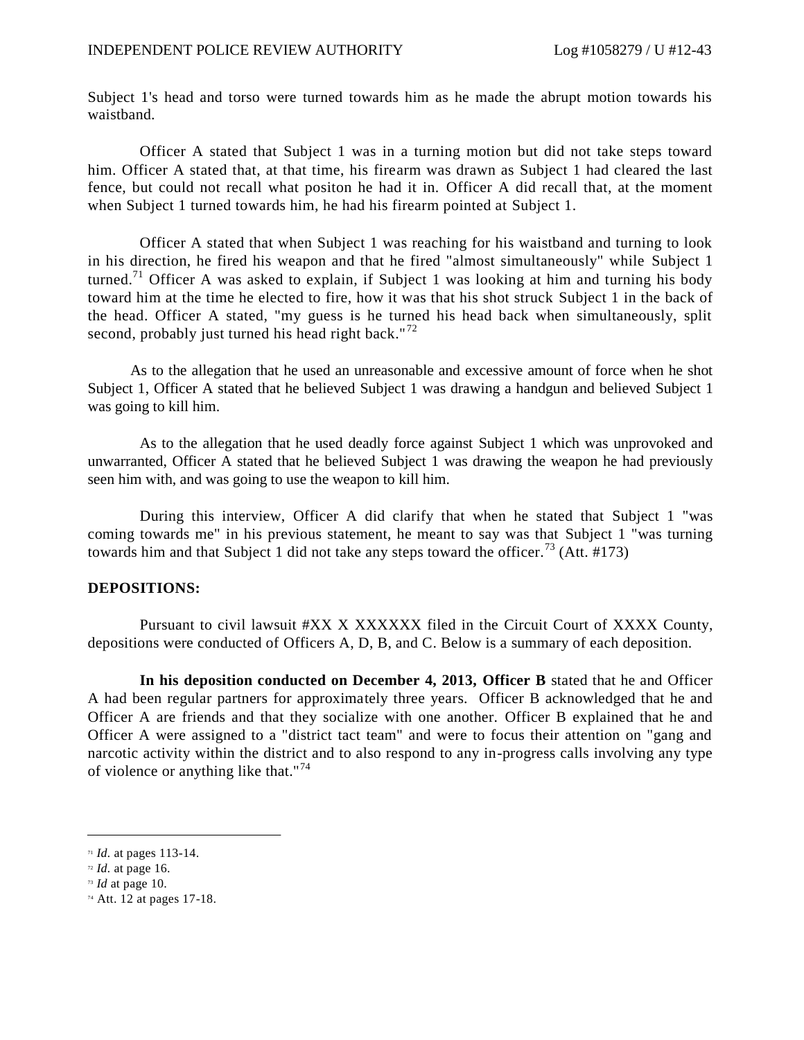Subject 1's head and torso were turned towards him as he made the abrupt motion towards his waistband.

Officer A stated that Subject 1 was in a turning motion but did not take steps toward him. Officer A stated that, at that time, his firearm was drawn as Subject 1 had cleared the last fence, but could not recall what positon he had it in. Officer A did recall that, at the moment when Subject 1 turned towards him, he had his firearm pointed at Subject 1.

Officer A stated that when Subject 1 was reaching for his waistband and turning to look in his direction, he fired his weapon and that he fired "almost simultaneously" while Subject 1 turned.[71] Officer A was asked to explain, if Subject 1 was looking at him and turning his body toward him at the time he elected to fire, how it was that his shot struck Subject 1 in the back of the head. Officer A stated, "my guess is he turned his head back when simultaneously, split second, probably just turned his head right back."[72]

As to the allegation that he used an unreasonable and excessive amount of force when he shot Subject 1, Officer A stated that he believed Subject 1 was drawing a handgun and believed Subject 1 was going to kill him.

As to the allegation that he used deadly force against Subject 1 which was unprovoked and unwarranted, Officer A stated that he believed Subject 1 was drawing the weapon he had previously seen him with, and was going to use the weapon to kill him.

During this interview, Officer A did clarify that when he stated that Subject 1 "was coming towards me" in his previous statement, he meant to say was that Subject 1 "was turning towards him and that Subject 1 did not take any steps toward the officer.[73] (Att. #173)

**DEPOSITIONS:**

Pursuant to civil lawsuit #XX X XXXXXX filed in the Circuit Court of XXXX County, depositions were conducted of Officers A, D, B, and C. Below is a summary of each deposition.

**In his deposition conducted on December 4, 2013, Officer B** stated that he and Officer A had been regular partners for approximately three years. Officer B acknowledged that he and Officer A are friends and that they socialize with one another. Officer B explained that he and Officer A were assigned to a "district tact team" and were to focus their attention on "gang and narcotic activity within the district and to also respond to any in-progress calls involving any type of violence or anything like that."[74]

---

[71] *Id*. at pages 113-14.
[72] *Id*. at page 16.
[73] *Id* at page 10.
[74] Att. 12 at pages 17-18.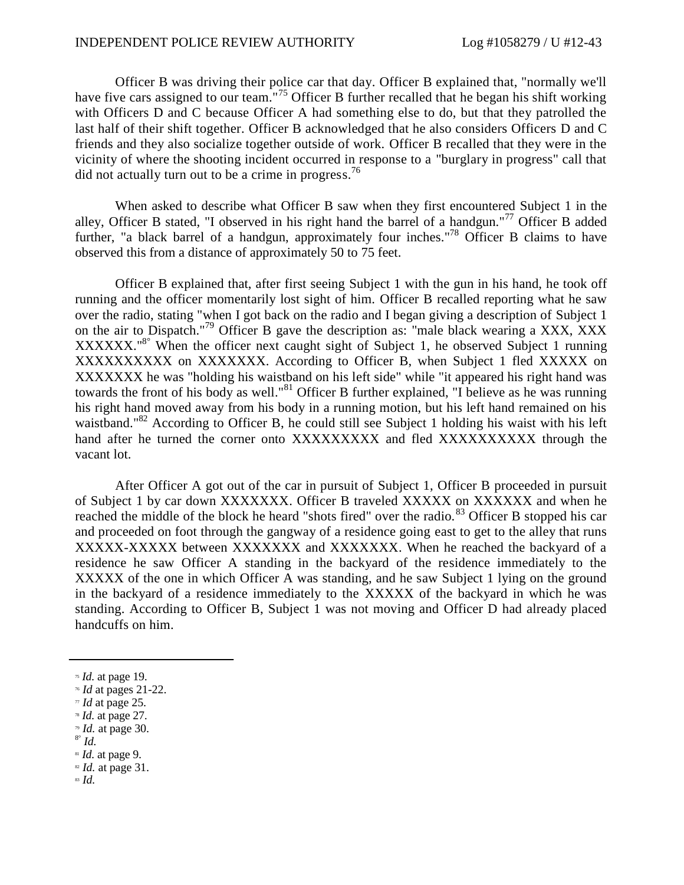Officer B was driving their police car that day. Officer B explained that, "normally we'll have five cars assigned to our team."[75] Officer B further recalled that he began his shift working with Officers D and C because Officer A had something else to do, but that they patrolled the last half of their shift together. Officer B acknowledged that he also considers Officers D and C friends and they also socialize together outside of work. Officer B recalled that they were in the vicinity of where the shooting incident occurred in response to a "burglary in progress" call that did not actually turn out to be a crime in progress.[76]

When asked to describe what Officer B saw when they first encountered Subject 1 in the alley, Officer B stated, "I observed in his right hand the barrel of a handgun."[77] Officer B added further, "a black barrel of a handgun, approximately four inches."[78] Officer B claims to have observed this from a distance of approximately 50 to 75 feet.

Officer B explained that, after first seeing Subject 1 with the gun in his hand, he took off running and the officer momentarily lost sight of him. Officer B recalled reporting what he saw over the radio, stating "when I got back on the radio and I began giving a description of Subject 1 on the air to Dispatch."[79] Officer B gave the description as: "male black wearing a XXX, XXX XXXXXX."[80] When the officer next caught sight of Subject 1, he observed Subject 1 running XXXXXXXXXX on XXXXXXX. According to Officer B, when Subject 1 fled XXXXX on XXXXXXX he was "holding his waistband on his left side" while "it appeared his right hand was towards the front of his body as well."[81] Officer B further explained, "I believe as he was running his right hand moved away from his body in a running motion, but his left hand remained on his waistband."[82] According to Officer B, he could still see Subject 1 holding his waist with his left hand after he turned the corner onto XXXXXXXXX and fled XXXXXXXXXX through the vacant lot.

After Officer A got out of the car in pursuit of Subject 1, Officer B proceeded in pursuit of Subject 1 by car down XXXXXXX. Officer B traveled XXXXX on XXXXXX and when he reached the middle of the block he heard "shots fired" over the radio.[83] Officer B stopped his car and proceeded on foot through the gangway of a residence going east to get to the alley that runs XXXXX-XXXXX between XXXXXXX and XXXXXXX. When he reached the backyard of a residence he saw Officer A standing in the backyard of the residence immediately to the XXXXX of the one in which Officer A was standing, and he saw Subject 1 lying on the ground in the backyard of a residence immediately to the XXXXX of the backyard in which he was standing. According to Officer B, Subject 1 was not moving and Officer D had already placed handcuffs on him.

---

[75] *Id.* at page 19.
[76] *Id* at pages 21-22.
[77] *Id* at page 25.
[78] *Id.* at page 27.
[79] *Id.* at page 30.
[80] *Id.*
[81] *Id.* at page 9.
[82] *Id.* at page 31.
[83] *Id.*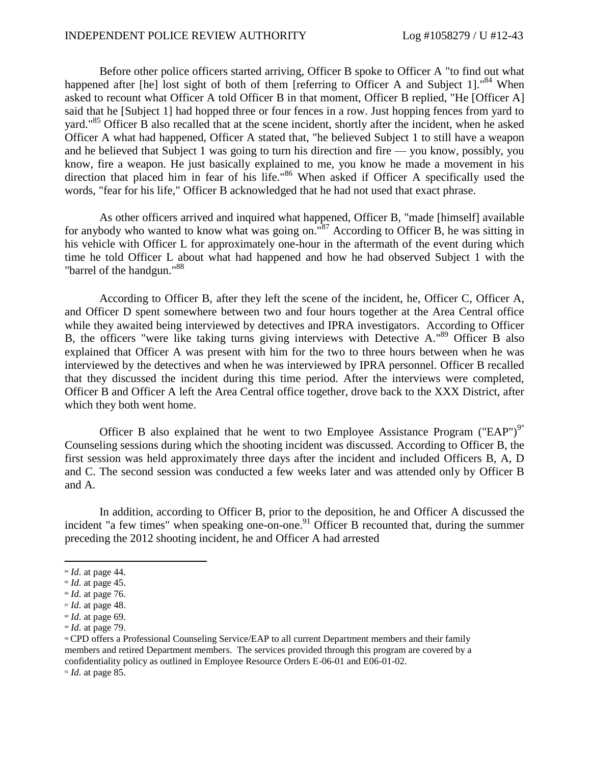Before other police officers started arriving, Officer B spoke to Officer A "to find out what happened after [he] lost sight of both of them [referring to Officer A and Subject 1]."[84] When asked to recount what Officer A told Officer B in that moment, Officer B replied, "He [Officer A] said that he [Subject 1] had hopped three or four fences in a row. Just hopping fences from yard to yard."[85] Officer B also recalled that at the scene incident, shortly after the incident, when he asked Officer A what had happened, Officer A stated that, "he believed Subject 1 to still have a weapon and he believed that Subject 1 was going to turn his direction and fire — you know, possibly, you know, fire a weapon. He just basically explained to me, you know he made a movement in his direction that placed him in fear of his life."[86] When asked if Officer A specifically used the words, "fear for his life," Officer B acknowledged that he had not used that exact phrase.

As other officers arrived and inquired what happened, Officer B, "made [himself] available for anybody who wanted to know what was going on."[87] According to Officer B, he was sitting in his vehicle with Officer L for approximately one-hour in the aftermath of the event during which time he told Officer L about what had happened and how he had observed Subject 1 with the "barrel of the handgun."[88]

According to Officer B, after they left the scene of the incident, he, Officer C, Officer A, and Officer D spent somewhere between two and four hours together at the Area Central office while they awaited being interviewed by detectives and IPRA investigators. According to Officer B, the officers "were like taking turns giving interviews with Detective A."[89] Officer B also explained that Officer A was present with him for the two to three hours between when he was interviewed by the detectives and when he was interviewed by IPRA personnel. Officer B recalled that they discussed the incident during this time period. After the interviews were completed, Officer B and Officer A left the Area Central office together, drove back to the XXX District, after which they both went home.

Officer B also explained that he went to two Employee Assistance Program ("EAP")[90] Counseling sessions during which the shooting incident was discussed. According to Officer B, the first session was held approximately three days after the incident and included Officers B, A, D and C. The second session was conducted a few weeks later and was attended only by Officer B and A.

In addition, according to Officer B, prior to the deposition, he and Officer A discussed the incident "a few times" when speaking one-on-one.[91] Officer B recounted that, during the summer preceding the 2012 shooting incident, he and Officer A had arrested

---

[84] *Id.* at page 44.
[85] *Id.* at page 45.
[86] *Id.* at page 76.
[87] *Id.* at page 48.
[88] *Id.* at page 69.
[89] *Id.* at page 79.
[90] CPD offers a Professional Counseling Service/EAP to all current Department members and their family members and retired Department members. The services provided through this program are covered by a confidentiality policy as outlined in Employee Resource Orders E-06-01 and E06-01-02.
[91] *Id.* at page 85.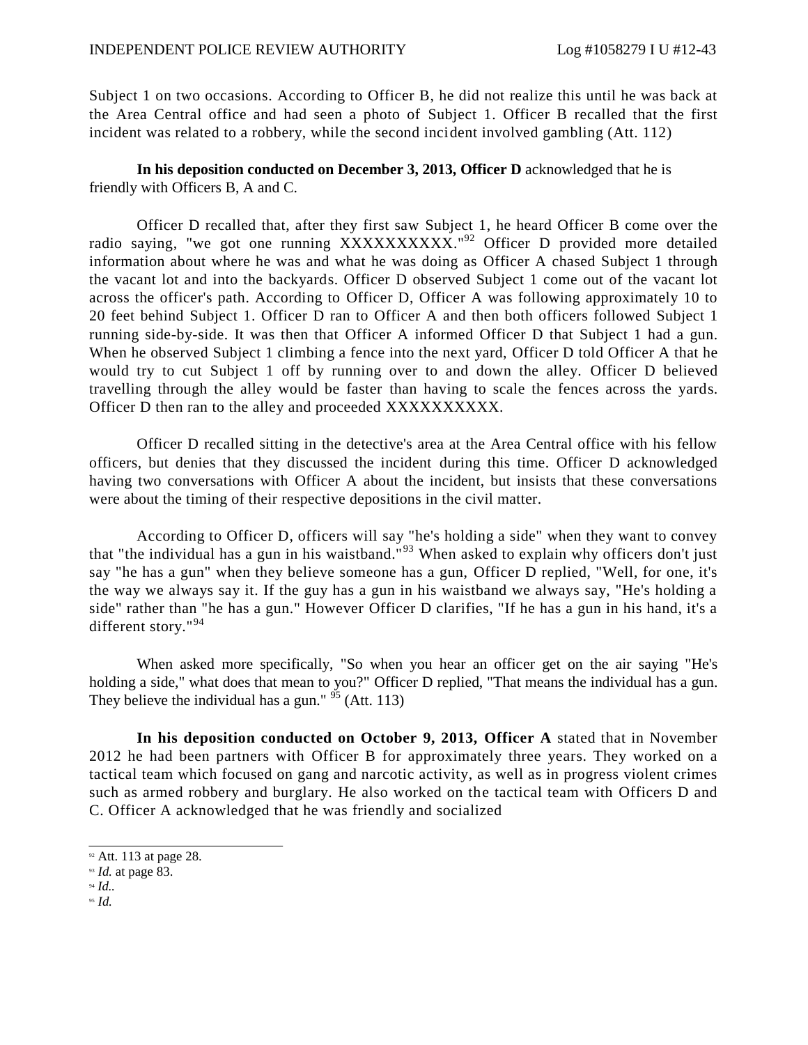Subject 1 on two occasions. According to Officer B, he did not realize this until he was back at the Area Central office and had seen a photo of Subject 1. Officer B recalled that the first incident was related to a robbery, while the second incident involved gambling (Att. 112)

**In his deposition conducted on December 3, 2013, Officer D** acknowledged that he is friendly with Officers B, A and C.

Officer D recalled that, after they first saw Subject 1, he heard Officer B come over the radio saying, "we got one running XXXXXXXXXX."[92] Officer D provided more detailed information about where he was and what he was doing as Officer A chased Subject 1 through the vacant lot and into the backyards. Officer D observed Subject 1 come out of the vacant lot across the officer's path. According to Officer D, Officer A was following approximately 10 to 20 feet behind Subject 1. Officer D ran to Officer A and then both officers followed Subject 1 running side-by-side. It was then that Officer A informed Officer D that Subject 1 had a gun. When he observed Subject 1 climbing a fence into the next yard, Officer D told Officer A that he would try to cut Subject 1 off by running over to and down the alley. Officer D believed travelling through the alley would be faster than having to scale the fences across the yards. Officer D then ran to the alley and proceeded XXXXXXXXXX.

Officer D recalled sitting in the detective's area at the Area Central office with his fellow officers, but denies that they discussed the incident during this time. Officer D acknowledged having two conversations with Officer A about the incident, but insists that these conversations were about the timing of their respective depositions in the civil matter.

According to Officer D, officers will say "he's holding a side" when they want to convey that "the individual has a gun in his waistband."[93] When asked to explain why officers don't just say "he has a gun" when they believe someone has a gun, Officer D replied, "Well, for one, it's the way we always say it. If the guy has a gun in his waistband we always say, "He's holding a side" rather than "he has a gun." However Officer D clarifies, "If he has a gun in his hand, it's a different story."[94]

When asked more specifically, "So when you hear an officer get on the air saying "He's holding a side," what does that mean to you?" Officer D replied, "That means the individual has a gun. They believe the individual has a gun." [95] (Att. 113)

**In his deposition conducted on October 9, 2013, Officer A** stated that in November 2012 he had been partners with Officer B for approximately three years. They worked on a tactical team which focused on gang and narcotic activity, as well as in progress violent crimes such as armed robbery and burglary. He also worked on the tactical team with Officers D and C. Officer A acknowledged that he was friendly and socialized

---

[92] Att. 113 at page 28.

[93] *Id.* at page 83.

[94] *Id.*.

[95] *Id.*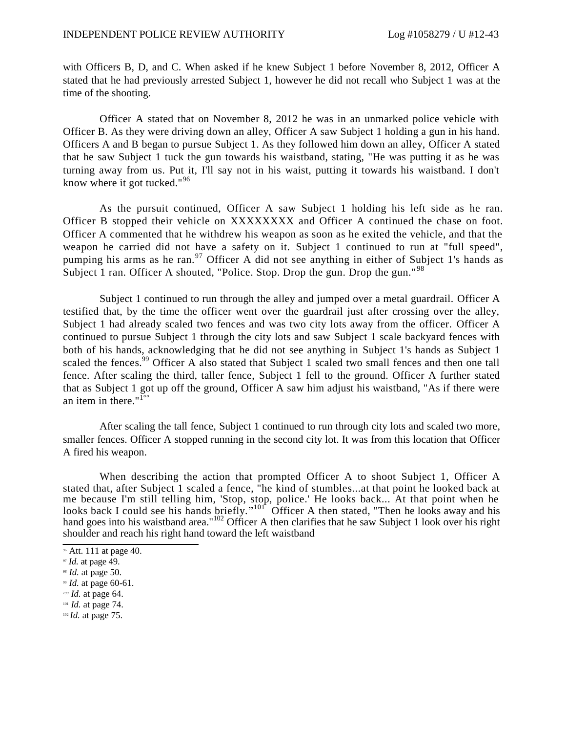with Officers B, D, and C. When asked if he knew Subject 1 before November 8, 2012, Officer A stated that he had previously arrested Subject 1, however he did not recall who Subject 1 was at the time of the shooting.

Officer A stated that on November 8, 2012 he was in an unmarked police vehicle with Officer B. As they were driving down an alley, Officer A saw Subject 1 holding a gun in his hand. Officers A and B began to pursue Subject 1. As they followed him down an alley, Officer A stated that he saw Subject 1 tuck the gun towards his waistband, stating, "He was putting it as he was turning away from us. Put it, I'll say not in his waist, putting it towards his waistband. I don't know where it got tucked."[96]

As the pursuit continued, Officer A saw Subject 1 holding his left side as he ran. Officer B stopped their vehicle on XXXXXXXX and Officer A continued the chase on foot. Officer A commented that he withdrew his weapon as soon as he exited the vehicle, and that the weapon he carried did not have a safety on it. Subject 1 continued to run at "full speed", pumping his arms as he ran.[97] Officer A did not see anything in either of Subject 1's hands as Subject 1 ran. Officer A shouted, "Police. Stop. Drop the gun. Drop the gun."[98]

Subject 1 continued to run through the alley and jumped over a metal guardrail. Officer A testified that, by the time the officer went over the guardrail just after crossing over the alley, Subject 1 had already scaled two fences and was two city lots away from the officer. Officer A continued to pursue Subject 1 through the city lots and saw Subject 1 scale backyard fences with both of his hands, acknowledging that he did not see anything in Subject 1's hands as Subject 1 scaled the fences.[99] Officer A also stated that Subject 1 scaled two small fences and then one tall fence. After scaling the third, taller fence, Subject 1 fell to the ground. Officer A further stated that as Subject 1 got up off the ground, Officer A saw him adjust his waistband, "As if there were an item in there."[100]

After scaling the tall fence, Subject 1 continued to run through city lots and scaled two more, smaller fences. Officer A stopped running in the second city lot. It was from this location that Officer A fired his weapon.

When describing the action that prompted Officer A to shoot Subject 1, Officer A stated that, after Subject 1 scaled a fence, "he kind of stumbles...at that point he looked back at me because I'm still telling him, 'Stop, stop, police.' He looks back... At that point when he looks back I could see his hands briefly."[101] Officer A then stated, "Then he looks away and his hand goes into his waistband area."[102] Officer A then clarifies that he saw Subject 1 look over his right shoulder and reach his right hand toward the left waistband

---

[96] Att. 111 at page 40.
[97] *Id.* at page 49.
[98] *Id.* at page 50.
[99] *Id.* at page 60-61.
[100] *Id.* at page 64.
[101] *Id.* at page 74.
[102] *Id.* at page 75.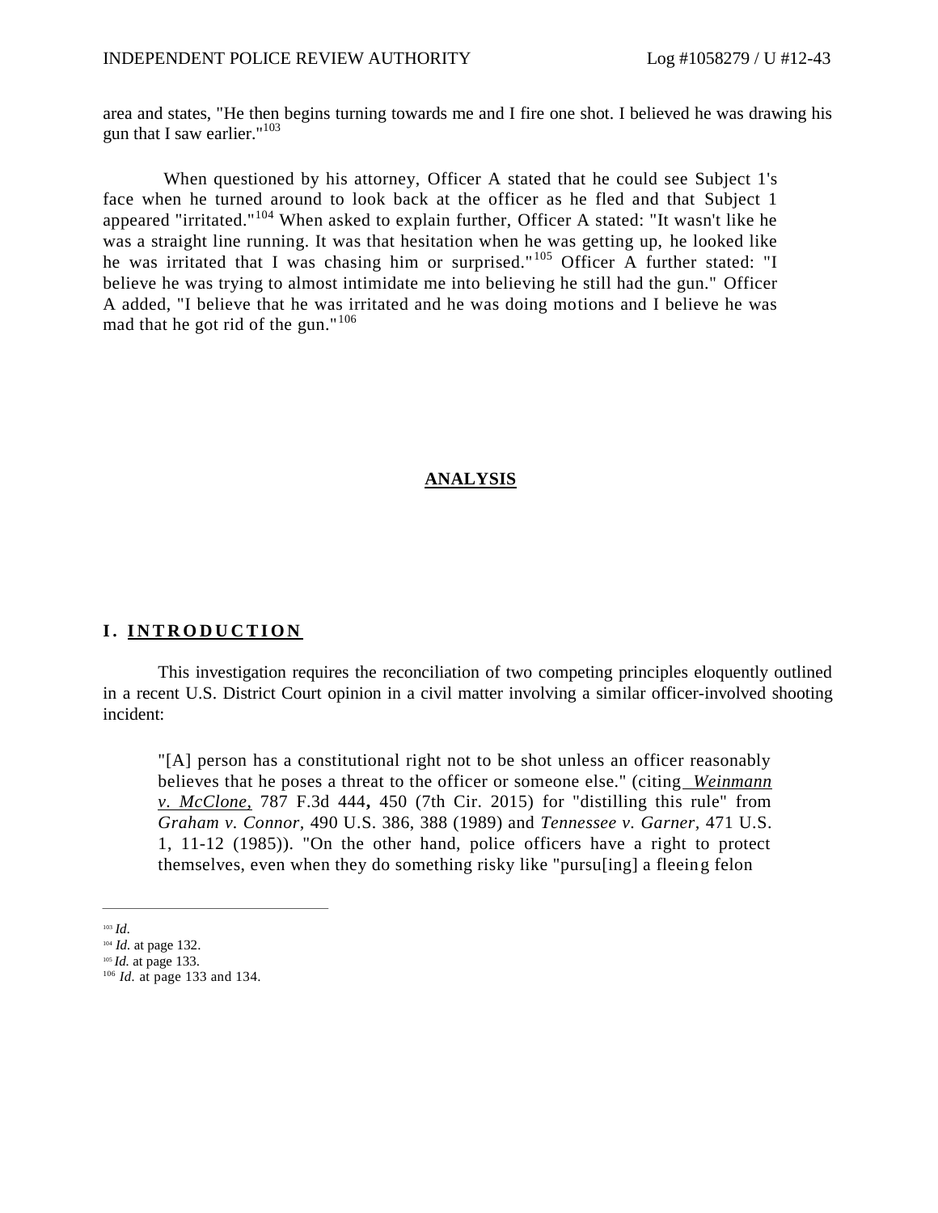area and states, "He then begins turning towards me and I fire one shot. I believed he was drawing his gun that I saw earlier."[103]

When questioned by his attorney, Officer A stated that he could see Subject 1's face when he turned around to look back at the officer as he fled and that Subject 1 appeared "irritated."[104] When asked to explain further, Officer A stated: "It wasn't like he was a straight line running. It was that hesitation when he was getting up, he looked like he was irritated that I was chasing him or surprised."[105] Officer A further stated: "I believe he was trying to almost intimidate me into believing he still had the gun." Officer A added, "I believe that he was irritated and he was doing motions and I believe he was mad that he got rid of the gun."[106]

## ANALYSIS

### I. INTRODUCTION

This investigation requires the reconciliation of two competing principles eloquently outlined in a recent U.S. District Court opinion in a civil matter involving a similar officer-involved shooting incident:

> "[A] person has a constitutional right not to be shot unless an officer reasonably believes that he poses a threat to the officer or someone else." (citing *Weinmann v. McClone,* 787 F.3d 444**,** 450 (7th Cir. 2015) for "distilling this rule" from *Graham v. Connor*, 490 U.S. 386, 388 (1989) and *Tennessee v. Garner*, 471 U.S. 1, 11-12 (1985)). "On the other hand, police officers have a right to protect themselves, even when they do something risky like "pursu[ing] a fleeing felon

---

[103] *Id*.
[104] *Id.* at page 132.
[105] *Id.* at page 133.
[106] *Id.* at page 133 and 134.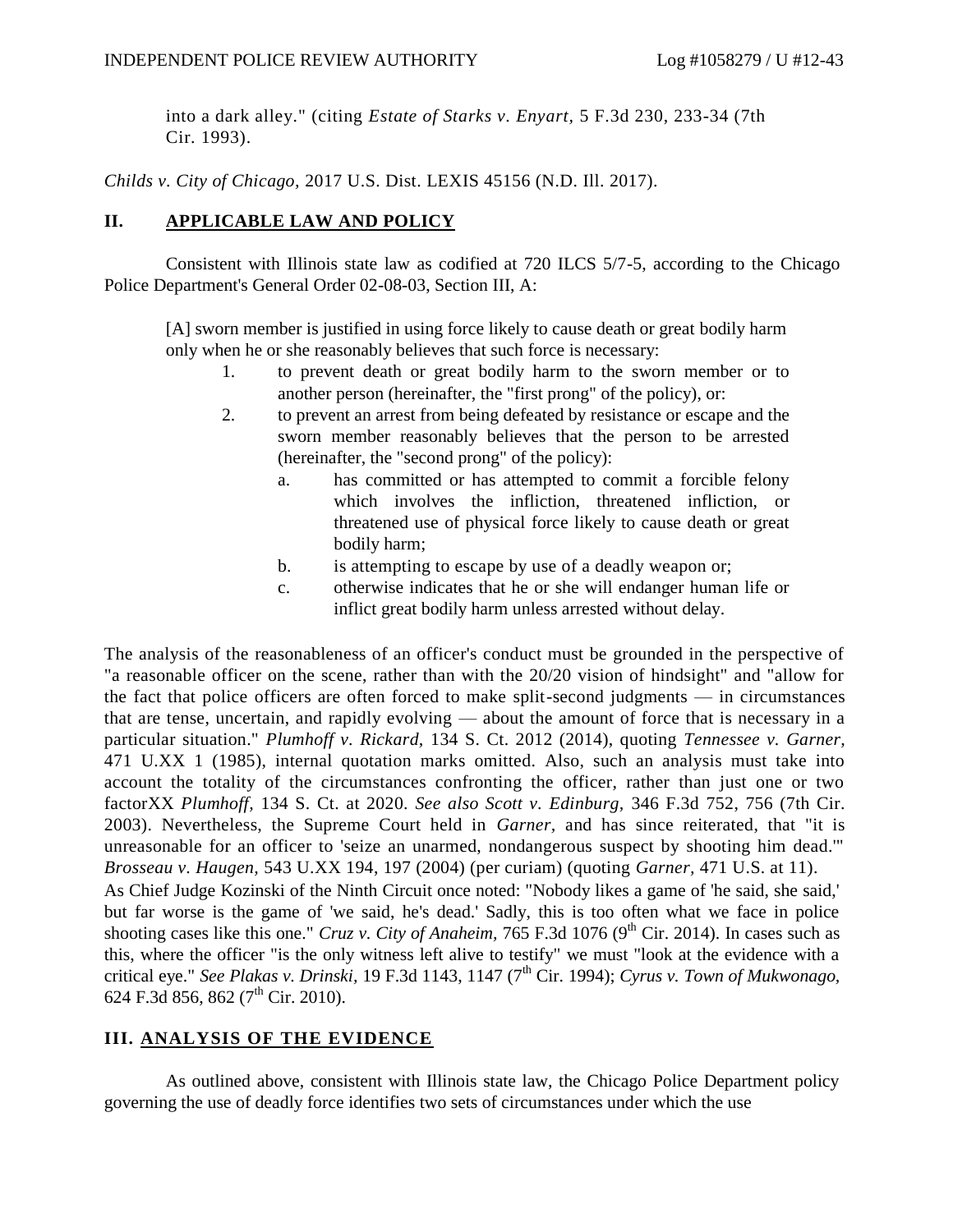into a dark alley." (citing *Estate of Starks v. Enyart,* 5 F.3d 230, 233-34 (7th Cir. 1993).

*Childs v. City of Chicago,* 2017 U.S. Dist. LEXIS 45156 (N.D. Ill. 2017).

## II. APPLICABLE LAW AND POLICY

Consistent with Illinois state law as codified at 720 ILCS 5/7-5, according to the Chicago Police Department's General Order 02-08-03, Section III, A:

> [A] sworn member is justified in using force likely to cause death or great bodily harm only when he or she reasonably believes that such force is necessary:
>
> 1. to prevent death or great bodily harm to the sworn member or to another person (hereinafter, the "first prong" of the policy), or:
> 2. to prevent an arrest from being defeated by resistance or escape and the sworn member reasonably believes that the person to be arrested (hereinafter, the "second prong" of the policy):
>    a. has committed or has attempted to commit a forcible felony which involves the infliction, threatened infliction, or threatened use of physical force likely to cause death or great bodily harm;
>    b. is attempting to escape by use of a deadly weapon or;
>    c. otherwise indicates that he or she will endanger human life or inflict great bodily harm unless arrested without delay.

The analysis of the reasonableness of an officer's conduct must be grounded in the perspective of "a reasonable officer on the scene, rather than with the 20/20 vision of hindsight" and "allow for the fact that police officers are often forced to make split-second judgments — in circumstances that are tense, uncertain, and rapidly evolving — about the amount of force that is necessary in a particular situation." *Plumhoff v. Rickard,* 134 S. Ct. 2012 (2014), quoting *Tennessee v. Garner,* 471 U.XX 1 (1985), internal quotation marks omitted. Also, such an analysis must take into account the totality of the circumstances confronting the officer, rather than just one or two factorXX *Plumhoff,* 134 S. Ct. at 2020. *See also Scott v. Edinburg,* 346 F.3d 752, 756 (7th Cir. 2003). Nevertheless, the Supreme Court held in *Garner,* and has since reiterated, that "it is unreasonable for an officer to 'seize an unarmed, nondangerous suspect by shooting him dead.'" *Brosseau v. Haugen,* 543 U.XX 194, 197 (2004) (per curiam) (quoting *Garner,* 471 U.S. at 11).
As Chief Judge Kozinski of the Ninth Circuit once noted: "Nobody likes a game of 'he said, she said,' but far worse is the game of 'we said, he's dead.' Sadly, this is too often what we face in police shooting cases like this one." *Cruz v. City of Anaheim,* 765 F.3d 1076 (9th Cir. 2014). In cases such as this, where the officer "is the only witness left alive to testify" we must "look at the evidence with a critical eye." *See Plakas v. Drinski,* 19 F.3d 1143, 1147 (7th Cir. 1994); *Cyrus v. Town of Mukwonago,* 624 F.3d 856, 862 (7th Cir. 2010).

## III. ANALYSIS OF THE EVIDENCE

As outlined above, consistent with Illinois state law, the Chicago Police Department policy governing the use of deadly force identifies two sets of circumstances under which the use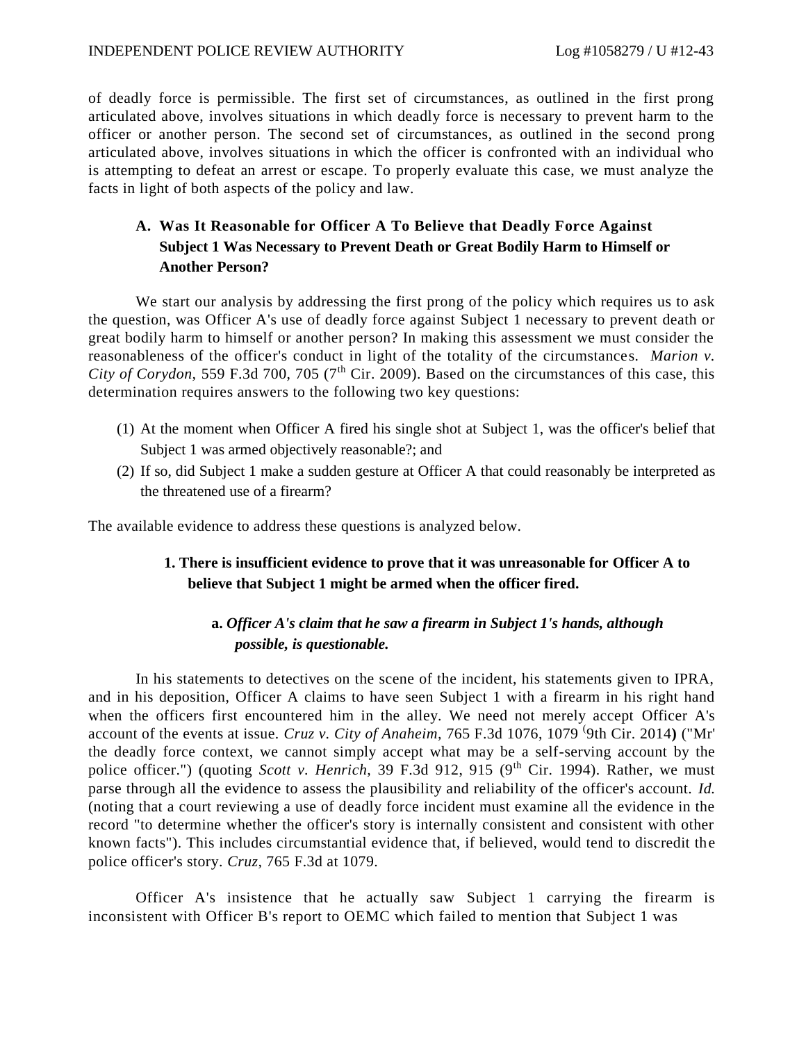of deadly force is permissible. The first set of circumstances, as outlined in the first prong articulated above, involves situations in which deadly force is necessary to prevent harm to the officer or another person. The second set of circumstances, as outlined in the second prong articulated above, involves situations in which the officer is confronted with an individual who is attempting to defeat an arrest or escape. To properly evaluate this case, we must analyze the facts in light of both aspects of the policy and law.

### A. Was It Reasonable for Officer A To Believe that Deadly Force Against Subject 1 Was Necessary to Prevent Death or Great Bodily Harm to Himself or Another Person?

We start our analysis by addressing the first prong of the policy which requires us to ask the question, was Officer A's use of deadly force against Subject 1 necessary to prevent death or great bodily harm to himself or another person? In making this assessment we must consider the reasonableness of the officer's conduct in light of the totality of the circumstances. *Marion v. City of Corydon*, 559 F.3d 700, 705 (7th Cir. 2009). Based on the circumstances of this case, this determination requires answers to the following two key questions:

(1) At the moment when Officer A fired his single shot at Subject 1, was the officer's belief that Subject 1 was armed objectively reasonable?; and
(2) If so, did Subject 1 make a sudden gesture at Officer A that could reasonably be interpreted as the threatened use of a firearm?

The available evidence to address these questions is analyzed below.

#### 1. There is insufficient evidence to prove that it was unreasonable for Officer A to believe that Subject 1 might be armed when the officer fired.

##### a. *Officer A's claim that he saw a firearm in Subject 1's hands, although possible, is questionable.*

In his statements to detectives on the scene of the incident, his statements given to IPRA, and in his deposition, Officer A claims to have seen Subject 1 with a firearm in his right hand when the officers first encountered him in the alley. We need not merely accept Officer A's account of the events at issue. *Cruz v. City of Anaheim*, 765 F.3d 1076, 1079 (9th Cir. 2014) ("Mr' the deadly force context, we cannot simply accept what may be a self-serving account by the police officer.") (quoting *Scott v. Henrich*, 39 F.3d 912, 915 (9th Cir. 1994). Rather, we must parse through all the evidence to assess the plausibility and reliability of the officer's account. *Id.* (noting that a court reviewing a use of deadly force incident must examine all the evidence in the record "to determine whether the officer's story is internally consistent and consistent with other known facts"). This includes circumstantial evidence that, if believed, would tend to discredit the police officer's story. *Cruz*, 765 F.3d at 1079.

Officer A's insistence that he actually saw Subject 1 carrying the firearm is inconsistent with Officer B's report to OEMC which failed to mention that Subject 1 was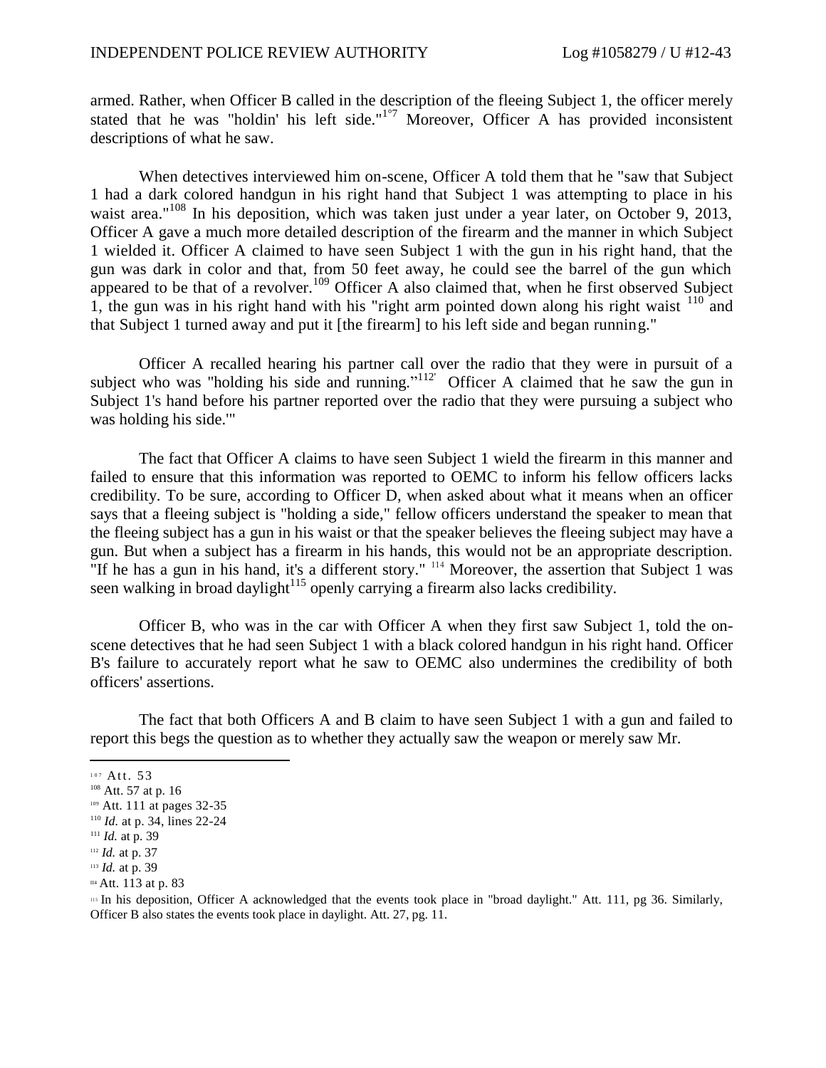armed. Rather, when Officer B called in the description of the fleeing Subject 1, the officer merely stated that he was "holdin' his left side."[107] Moreover, Officer A has provided inconsistent descriptions of what he saw.

When detectives interviewed him on-scene, Officer A told them that he "saw that Subject 1 had a dark colored handgun in his right hand that Subject 1 was attempting to place in his waist area."[108] In his deposition, which was taken just under a year later, on October 9, 2013, Officer A gave a much more detailed description of the firearm and the manner in which Subject 1 wielded it. Officer A claimed to have seen Subject 1 with the gun in his right hand, that the gun was dark in color and that, from 50 feet away, he could see the barrel of the gun which appeared to be that of a revolver.[109] Officer A also claimed that, when he first observed Subject 1, the gun was in his right hand with his "right arm pointed down along his right waist [110] and that Subject 1 turned away and put it [the firearm] to his left side and began running."

Officer A recalled hearing his partner call over the radio that they were in pursuit of a subject who was "holding his side and running."[112] Officer A claimed that he saw the gun in Subject 1's hand before his partner reported over the radio that they were pursuing a subject who was holding his side.'"

The fact that Officer A claims to have seen Subject 1 wield the firearm in this manner and failed to ensure that this information was reported to OEMC to inform his fellow officers lacks credibility. To be sure, according to Officer D, when asked about what it means when an officer says that a fleeing subject is "holding a side," fellow officers understand the speaker to mean that the fleeing subject has a gun in his waist or that the speaker believes the fleeing subject may have a gun. But when a subject has a firearm in his hands, this would not be an appropriate description. "If he has a gun in his hand, it's a different story." [114] Moreover, the assertion that Subject 1 was seen walking in broad daylight[115] openly carrying a firearm also lacks credibility.

Officer B, who was in the car with Officer A when they first saw Subject 1, told the on-scene detectives that he had seen Subject 1 with a black colored handgun in his right hand. Officer B's failure to accurately report what he saw to OEMC also undermines the credibility of both officers' assertions.

The fact that both Officers A and B claim to have seen Subject 1 with a gun and failed to report this begs the question as to whether they actually saw the weapon or merely saw Mr.

---

[107] Att. 53

[108] Att. 57 at p. 16

[109] Att. 111 at pages 32-35

[110] *Id.* at p. 34, lines 22-24

[111] *Id.* at p. 39

[112] *Id.* at p. 37

[113] *Id.* at p. 39

[114] Att. 113 at p. 83

[115] In his deposition, Officer A acknowledged that the events took place in "broad daylight." Att. 111, pg 36. Similarly, Officer B also states the events took place in daylight. Att. 27, pg. 11.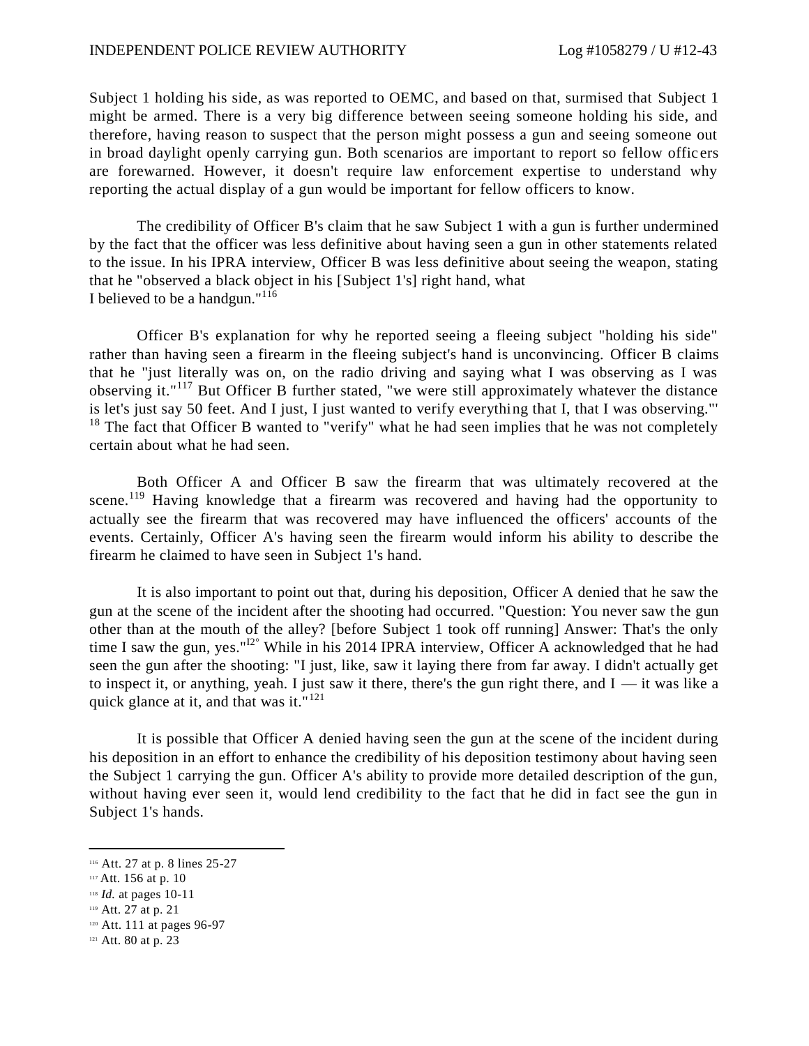Subject 1 holding his side, as was reported to OEMC, and based on that, surmised that Subject 1 might be armed. There is a very big difference between seeing someone holding his side, and therefore, having reason to suspect that the person might possess a gun and seeing someone out in broad daylight openly carrying gun. Both scenarios are important to report so fellow officers are forewarned. However, it doesn't require law enforcement expertise to understand why reporting the actual display of a gun would be important for fellow officers to know.

The credibility of Officer B's claim that he saw Subject 1 with a gun is further undermined by the fact that the officer was less definitive about having seen a gun in other statements related to the issue. In his IPRA interview, Officer B was less definitive about seeing the weapon, stating that he "observed a black object in his [Subject 1's] right hand, what I believed to be a handgun."[116]

Officer B's explanation for why he reported seeing a fleeing subject "holding his side" rather than having seen a firearm in the fleeing subject's hand is unconvincing. Officer B claims that he "just literally was on, on the radio driving and saying what I was observing as I was observing it."[117] But Officer B further stated, "we were still approximately whatever the distance is let's just say 50 feet. And I just, I just wanted to verify everything that I, that I was observing."[118] The fact that Officer B wanted to "verify" what he had seen implies that he was not completely certain about what he had seen.

Both Officer A and Officer B saw the firearm that was ultimately recovered at the scene.[119] Having knowledge that a firearm was recovered and having had the opportunity to actually see the firearm that was recovered may have influenced the officers' accounts of the events. Certainly, Officer A's having seen the firearm would inform his ability to describe the firearm he claimed to have seen in Subject 1's hand.

It is also important to point out that, during his deposition, Officer A denied that he saw the gun at the scene of the incident after the shooting had occurred. "Question: You never saw the gun other than at the mouth of the alley? [before Subject 1 took off running] Answer: That's the only time I saw the gun, yes."[120] While in his 2014 IPRA interview, Officer A acknowledged that he had seen the gun after the shooting: "I just, like, saw it laying there from far away. I didn't actually get to inspect it, or anything, yeah. I just saw it there, there's the gun right there, and I — it was like a quick glance at it, and that was it."[121]

It is possible that Officer A denied having seen the gun at the scene of the incident during his deposition in an effort to enhance the credibility of his deposition testimony about having seen the Subject 1 carrying the gun. Officer A's ability to provide more detailed description of the gun, without having ever seen it, would lend credibility to the fact that he did in fact see the gun in Subject 1's hands.

---

[116] Att. 27 at p. 8 lines 25-27

[117] Att. 156 at p. 10

[118] *Id.* at pages 10-11

[119] Att. 27 at p. 21

[120] Att. 111 at pages 96-97

[121] Att. 80 at p. 23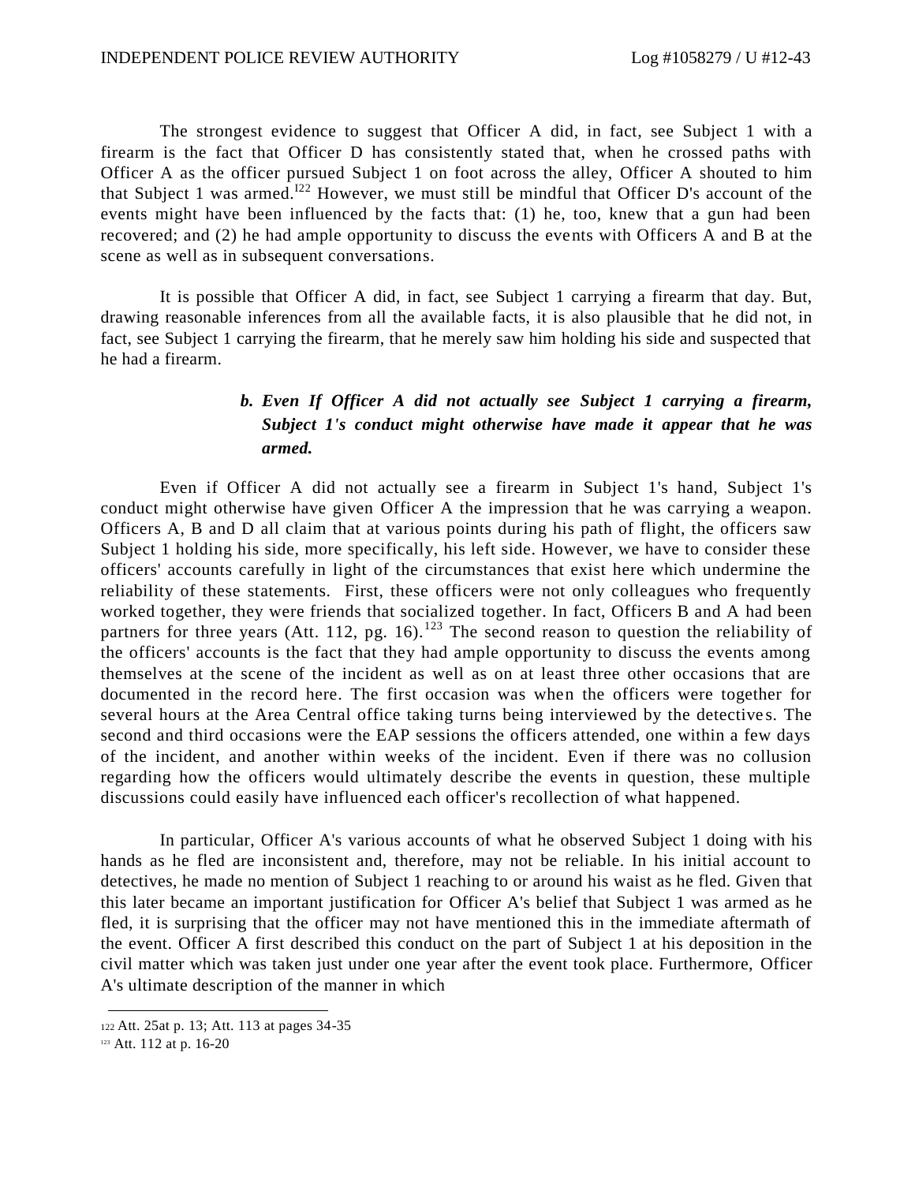The strongest evidence to suggest that Officer A did, in fact, see Subject 1 with a firearm is the fact that Officer D has consistently stated that, when he crossed paths with Officer A as the officer pursued Subject 1 on foot across the alley, Officer A shouted to him that Subject 1 was armed.[122] However, we must still be mindful that Officer D's account of the events might have been influenced by the facts that: (1) he, too, knew that a gun had been recovered; and (2) he had ample opportunity to discuss the events with Officers A and B at the scene as well as in subsequent conversations.

It is possible that Officer A did, in fact, see Subject 1 carrying a firearm that day. But, drawing reasonable inferences from all the available facts, it is also plausible that he did not, in fact, see Subject 1 carrying the firearm, that he merely saw him holding his side and suspected that he had a firearm.

***b. Even If Officer A did not actually see Subject 1 carrying a firearm, Subject 1's conduct might otherwise have made it appear that he was armed.***

Even if Officer A did not actually see a firearm in Subject 1's hand, Subject 1's conduct might otherwise have given Officer A the impression that he was carrying a weapon. Officers A, B and D all claim that at various points during his path of flight, the officers saw Subject 1 holding his side, more specifically, his left side. However, we have to consider these officers' accounts carefully in light of the circumstances that exist here which undermine the reliability of these statements. First, these officers were not only colleagues who frequently worked together, they were friends that socialized together. In fact, Officers B and A had been partners for three years (Att. 112, pg. 16).[123] The second reason to question the reliability of the officers' accounts is the fact that they had ample opportunity to discuss the events among themselves at the scene of the incident as well as on at least three other occasions that are documented in the record here. The first occasion was when the officers were together for several hours at the Area Central office taking turns being interviewed by the detectives. The second and third occasions were the EAP sessions the officers attended, one within a few days of the incident, and another within weeks of the incident. Even if there was no collusion regarding how the officers would ultimately describe the events in question, these multiple discussions could easily have influenced each officer's recollection of what happened.

In particular, Officer A's various accounts of what he observed Subject 1 doing with his hands as he fled are inconsistent and, therefore, may not be reliable. In his initial account to detectives, he made no mention of Subject 1 reaching to or around his waist as he fled. Given that this later became an important justification for Officer A's belief that Subject 1 was armed as he fled, it is surprising that the officer may not have mentioned this in the immediate aftermath of the event. Officer A first described this conduct on the part of Subject 1 at his deposition in the civil matter which was taken just under one year after the event took place. Furthermore, Officer A's ultimate description of the manner in which

---

[122] Att. 25at p. 13; Att. 113 at pages 34-35

[123] Att. 112 at p. 16-20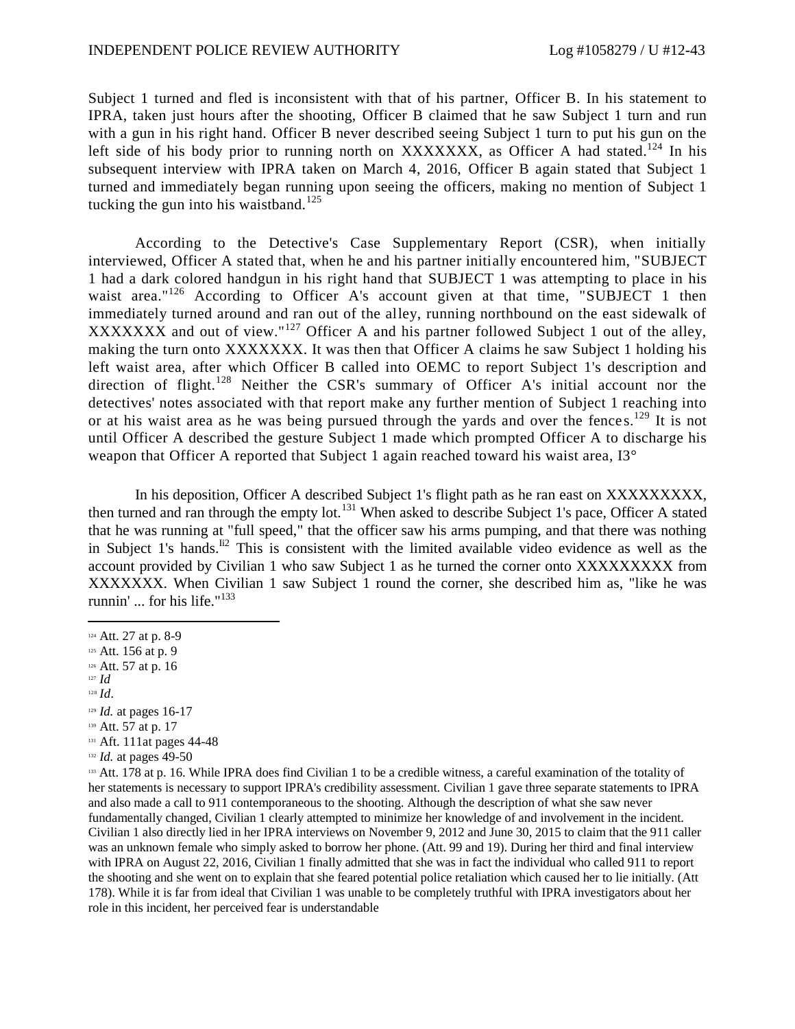Subject 1 turned and fled is inconsistent with that of his partner, Officer B. In his statement to IPRA, taken just hours after the shooting, Officer B claimed that he saw Subject 1 turn and run with a gun in his right hand. Officer B never described seeing Subject 1 turn to put his gun on the left side of his body prior to running north on XXXXXXX, as Officer A had stated.[124] In his subsequent interview with IPRA taken on March 4, 2016, Officer B again stated that Subject 1 turned and immediately began running upon seeing the officers, making no mention of Subject 1 tucking the gun into his waistband.[125]

According to the Detective's Case Supplementary Report (CSR), when initially interviewed, Officer A stated that, when he and his partner initially encountered him, "SUBJECT 1 had a dark colored handgun in his right hand that SUBJECT 1 was attempting to place in his waist area."[126] According to Officer A's account given at that time, "SUBJECT 1 then immediately turned around and ran out of the alley, running northbound on the east sidewalk of XXXXXXX and out of view."[127] Officer A and his partner followed Subject 1 out of the alley, making the turn onto XXXXXXX. It was then that Officer A claims he saw Subject 1 holding his left waist area, after which Officer B called into OEMC to report Subject 1's description and direction of flight.[128] Neither the CSR's summary of Officer A's initial account nor the detectives' notes associated with that report make any further mention of Subject 1 reaching into or at his waist area as he was being pursued through the yards and over the fences.[129] It is not until Officer A described the gesture Subject 1 made which prompted Officer A to discharge his weapon that Officer A reported that Subject 1 again reached toward his waist area, I3°

In his deposition, Officer A described Subject 1's flight path as he ran east on XXXXXXXXX, then turned and ran through the empty lot.[131] When asked to describe Subject 1's pace, Officer A stated that he was running at "full speed," that the officer saw his arms pumping, and that there was nothing in Subject 1's hands.[li2] This is consistent with the limited available video evidence as well as the account provided by Civilian 1 who saw Subject 1 as he turned the corner onto XXXXXXXXX from XXXXXXX. When Civilian 1 saw Subject 1 round the corner, she described him as, "like he was runnin' ... for his life."[133]

---

[124] Att. 27 at p. 8-9
[125] Att. 156 at p. 9
[126] Att. 57 at p. 16
[127] *Id*
[128] *Id*.
[129] *Id.* at pages 16-17
[139] Att. 57 at p. 17
[131] Aft. 111at pages 44-48
[132] *Id.* at pages 49-50
[133] Att. 178 at p. 16. While IPRA does find Civilian 1 to be a credible witness, a careful examination of the totality of her statements is necessary to support IPRA's credibility assessment. Civilian 1 gave three separate statements to IPRA and also made a call to 911 contemporaneous to the shooting. Although the description of what she saw never fundamentally changed, Civilian 1 clearly attempted to minimize her knowledge of and involvement in the incident. Civilian 1 also directly lied in her IPRA interviews on November 9, 2012 and June 30, 2015 to claim that the 911 caller was an unknown female who simply asked to borrow her phone. (Att. 99 and 19). During her third and final interview with IPRA on August 22, 2016, Civilian 1 finally admitted that she was in fact the individual who called 911 to report the shooting and she went on to explain that she feared potential police retaliation which caused her to lie initially. (Att 178). While it is far from ideal that Civilian 1 was unable to be completely truthful with IPRA investigators about her role in this incident, her perceived fear is understandable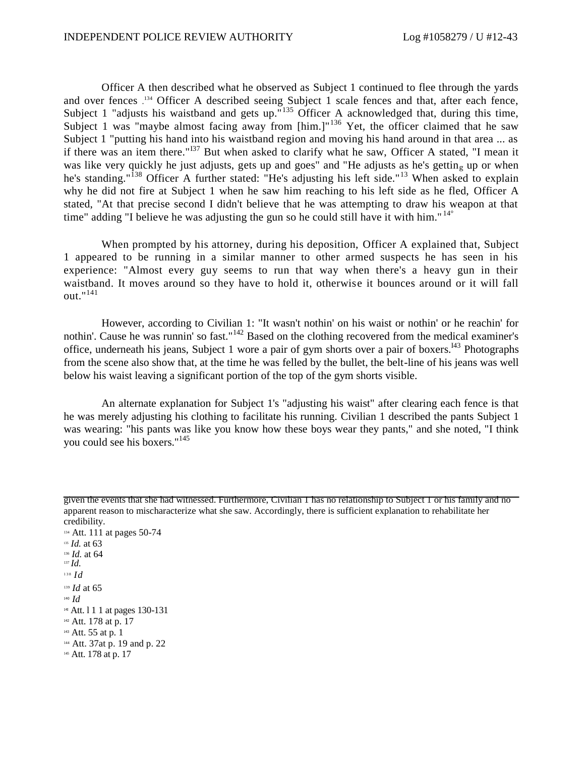Officer A then described what he observed as Subject 1 continued to flee through the yards and over fences .[134] Officer A described seeing Subject 1 scale fences and that, after each fence, Subject 1 "adjusts his waistband and gets up."[135] Officer A acknowledged that, during this time, Subject 1 was "maybe almost facing away from [him.]"[136] Yet, the officer claimed that he saw Subject 1 "putting his hand into his waistband region and moving his hand around in that area ... as if there was an item there."[137] But when asked to clarify what he saw, Officer A stated, "I mean it was like very quickly he just adjusts, gets up and goes" and "He adjusts as he's getting up or when he's standing."[138] Officer A further stated: "He's adjusting his left side."[139] When asked to explain why he did not fire at Subject 1 when he saw him reaching to his left side as he fled, Officer A stated, "At that precise second I didn't believe that he was attempting to draw his weapon at that time" adding "I believe he was adjusting the gun so he could still have it with him."[140]

When prompted by his attorney, during his deposition, Officer A explained that, Subject 1 appeared to be running in a similar manner to other armed suspects he has seen in his experience: "Almost every guy seems to run that way when there's a heavy gun in their waistband. It moves around so they have to hold it, otherwise it bounces around or it will fall out."[141]

However, according to Civilian 1: "It wasn't nothin' on his waist or nothin' or he reachin' for nothin'. Cause he was runnin' so fast."[142] Based on the clothing recovered from the medical examiner's office, underneath his jeans, Subject 1 wore a pair of gym shorts over a pair of boxers.[143] Photographs from the scene also show that, at the time he was felled by the bullet, the belt-line of his jeans was well below his waist leaving a significant portion of the top of the gym shorts visible.

An alternate explanation for Subject 1's "adjusting his waist" after clearing each fence is that he was merely adjusting his clothing to facilitate his running. Civilian 1 described the pants Subject 1 was wearing: "his pants was like you know how these boys wear they pants," and she noted, "I think you could see his boxers."[145]

---

given the events that she had witnessed. Furthermore, Civilian 1 has no relationship to Subject 1 or his family and no apparent reason to mischaracterize what she saw. Accordingly, there is sufficient explanation to rehabilitate her credibility.

[134] Att. 111 at pages 50-74

[135] *Id.* at 63

[136] *Id.* at 64

[137] *Id.*

[138] *Id*

[139] *Id* at 65

[140] *Id*

[141] Att. 111 at pages 130-131

[142] Att. 178 at p. 17

[143] Att. 55 at p. 1

[144] Att. 37at p. 19 and p. 22

[145] Att. 178 at p. 17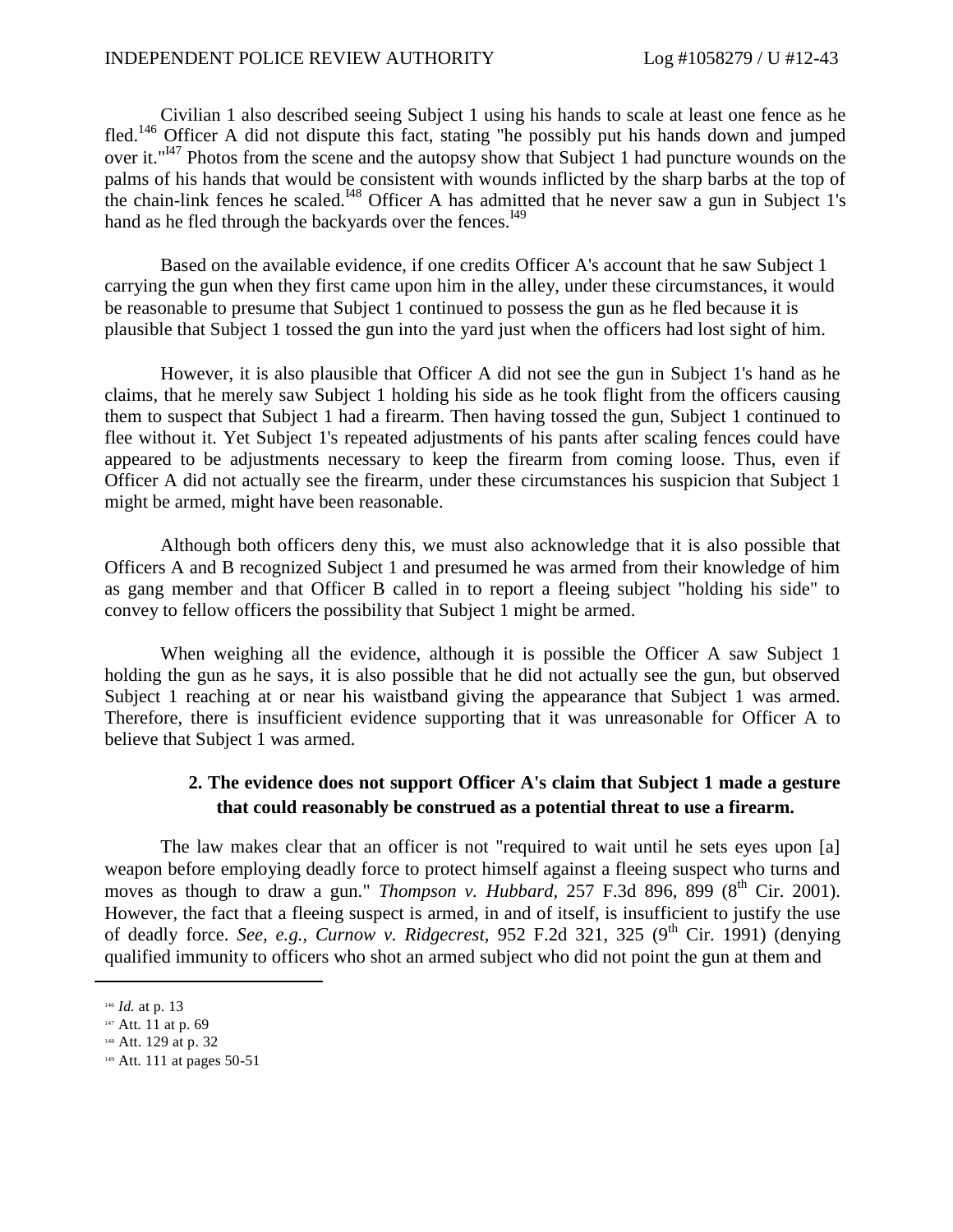Civilian 1 also described seeing Subject 1 using his hands to scale at least one fence as he fled.[146] Officer A did not dispute this fact, stating "he possibly put his hands down and jumped over it."[147] Photos from the scene and the autopsy show that Subject 1 had puncture wounds on the palms of his hands that would be consistent with wounds inflicted by the sharp barbs at the top of the chain-link fences he scaled.[148] Officer A has admitted that he never saw a gun in Subject 1's hand as he fled through the backyards over the fences.[149]

Based on the available evidence, if one credits Officer A's account that he saw Subject 1 carrying the gun when they first came upon him in the alley, under these circumstances, it would be reasonable to presume that Subject 1 continued to possess the gun as he fled because it is plausible that Subject 1 tossed the gun into the yard just when the officers had lost sight of him.

However, it is also plausible that Officer A did not see the gun in Subject 1's hand as he claims, that he merely saw Subject 1 holding his side as he took flight from the officers causing them to suspect that Subject 1 had a firearm. Then having tossed the gun, Subject 1 continued to flee without it. Yet Subject 1's repeated adjustments of his pants after scaling fences could have appeared to be adjustments necessary to keep the firearm from coming loose. Thus, even if Officer A did not actually see the firearm, under these circumstances his suspicion that Subject 1 might be armed, might have been reasonable.

Although both officers deny this, we must also acknowledge that it is also possible that Officers A and B recognized Subject 1 and presumed he was armed from their knowledge of him as gang member and that Officer B called in to report a fleeing subject "holding his side" to convey to fellow officers the possibility that Subject 1 might be armed.

When weighing all the evidence, although it is possible the Officer A saw Subject 1 holding the gun as he says, it is also possible that he did not actually see the gun, but observed Subject 1 reaching at or near his waistband giving the appearance that Subject 1 was armed. Therefore, there is insufficient evidence supporting that it was unreasonable for Officer A to believe that Subject 1 was armed.

**2. The evidence does not support Officer A's claim that Subject 1 made a gesture that could reasonably be construed as a potential threat to use a firearm.**

The law makes clear that an officer is not "required to wait until he sets eyes upon [a] weapon before employing deadly force to protect himself against a fleeing suspect who turns and moves as though to draw a gun." *Thompson v. Hubbard*, 257 F.3d 896, 899 (8th Cir. 2001). However, the fact that a fleeing suspect is armed, in and of itself, is insufficient to justify the use of deadly force. *See, e.g., Curnow v. Ridgecrest*, 952 F.2d 321, 325 (9th Cir. 1991) (denying qualified immunity to officers who shot an armed subject who did not point the gun at them and

---

[146] *Id.* at p. 13

[147] Att. 11 at p. 69

[148] Att. 129 at p. 32

[149] Att. 111 at pages 50-51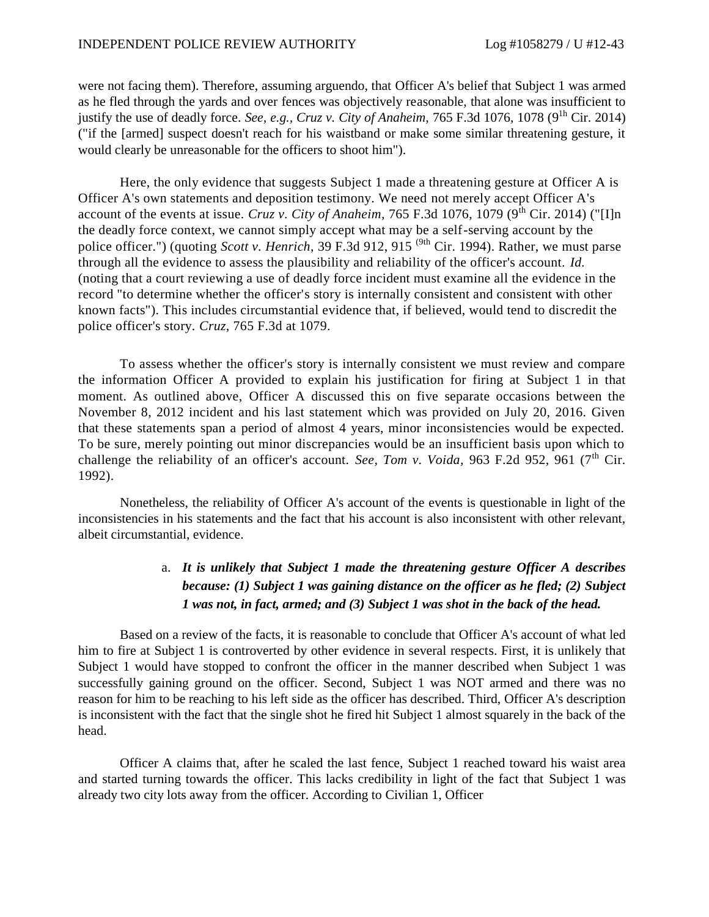were not facing them). Therefore, assuming arguendo, that Officer A's belief that Subject 1 was armed as he fled through the yards and over fences was objectively reasonable, that alone was insufficient to justify the use of deadly force. *See, e.g., Cruz v. City of Anaheim,* 765 F.3d 1076, 1078 (9[1h] Cir. 2014) ("if the [armed] suspect doesn't reach for his waistband or make some similar threatening gesture, it would clearly be unreasonable for the officers to shoot him").

Here, the only evidence that suggests Subject 1 made a threatening gesture at Officer A is Officer A's own statements and deposition testimony. We need not merely accept Officer A's account of the events at issue. *Cruz v. City of Anaheim,* 765 F.3d 1076, 1079 (9[th] Cir. 2014) ("[I]n the deadly force context, we cannot simply accept what may be a self-serving account by the police officer.") (quoting *Scott v. Henrich,* 39 F.3d 912, 915 [(9th] Cir. 1994). Rather, we must parse through all the evidence to assess the plausibility and reliability of the officer's account. *Id.* (noting that a court reviewing a use of deadly force incident must examine all the evidence in the record "to determine whether the officer's story is internally consistent and consistent with other known facts"). This includes circumstantial evidence that, if believed, would tend to discredit the police officer's story. *Cruz,* 765 F.3d at 1079.

To assess whether the officer's story is internally consistent we must review and compare the information Officer A provided to explain his justification for firing at Subject 1 in that moment. As outlined above, Officer A discussed this on five separate occasions between the November 8, 2012 incident and his last statement which was provided on July 20, 2016. Given that these statements span a period of almost 4 years, minor inconsistencies would be expected. To be sure, merely pointing out minor discrepancies would be an insufficient basis upon which to challenge the reliability of an officer's account. *See, Tom v. Voida,* 963 F.2d 952, 961 (7[th] Cir. 1992).

Nonetheless, the reliability of Officer A's account of the events is questionable in light of the inconsistencies in his statements and the fact that his account is also inconsistent with other relevant, albeit circumstantial, evidence.

a. ***It is unlikely that Subject 1 made the threatening gesture Officer A describes because: (1) Subject 1 was gaining distance on the officer as he fled; (2) Subject 1 was not, in fact, armed; and (3) Subject 1 was shot in the back of the head.***

Based on a review of the facts, it is reasonable to conclude that Officer A's account of what led him to fire at Subject 1 is controverted by other evidence in several respects. First, it is unlikely that Subject 1 would have stopped to confront the officer in the manner described when Subject 1 was successfully gaining ground on the officer. Second, Subject 1 was NOT armed and there was no reason for him to be reaching to his left side as the officer has described. Third, Officer A's description is inconsistent with the fact that the single shot he fired hit Subject 1 almost squarely in the back of the head.

Officer A claims that, after he scaled the last fence, Subject 1 reached toward his waist area and started turning towards the officer. This lacks credibility in light of the fact that Subject 1 was already two city lots away from the officer. According to Civilian 1, Officer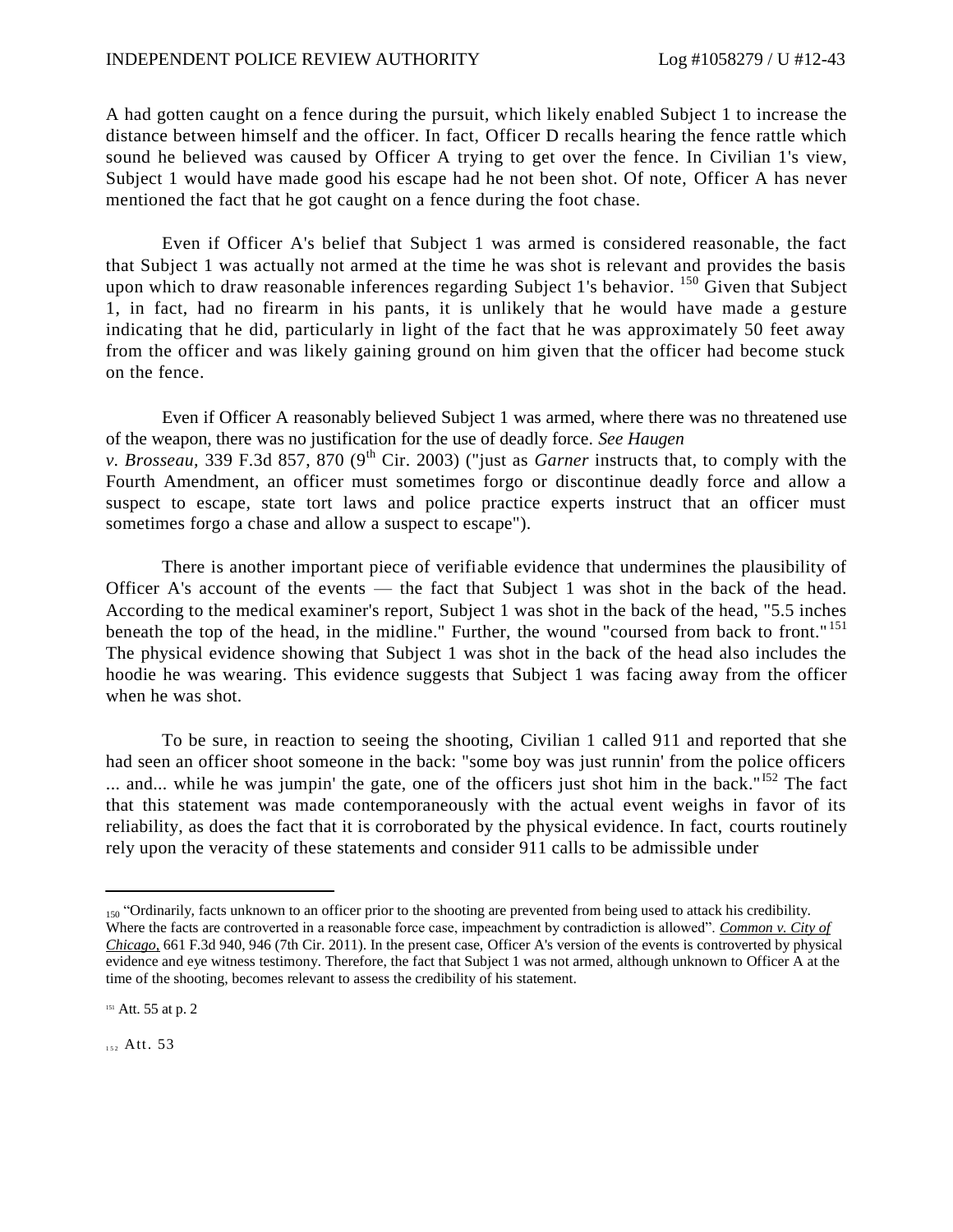A had gotten caught on a fence during the pursuit, which likely enabled Subject 1 to increase the distance between himself and the officer. In fact, Officer D recalls hearing the fence rattle which sound he believed was caused by Officer A trying to get over the fence. In Civilian 1's view, Subject 1 would have made good his escape had he not been shot. Of note, Officer A has never mentioned the fact that he got caught on a fence during the foot chase.

Even if Officer A's belief that Subject 1 was armed is considered reasonable, the fact that Subject 1 was actually not armed at the time he was shot is relevant and provides the basis upon which to draw reasonable inferences regarding Subject 1's behavior. [150] Given that Subject 1, in fact, had no firearm in his pants, it is unlikely that he would have made a gesture indicating that he did, particularly in light of the fact that he was approximately 50 feet away from the officer and was likely gaining ground on him given that the officer had become stuck on the fence.

Even if Officer A reasonably believed Subject 1 was armed, where there was no threatened use of the weapon, there was no justification for the use of deadly force. *See Haugen v. Brosseau,* 339 F.3d 857, 870 (9th Cir. 2003) ("just as *Garner* instructs that, to comply with the Fourth Amendment, an officer must sometimes forgo or discontinue deadly force and allow a suspect to escape, state tort laws and police practice experts instruct that an officer must sometimes forgo a chase and allow a suspect to escape").

There is another important piece of verifiable evidence that undermines the plausibility of Officer A's account of the events — the fact that Subject 1 was shot in the back of the head. According to the medical examiner's report, Subject 1 was shot in the back of the head, "5.5 inches beneath the top of the head, in the midline." Further, the wound "coursed from back to front." [151] The physical evidence showing that Subject 1 was shot in the back of the head also includes the hoodie he was wearing. This evidence suggests that Subject 1 was facing away from the officer when he was shot.

To be sure, in reaction to seeing the shooting, Civilian 1 called 911 and reported that she had seen an officer shoot someone in the back: "some boy was just runnin' from the police officers ... and... while he was jumpin' the gate, one of the officers just shot him in the back." [152] The fact that this statement was made contemporaneously with the actual event weighs in favor of its reliability, as does the fact that it is corroborated by the physical evidence. In fact, courts routinely rely upon the veracity of these statements and consider 911 calls to be admissible under

---

[150] "Ordinarily, facts unknown to an officer prior to the shooting are prevented from being used to attack his credibility. Where the facts are controverted in a reasonable force case, impeachment by contradiction is allowed". *Common v. City of Chicago,* 661 F.3d 940, 946 (7th Cir. 2011). In the present case, Officer A's version of the events is controverted by physical evidence and eye witness testimony. Therefore, the fact that Subject 1 was not armed, although unknown to Officer A at the time of the shooting, becomes relevant to assess the credibility of his statement.

[151] Att. 55 at p. 2

[152] Att. 53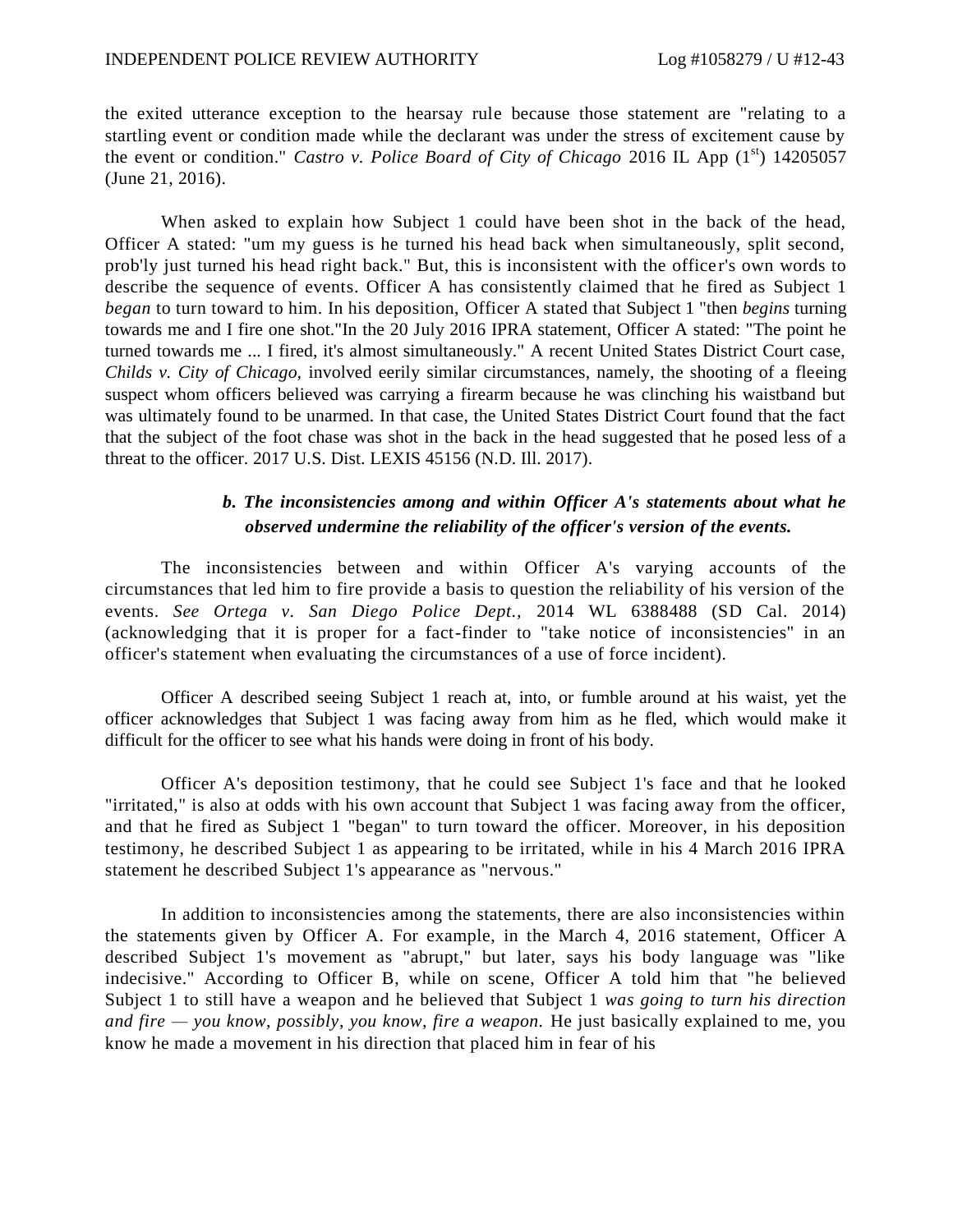the exited utterance exception to the hearsay rule because those statement are "relating to a startling event or condition made while the declarant was under the stress of excitement cause by the event or condition." *Castro v. Police Board of City of Chicago* 2016 IL App (1[st]) 14205057 (June 21, 2016).

When asked to explain how Subject 1 could have been shot in the back of the head, Officer A stated: "um my guess is he turned his head back when simultaneously, split second, prob'ly just turned his head right back." But, this is inconsistent with the officer's own words to describe the sequence of events. Officer A has consistently claimed that he fired as Subject 1 *began* to turn toward to him. In his deposition, Officer A stated that Subject 1 "then *begins* turning towards me and I fire one shot."In the 20 July 2016 IPRA statement, Officer A stated: "The point he turned towards me ... I fired, it's almost simultaneously." A recent United States District Court case, *Childs v. City of Chicago,* involved eerily similar circumstances, namely, the shooting of a fleeing suspect whom officers believed was carrying a firearm because he was clinching his waistband but was ultimately found to be unarmed. In that case, the United States District Court found that the fact that the subject of the foot chase was shot in the back in the head suggested that he posed less of a threat to the officer. 2017 U.S. Dist. LEXIS 45156 (N.D. Ill. 2017).

***b. The inconsistencies among and within Officer A's statements about what he observed undermine the reliability of the officer's version of the events.***

The inconsistencies between and within Officer A's varying accounts of the circumstances that led him to fire provide a basis to question the reliability of his version of the events. *See Ortega v. San Diego Police Dept.,* 2014 WL 6388488 (SD Cal. 2014) (acknowledging that it is proper for a fact-finder to "take notice of inconsistencies" in an officer's statement when evaluating the circumstances of a use of force incident).

Officer A described seeing Subject 1 reach at, into, or fumble around at his waist, yet the officer acknowledges that Subject 1 was facing away from him as he fled, which would make it difficult for the officer to see what his hands were doing in front of his body.

Officer A's deposition testimony, that he could see Subject 1's face and that he looked "irritated," is also at odds with his own account that Subject 1 was facing away from the officer, and that he fired as Subject 1 "began" to turn toward the officer. Moreover, in his deposition testimony, he described Subject 1 as appearing to be irritated, while in his 4 March 2016 IPRA statement he described Subject 1's appearance as "nervous."

In addition to inconsistencies among the statements, there are also inconsistencies within the statements given by Officer A. For example, in the March 4, 2016 statement, Officer A described Subject 1's movement as "abrupt," but later, says his body language was "like indecisive." According to Officer B, while on scene, Officer A told him that "he believed Subject 1 to still have a weapon and he believed that Subject 1 *was going to turn his direction and fire — you know, possibly, you know, fire a weapon.* He just basically explained to me, you know he made a movement in his direction that placed him in fear of his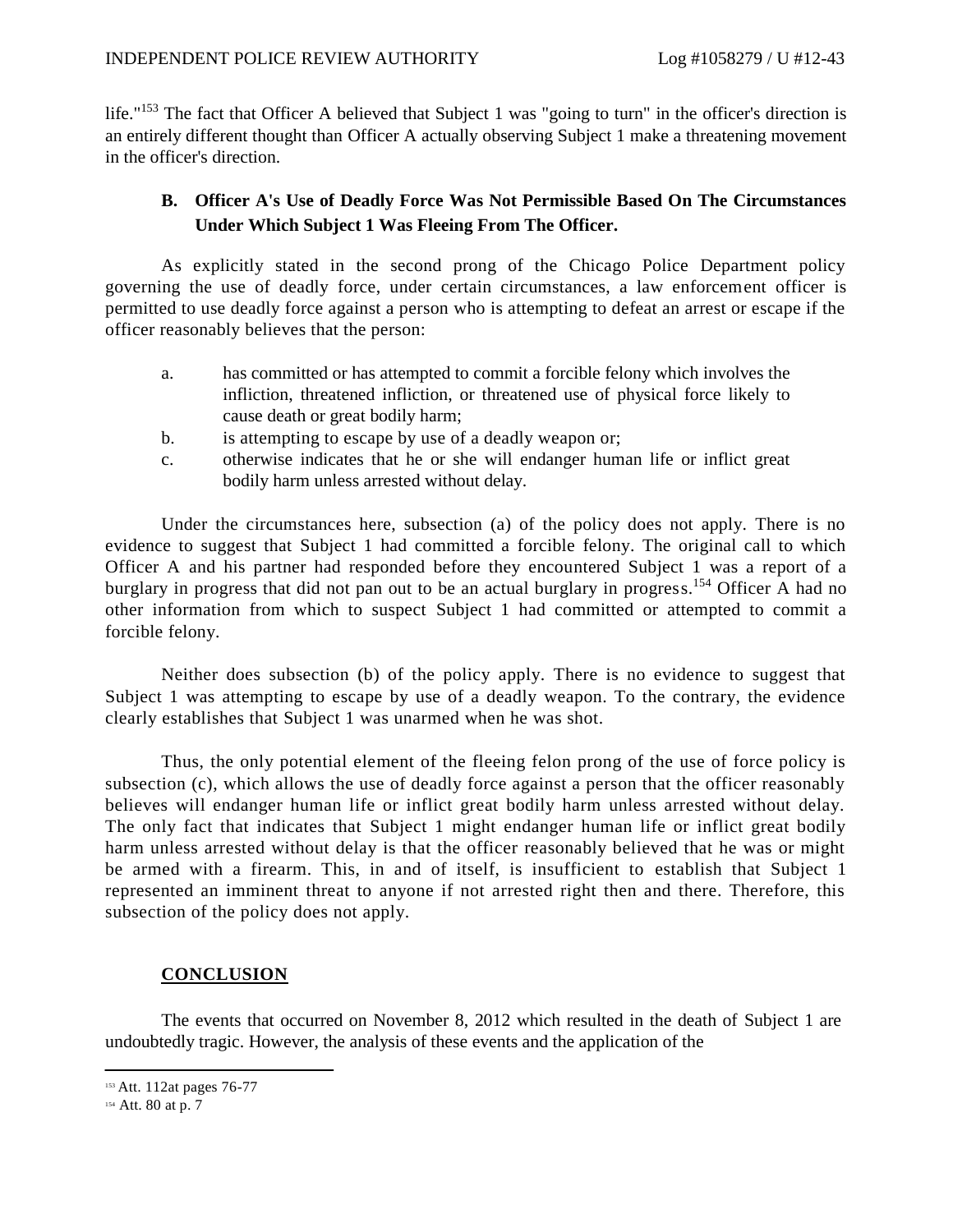life."[153] The fact that Officer A believed that Subject 1 was "going to turn" in the officer's direction is an entirely different thought than Officer A actually observing Subject 1 make a threatening movement in the officer's direction.

### B. Officer A's Use of Deadly Force Was Not Permissible Based On The Circumstances Under Which Subject 1 Was Fleeing From The Officer.

As explicitly stated in the second prong of the Chicago Police Department policy governing the use of deadly force, under certain circumstances, a law enforcement officer is permitted to use deadly force against a person who is attempting to defeat an arrest or escape if the officer reasonably believes that the person:

a. has committed or has attempted to commit a forcible felony which involves the infliction, threatened infliction, or threatened use of physical force likely to cause death or great bodily harm;
b. is attempting to escape by use of a deadly weapon or;
c. otherwise indicates that he or she will endanger human life or inflict great bodily harm unless arrested without delay.

Under the circumstances here, subsection (a) of the policy does not apply. There is no evidence to suggest that Subject 1 had committed a forcible felony. The original call to which Officer A and his partner had responded before they encountered Subject 1 was a report of a burglary in progress that did not pan out to be an actual burglary in progress.[154] Officer A had no other information from which to suspect Subject 1 had committed or attempted to commit a forcible felony.

Neither does subsection (b) of the policy apply. There is no evidence to suggest that Subject 1 was attempting to escape by use of a deadly weapon. To the contrary, the evidence clearly establishes that Subject 1 was unarmed when he was shot.

Thus, the only potential element of the fleeing felon prong of the use of force policy is subsection (c), which allows the use of deadly force against a person that the officer reasonably believes will endanger human life or inflict great bodily harm unless arrested without delay. The only fact that indicates that Subject 1 might endanger human life or inflict great bodily harm unless arrested without delay is that the officer reasonably believed that he was or might be armed with a firearm. This, in and of itself, is insufficient to establish that Subject 1 represented an imminent threat to anyone if not arrested right then and there. Therefore, this subsection of the policy does not apply.

## CONCLUSION

The events that occurred on November 8, 2012 which resulted in the death of Subject 1 are undoubtedly tragic. However, the analysis of these events and the application of the

---

[153] Att. 112at pages 76-77

[154] Att. 80 at p. 7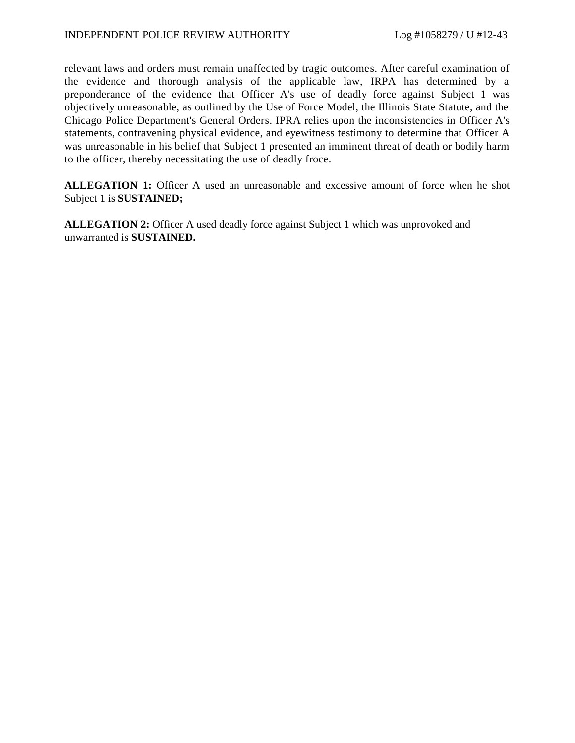relevant laws and orders must remain unaffected by tragic outcomes. After careful examination of the evidence and thorough analysis of the applicable law, IRPA has determined by a preponderance of the evidence that Officer A's use of deadly force against Subject 1 was objectively unreasonable, as outlined by the Use of Force Model, the Illinois State Statute, and the Chicago Police Department's General Orders. IPRA relies upon the inconsistencies in Officer A's statements, contravening physical evidence, and eyewitness testimony to determine that Officer A was unreasonable in his belief that Subject 1 presented an imminent threat of death or bodily harm to the officer, thereby necessitating the use of deadly froce.

**ALLEGATION 1:** Officer A used an unreasonable and excessive amount of force when he shot Subject 1 is **SUSTAINED;**

**ALLEGATION 2:** Officer A used deadly force against Subject 1 which was unprovoked and unwarranted is **SUSTAINED.**